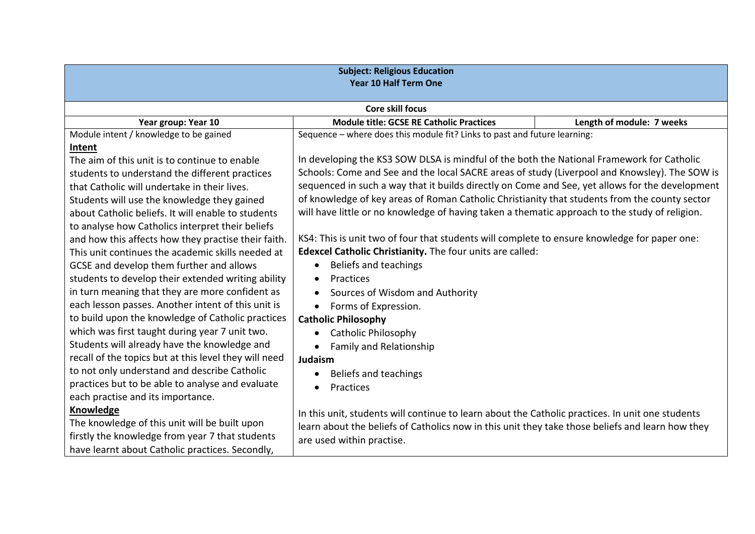| Subject: Religious Education<br>Year 10 Half Term One | | |
|---|---|---|
| **Core skill focus** | | |
| **Year group: Year 10** | **Module title: GCSE RE Catholic Practices** | **Length of module: 7 weeks** |
| Module intent / knowledge to be gained<br>**<u>Intent</u>**<br>The aim of this unit is to continue to enable students to understand the different practices that Catholic will undertake in their lives. Students will use the knowledge they gained about Catholic beliefs. It will enable to students to analyse how Catholics interpret their beliefs and how this affects how they practise their faith. This unit continues the academic skills needed at GCSE and develop them further and allows students to develop their extended writing ability in turn meaning that they are more confident as each lesson passes. Another intent of this unit is to build upon the knowledge of Catholic practices which was first taught during year 7 unit two. Students will already have the knowledge and recall of the topics but at this level they will need to not only understand and describe Catholic practices but to be able to analyse and evaluate each practise and its importance.<br>**<u>Knowledge</u>**<br>The knowledge of this unit will be built upon firstly the knowledge from year 7 that students have learnt about Catholic practices. Secondly, | Sequence – where does this module fit? Links to past and future learning:<br><br>In developing the KS3 SOW DLSA is mindful of the both the National Framework for Catholic Schools: Come and See and the local SACRE areas of study (Liverpool and Knowsley). The SOW is sequenced in such a way that it builds directly on Come and See, yet allows for the development of knowledge of key areas of Roman Catholic Christianity that students from the county sector will have little or no knowledge of having taken a thematic approach to the study of religion.<br><br>KS4: This is unit two of four that students will complete to ensure knowledge for paper one: **Edexcel Catholic Christianity.** The four units are called:<br>• Beliefs and teachings<br>• Practices<br>• Sources of Wisdom and Authority<br>• Forms of Expression.<br>**Catholic Philosophy**<br>• Catholic Philosophy<br>• Family and Relationship<br>**Judaism**<br>• Beliefs and teachings<br>• Practices<br><br>In this unit, students will continue to learn about the Catholic practices. In unit one students learn about the beliefs of Catholics now in this unit they take those beliefs and learn how they are used within practise. | |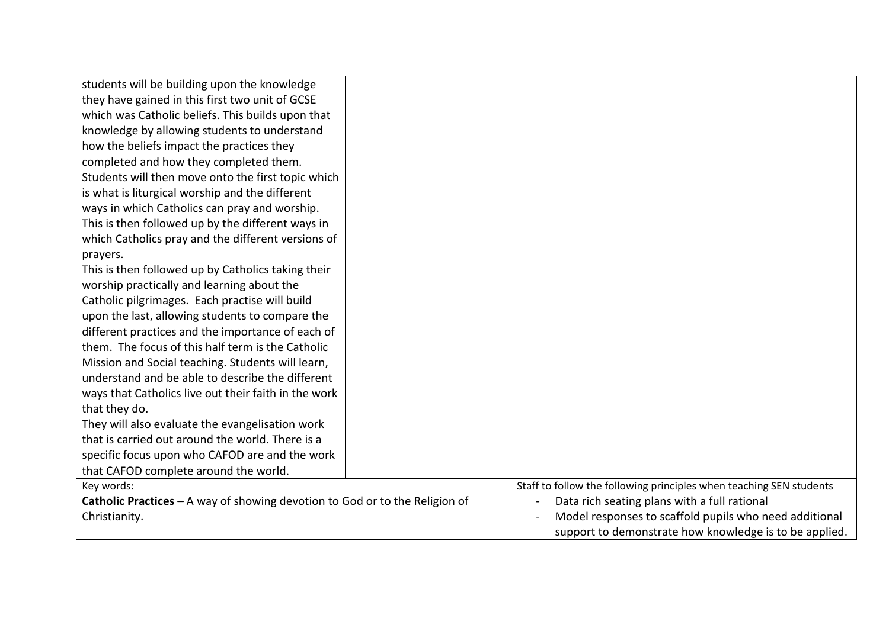| | | |
|---|---|---|
| students will be building upon the knowledge they have gained in this first two unit of GCSE which was Catholic beliefs. This builds upon that knowledge by allowing students to understand how the beliefs impact the practices they completed and how they completed them.<br>Students will then move onto the first topic which is what is liturgical worship and the different ways in which Catholics can pray and worship. This is then followed up by the different ways in which Catholics pray and the different versions of prayers.<br>This is then followed up by Catholics taking their worship practically and learning about the Catholic pilgrimages. Each practise will build upon the last, allowing students to compare the different practices and the importance of each of them. The focus of this half term is the Catholic Mission and Social teaching. Students will learn, understand and be able to describe the different ways that Catholics live out their faith in the work that they do.<br>They will also evaluate the evangelisation work that is carried out around the world. There is a specific focus upon who CAFOD are and the work that CAFOD complete around the world. | | |
| Key words:<br>**Catholic Practices –** A way of showing devotion to God or to the Religion of Christianity. | | Staff to follow the following principles when teaching SEN students<br>- Data rich seating plans with a full rational<br>- Model responses to scaffold pupils who need additional support to demonstrate how knowledge is to be applied. |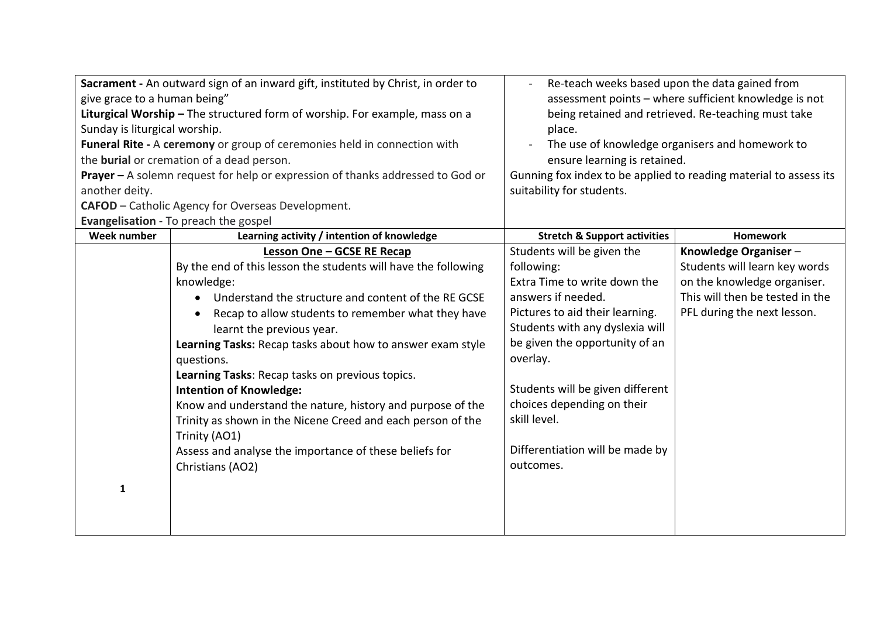| | | | |
|---|---|---|---|
| **Sacrament -** An outward sign of an inward gift, instituted by Christ, in order to give grace to a human being"<br>**Liturgical Worship –** The structured form of worship. For example, mass on a Sunday is liturgical worship.<br>**Funeral Rite -** A **ceremony** or group of ceremonies held in connection with the **burial** or cremation of a dead person.<br>**Prayer –** A solemn request for help or expression of thanks addressed to God or another deity.<br>**CAFOD** – Catholic Agency for Overseas Development.<br>**Evangelisation** - To preach the gospel | | - Re-teach weeks based upon the data gained from assessment points – where sufficient knowledge is not being retained and retrieved. Re-teaching must take place.<br>- The use of knowledge organisers and homework to ensure learning is retained.<br>Gunning fox index to be applied to reading material to assess its suitability for students. | |
| **Week number** | **Learning activity / intention of knowledge** | **Stretch & Support activities** | **Homework** |
| 1 | **Lesson One – GCSE RE Recap**<br>By the end of this lesson the students will have the following knowledge:<br>• Understand the structure and content of the RE GCSE<br>• Recap to allow students to remember what they have learnt the previous year.<br>**Learning Tasks:** Recap tasks about how to answer exam style questions.<br>**Learning Tasks**: Recap tasks on previous topics.<br>**Intention of Knowledge:**<br>Know and understand the nature, history and purpose of the Trinity as shown in the Nicene Creed and each person of the Trinity (AO1)<br>Assess and analyse the importance of these beliefs for Christians (AO2) | Students will be given the following:<br>Extra Time to write down the answers if needed.<br>Pictures to aid their learning.<br>Students with any dyslexia will be given the opportunity of an overlay.<br><br>Students will be given different choices depending on their skill level.<br><br>Differentiation will be made by outcomes. | **Knowledge Organiser** –<br>Students will learn key words on the knowledge organiser. This will then be tested in the PFL during the next lesson. |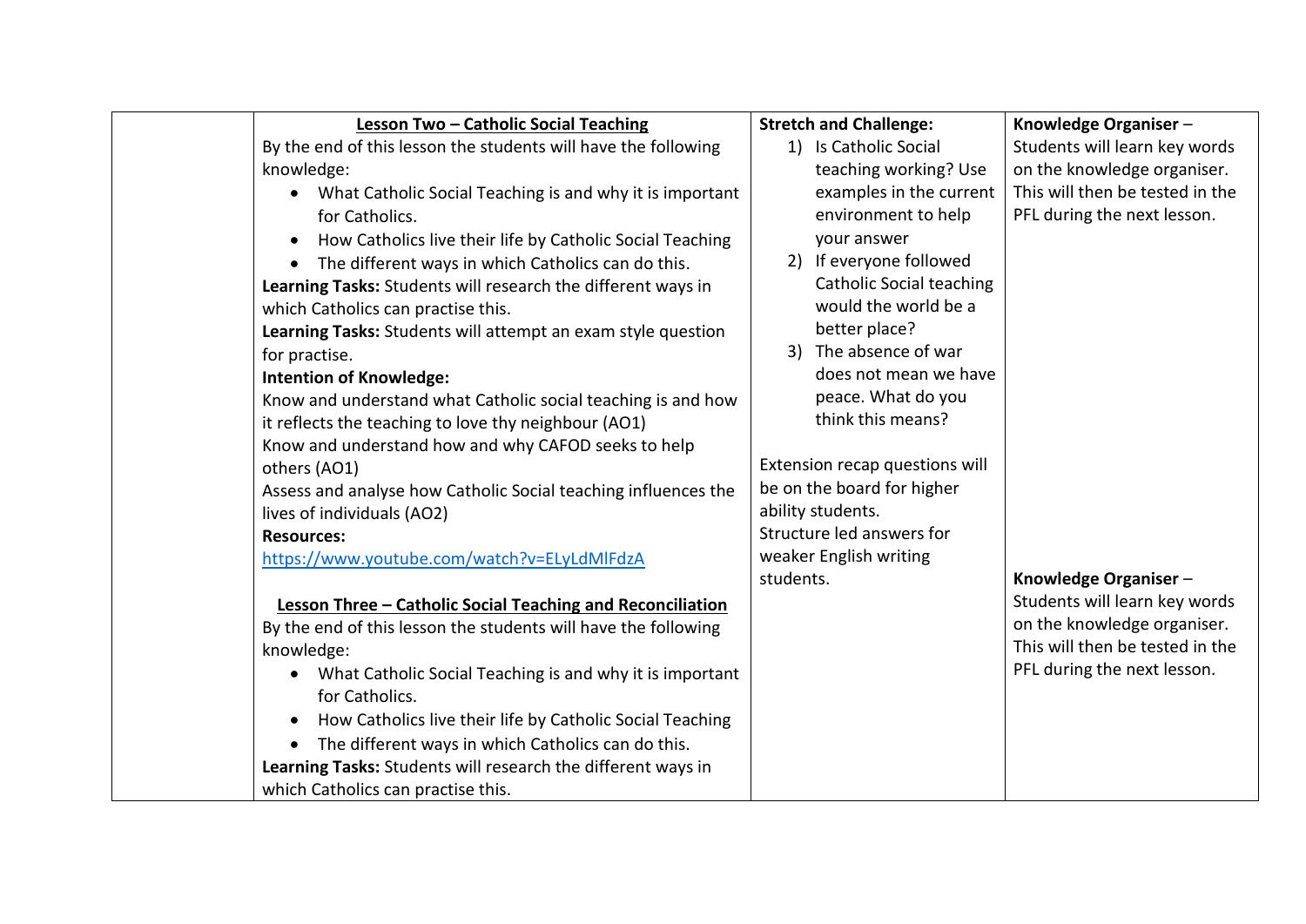| | | | |
|---|---|---|---|
| | **Lesson Two – Catholic Social Teaching**<br>By the end of this lesson the students will have the following knowledge:<br>• What Catholic Social Teaching is and why it is important for Catholics.<br>• How Catholics live their life by Catholic Social Teaching<br>• The different ways in which Catholics can do this.<br>**Learning Tasks:** Students will research the different ways in which Catholics can practise this.<br>**Learning Tasks:** Students will attempt an exam style question for practise.<br>**Intention of Knowledge:**<br>Know and understand what Catholic social teaching is and how it reflects the teaching to love thy neighbour (AO1)<br>Know and understand how and why CAFOD seeks to help others (AO1)<br>Assess and analyse how Catholic Social teaching influences the lives of individuals (AO2)<br>**Resources:**<br>https://www.youtube.com/watch?v=ELyLdMlFdzA | **Stretch and Challenge:**<br>1) Is Catholic Social teaching working? Use examples in the current environment to help your answer<br>2) If everyone followed Catholic Social teaching would the world be a better place?<br>3) The absence of war does not mean we have peace. What do you think this means?<br><br>Extension recap questions will be on the board for higher ability students.<br>Structure led answers for weaker English writing students. | **Knowledge Organiser** – Students will learn key words on the knowledge organiser. This will then be tested in the PFL during the next lesson. |
| | **Lesson Three – Catholic Social Teaching and Reconciliation**<br>By the end of this lesson the students will have the following knowledge:<br>• What Catholic Social Teaching is and why it is important for Catholics.<br>• How Catholics live their life by Catholic Social Teaching<br>• The different ways in which Catholics can do this.<br>**Learning Tasks:** Students will research the different ways in which Catholics can practise this. | | **Knowledge Organiser** – Students will learn key words on the knowledge organiser. This will then be tested in the PFL during the next lesson. |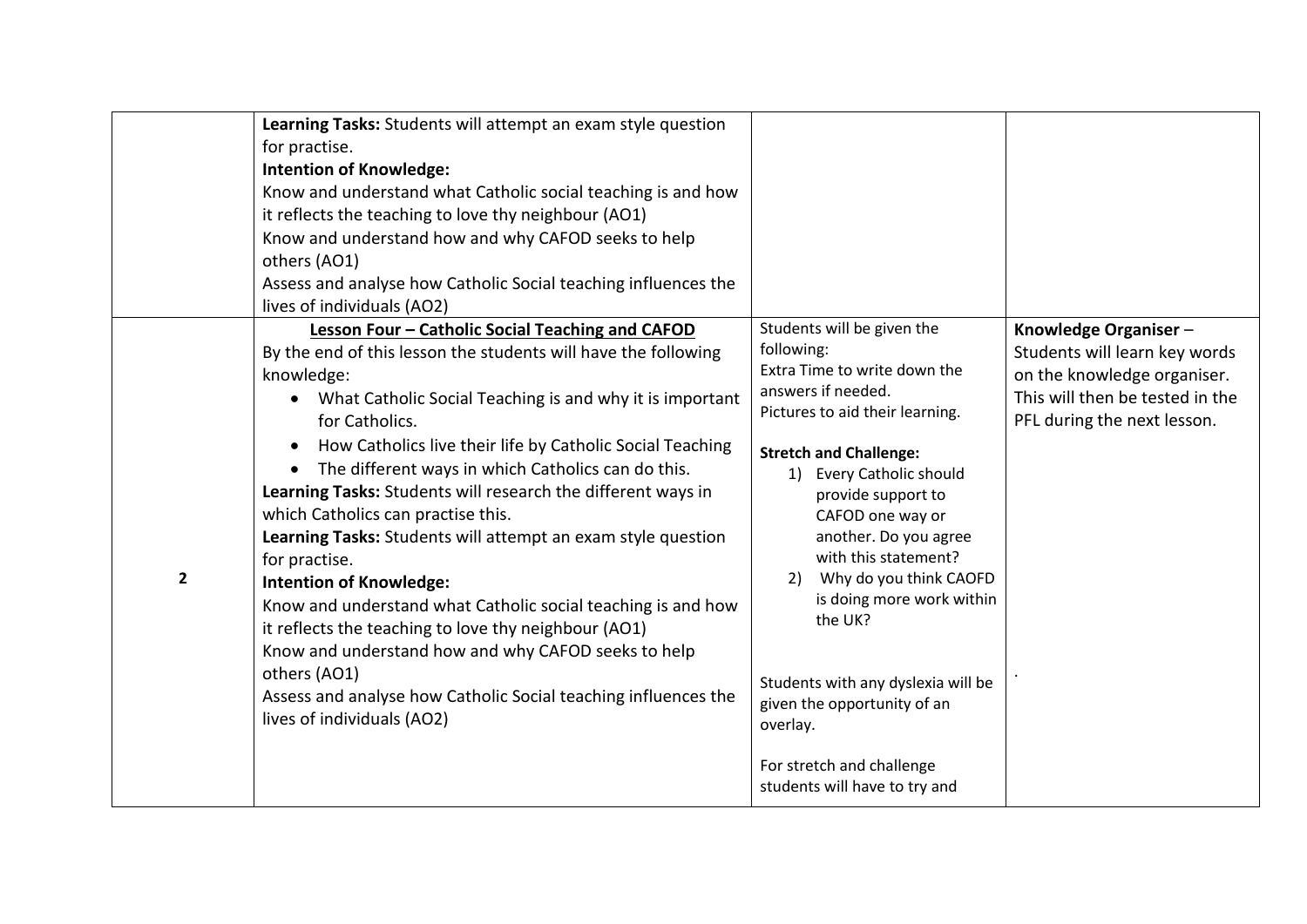| | | | |
|---|---|---|---|
| | **Learning Tasks:** Students will attempt an exam style question for practise.<br>**Intention of Knowledge:**<br>Know and understand what Catholic social teaching is and how it reflects the teaching to love thy neighbour (AO1)<br>Know and understand how and why CAFOD seeks to help others (AO1)<br>Assess and analyse how Catholic Social teaching influences the lives of individuals (AO2) | | |
| **2** | **Lesson Four – Catholic Social Teaching and CAFOD**<br>By the end of this lesson the students will have the following knowledge:<br>• What Catholic Social Teaching is and why it is important for Catholics.<br>• How Catholics live their life by Catholic Social Teaching<br>• The different ways in which Catholics can do this.<br>**Learning Tasks:** Students will research the different ways in which Catholics can practise this.<br>**Learning Tasks:** Students will attempt an exam style question for practise.<br>**Intention of Knowledge:**<br>Know and understand what Catholic social teaching is and how it reflects the teaching to love thy neighbour (AO1)<br>Know and understand how and why CAFOD seeks to help others (AO1)<br>Assess and analyse how Catholic Social teaching influences the lives of individuals (AO2) | Students will be given the following:<br>Extra Time to write down the answers if needed.<br>Pictures to aid their learning.<br><br>**Stretch and Challenge:**<br>1) Every Catholic should provide support to CAFOD one way or another. Do you agree with this statement?<br>2) Why do you think CAOFD is doing more work within the UK?<br><br>Students with any dyslexia will be given the opportunity of an overlay.<br><br>For stretch and challenge students will have to try and | **Knowledge Organiser** – Students will learn key words on the knowledge organiser. This will then be tested in the PFL during the next lesson.<br><br>. |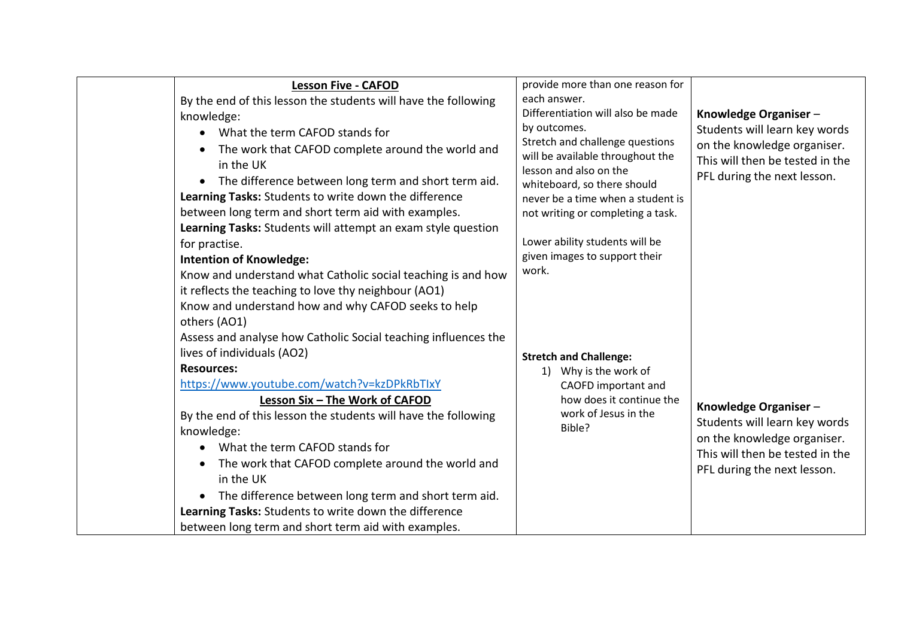| | Content | Differentiation | Homework |
|---|---|---|---|
| | **Lesson Five - CAFOD**<br>By the end of this lesson the students will have the following knowledge:<br>• What the term CAFOD stands for<br>• The work that CAFOD complete around the world and in the UK<br>• The difference between long term and short term aid.<br>**Learning Tasks:** Students to write down the difference between long term and short term aid with examples.<br>**Learning Tasks:** Students will attempt an exam style question for practise.<br>**Intention of Knowledge:**<br>Know and understand what Catholic social teaching is and how it reflects the teaching to love thy neighbour (AO1)<br>Know and understand how and why CAFOD seeks to help others (AO1)<br>Assess and analyse how Catholic Social teaching influences the lives of individuals (AO2)<br>**Resources:**<br>https://www.youtube.com/watch?v=kzDPkRbTIxY | provide more than one reason for each answer.<br>Differentiation will also be made by outcomes.<br>Stretch and challenge questions will be available throughout the lesson and also on the whiteboard, so there should never be a time when a student is not writing or completing a task.<br><br>Lower ability students will be given images to support their work. | **Knowledge Organiser** – Students will learn key words on the knowledge organiser. This will then be tested in the PFL during the next lesson. |
| | **Lesson Six – The Work of CAFOD**<br>By the end of this lesson the students will have the following knowledge:<br>• What the term CAFOD stands for<br>• The work that CAFOD complete around the world and in the UK<br>• The difference between long term and short term aid.<br>**Learning Tasks:** Students to write down the difference between long term and short term aid with examples. | **Stretch and Challenge:**<br>1) Why is the work of CAOFD important and how does it continue the work of Jesus in the Bible? | **Knowledge Organiser** – Students will learn key words on the knowledge organiser. This will then be tested in the PFL during the next lesson. |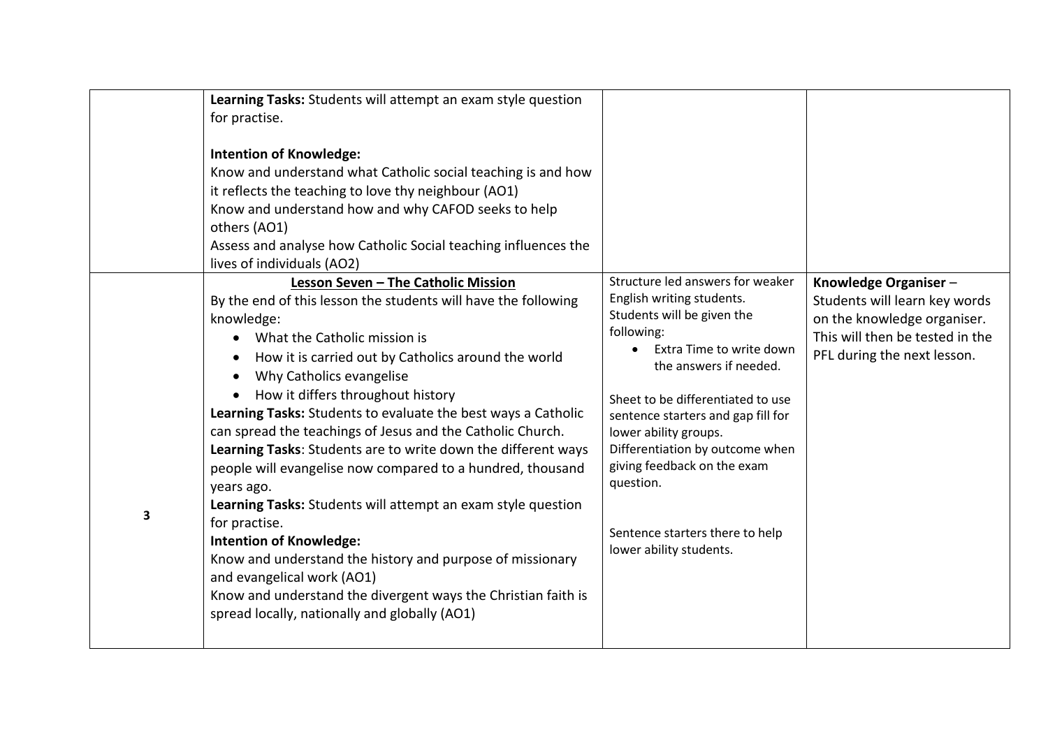| | | | |
|---|---|---|---|
| | **Learning Tasks:** Students will attempt an exam style question for practise.<br><br>**Intention of Knowledge:**<br>Know and understand what Catholic social teaching is and how it reflects the teaching to love thy neighbour (AO1)<br>Know and understand how and why CAFOD seeks to help others (AO1)<br>Assess and analyse how Catholic Social teaching influences the lives of individuals (AO2) | | |
| 3 | **<u>Lesson Seven – The Catholic Mission</u>**<br>By the end of this lesson the students will have the following knowledge:<br>• What the Catholic mission is<br>• How it is carried out by Catholics around the world<br>• Why Catholics evangelise<br>• How it differs throughout history<br>**Learning Tasks:** Students to evaluate the best ways a Catholic can spread the teachings of Jesus and the Catholic Church.<br>**Learning Tasks**: Students are to write down the different ways people will evangelise now compared to a hundred, thousand years ago.<br>**Learning Tasks:** Students will attempt an exam style question for practise.<br>**Intention of Knowledge:**<br>Know and understand the history and purpose of missionary and evangelical work (AO1)<br>Know and understand the divergent ways the Christian faith is spread locally, nationally and globally (AO1) | Structure led answers for weaker English writing students.<br>Students will be given the following:<br>• Extra Time to write down the answers if needed.<br><br>Sheet to be differentiated to use sentence starters and gap fill for lower ability groups.<br>Differentiation by outcome when giving feedback on the exam question.<br><br>Sentence starters there to help lower ability students. | **Knowledge Organiser** – Students will learn key words on the knowledge organiser. This will then be tested in the PFL during the next lesson. |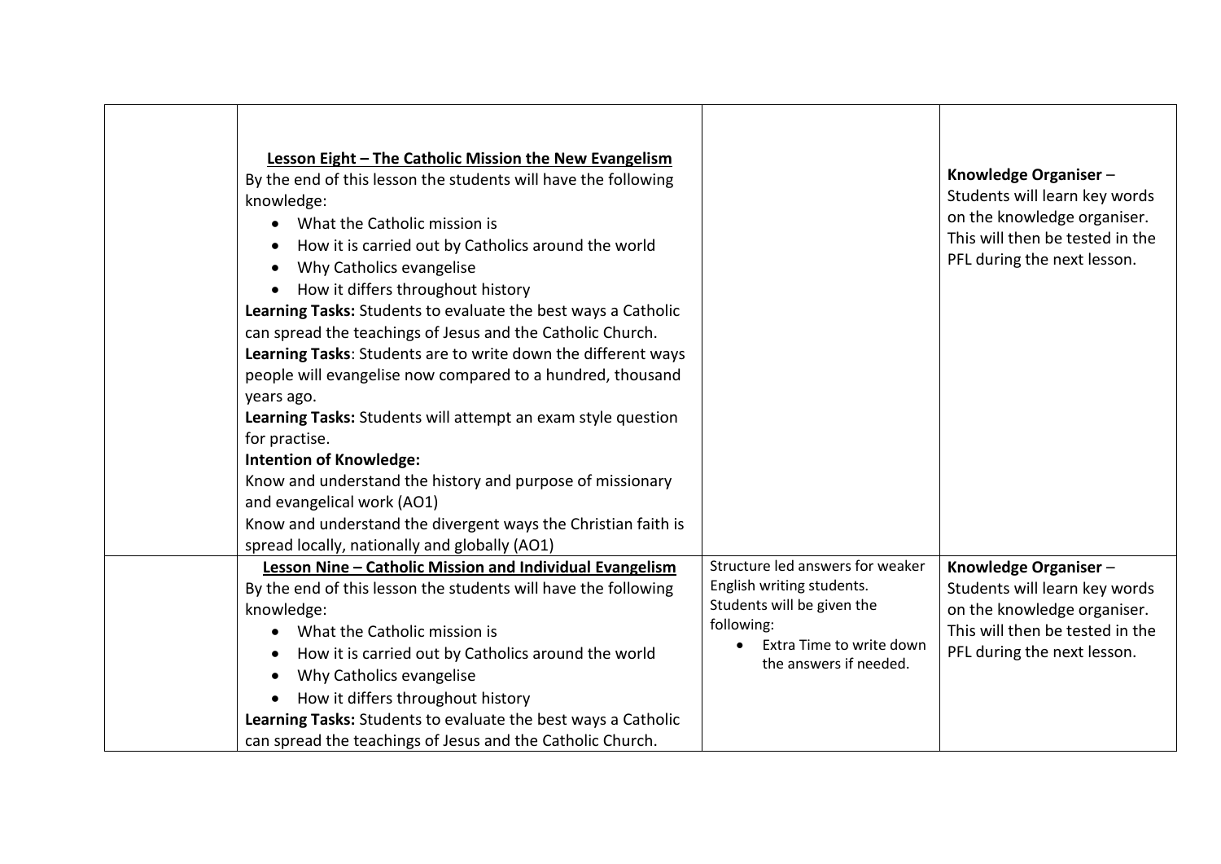| | | | |
|---|---|---|---|
| | **Lesson Eight – The Catholic Mission the New Evangelism**<br>By the end of this lesson the students will have the following knowledge:<br>• What the Catholic mission is<br>• How it is carried out by Catholics around the world<br>• Why Catholics evangelise<br>• How it differs throughout history<br>**Learning Tasks:** Students to evaluate the best ways a Catholic can spread the teachings of Jesus and the Catholic Church.<br>**Learning Tasks**: Students are to write down the different ways people will evangelise now compared to a hundred, thousand years ago.<br>**Learning Tasks:** Students will attempt an exam style question for practise.<br>**Intention of Knowledge:**<br>Know and understand the history and purpose of missionary and evangelical work (AO1)<br>Know and understand the divergent ways the Christian faith is spread locally, nationally and globally (AO1) | | **Knowledge Organiser** – Students will learn key words on the knowledge organiser. This will then be tested in the PFL during the next lesson. |
| | **Lesson Nine – Catholic Mission and Individual Evangelism**<br>By the end of this lesson the students will have the following knowledge:<br>• What the Catholic mission is<br>• How it is carried out by Catholics around the world<br>• Why Catholics evangelise<br>• How it differs throughout history<br>**Learning Tasks:** Students to evaluate the best ways a Catholic can spread the teachings of Jesus and the Catholic Church. | Structure led answers for weaker English writing students.<br>Students will be given the following:<br>• Extra Time to write down the answers if needed. | **Knowledge Organiser** – Students will learn key words on the knowledge organiser. This will then be tested in the PFL during the next lesson. |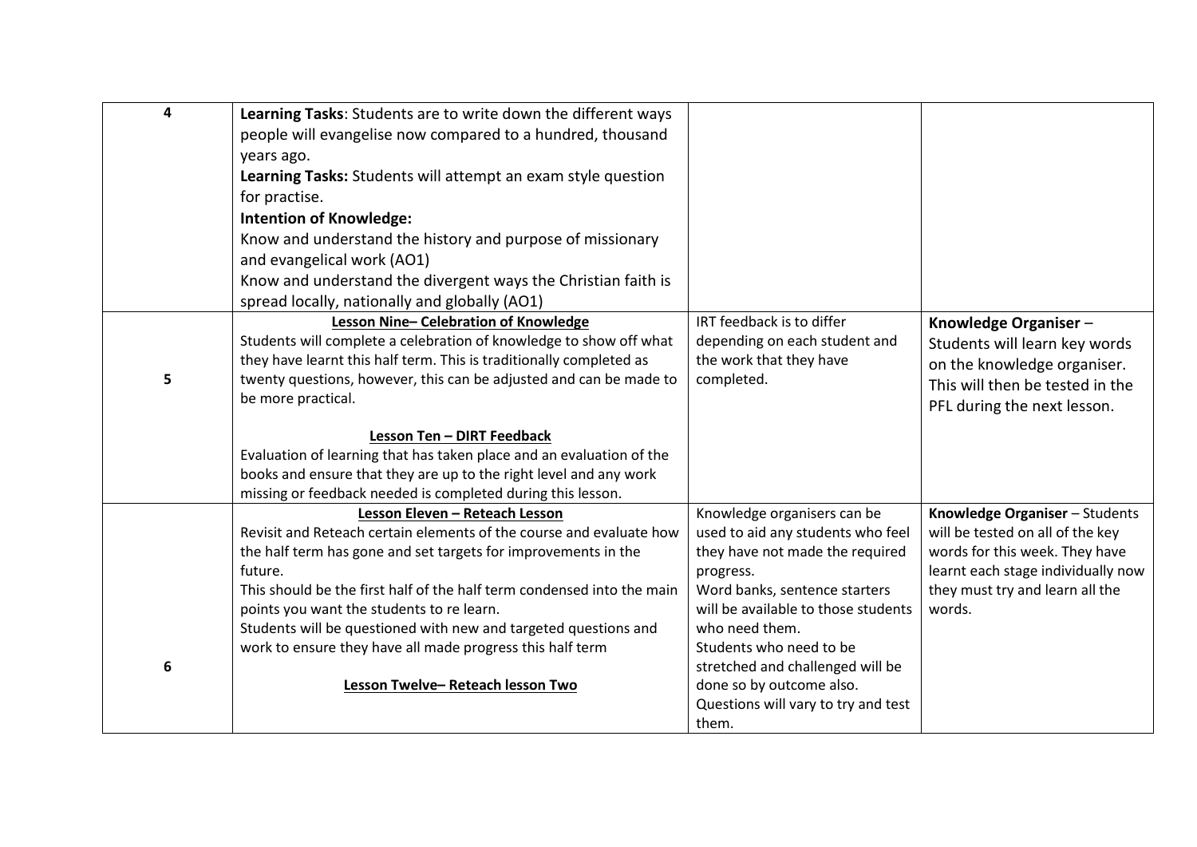| | | | |
|---|---|---|---|
| 4 | **Learning Tasks**: Students are to write down the different ways people will evangelise now compared to a hundred, thousand years ago.<br>**Learning Tasks:** Students will attempt an exam style question for practise.<br>**Intention of Knowledge:**<br>Know and understand the history and purpose of missionary and evangelical work (AO1)<br>Know and understand the divergent ways the Christian faith is spread locally, nationally and globally (AO1) | | |
| 5 | **Lesson Nine– Celebration of Knowledge**<br>Students will complete a celebration of knowledge to show off what they have learnt this half term. This is traditionally completed as twenty questions, however, this can be adjusted and can be made to be more practical.<br><br>**Lesson Ten – DIRT Feedback**<br>Evaluation of learning that has taken place and an evaluation of the books and ensure that they are up to the right level and any work missing or feedback needed is completed during this lesson. | IRT feedback is to differ depending on each student and the work that they have completed. | **Knowledge Organiser** – Students will learn key words on the knowledge organiser. This will then be tested in the PFL during the next lesson. |
| 6 | **Lesson Eleven – Reteach Lesson**<br>Revisit and Reteach certain elements of the course and evaluate how the half term has gone and set targets for improvements in the future.<br>This should be the first half of the half term condensed into the main points you want the students to re learn.<br>Students will be questioned with new and targeted questions and work to ensure they have all made progress this half term<br><br>**Lesson Twelve– Reteach lesson Two** | Knowledge organisers can be used to aid any students who feel they have not made the required progress.<br>Word banks, sentence starters will be available to those students who need them.<br>Students who need to be stretched and challenged will be done so by outcome also.<br>Questions will vary to try and test them. | **Knowledge Organiser** – Students will be tested on all of the key words for this week. They have learnt each stage individually now they must try and learn all the words. |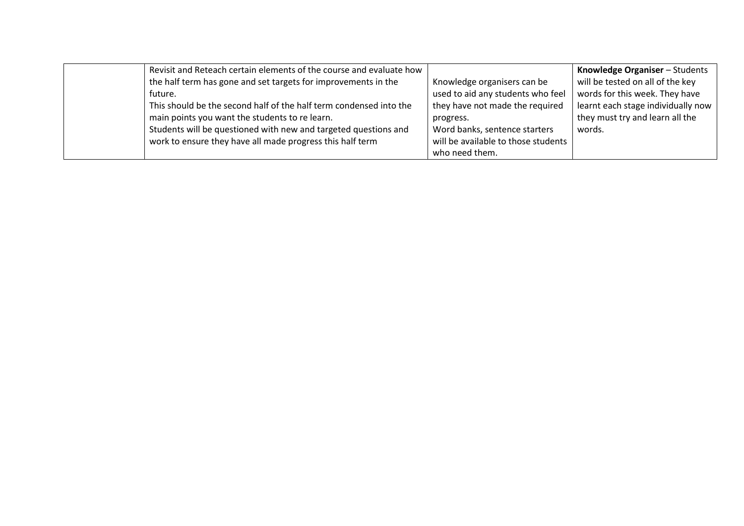| | | | |
|---|---|---|---|
| | Revisit and Reteach certain elements of the course and evaluate how the half term has gone and set targets for improvements in the future.<br>This should be the second half of the half term condensed into the main points you want the students to re learn.<br>Students will be questioned with new and targeted questions and work to ensure they have all made progress this half term | Knowledge organisers can be used to aid any students who feel they have not made the required progress.<br>Word banks, sentence starters will be available to those students who need them. | **Knowledge Organiser** – Students will be tested on all of the key words for this week. They have learnt each stage individually now they must try and learn all the words. |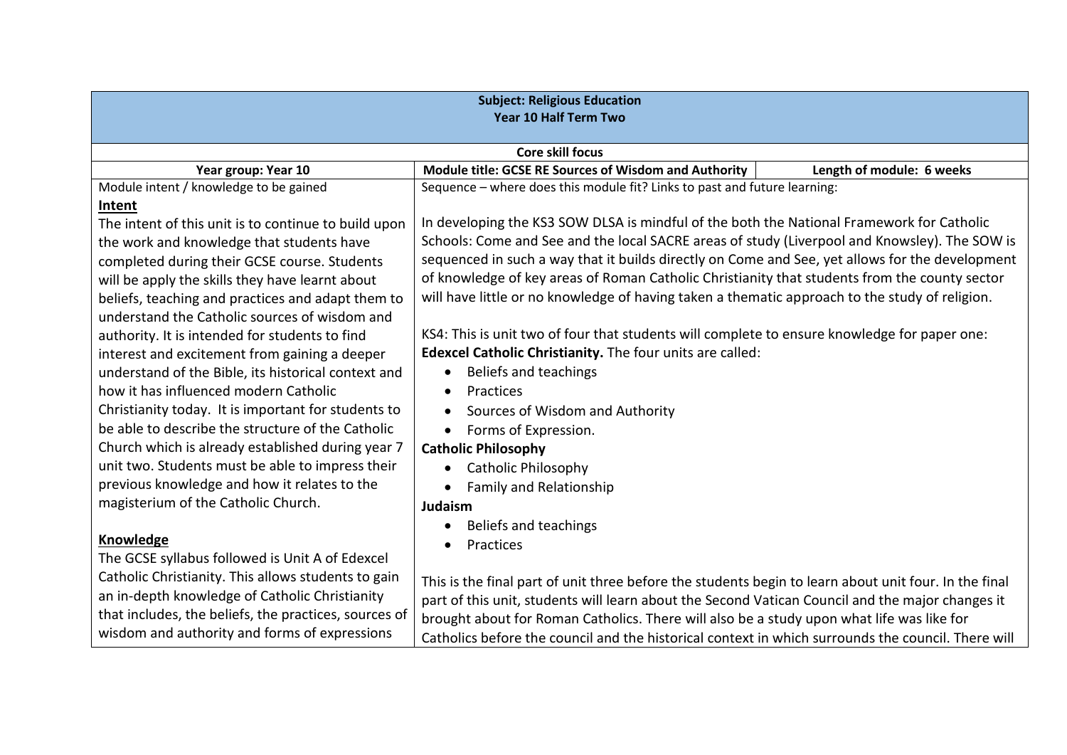| **Subject: Religious Education**<br>**Year 10 Half Term Two** | | |
|---|---|---|
| **Core skill focus** | | |
| **Year group: Year 10** | **Module title: GCSE RE Sources of Wisdom and Authority** | **Length of module: 6 weeks** |
| Module intent / knowledge to be gained<br><br>**Intent**<br>The intent of this unit is to continue to build upon the work and knowledge that students have completed during their GCSE course. Students will be apply the skills they have learnt about beliefs, teaching and practices and adapt them to understand the Catholic sources of wisdom and authority. It is intended for students to find interest and excitement from gaining a deeper understand of the Bible, its historical context and how it has influenced modern Catholic Christianity today. It is important for students to be able to describe the structure of the Catholic Church which is already established during year 7 unit two. Students must be able to impress their previous knowledge and how it relates to the magisterium of the Catholic Church.<br><br>**Knowledge**<br>The GCSE syllabus followed is Unit A of Edexcel Catholic Christianity. This allows students to gain an in-depth knowledge of Catholic Christianity that includes, the beliefs, the practices, sources of wisdom and authority and forms of expressions | Sequence – where does this module fit? Links to past and future learning:<br><br>In developing the KS3 SOW DLSA is mindful of the both the National Framework for Catholic Schools: Come and See and the local SACRE areas of study (Liverpool and Knowsley). The SOW is sequenced in such a way that it builds directly on Come and See, yet allows for the development of knowledge of key areas of Roman Catholic Christianity that students from the county sector will have little or no knowledge of having taken a thematic approach to the study of religion.<br><br>KS4: This is unit two of four that students will complete to ensure knowledge for paper one: **Edexcel Catholic Christianity.** The four units are called:<br>• Beliefs and teachings<br>• Practices<br>• Sources of Wisdom and Authority<br>• Forms of Expression.<br>**Catholic Philosophy**<br>• Catholic Philosophy<br>• Family and Relationship<br>**Judaism**<br>• Beliefs and teachings<br>• Practices<br><br>This is the final part of unit three before the students begin to learn about unit four. In the final part of this unit, students will learn about the Second Vatican Council and the major changes it brought about for Roman Catholics. There will also be a study upon what life was like for Catholics before the council and the historical context in which surrounds the council. There will | |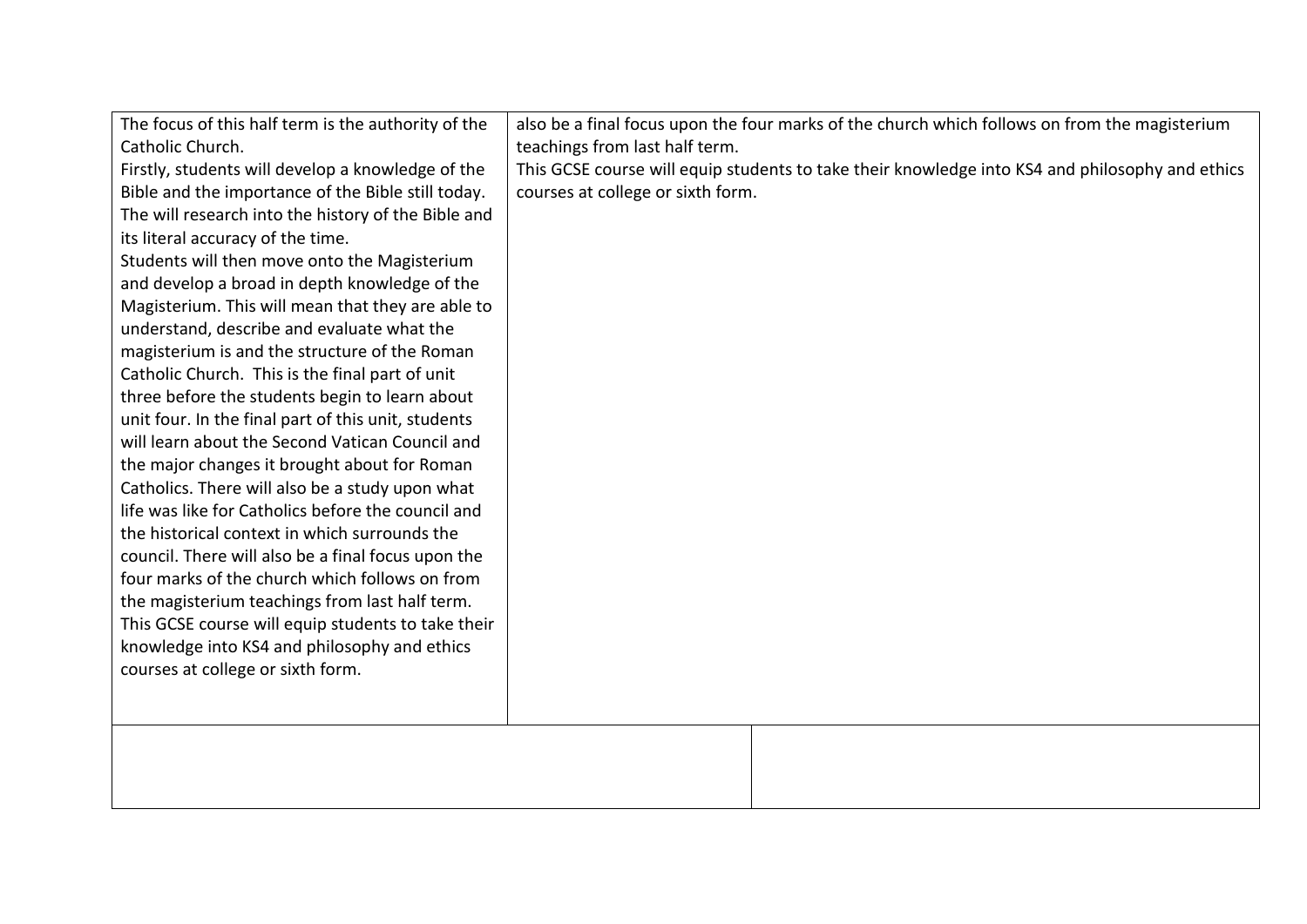| The focus of this half term is the authority of the Catholic Church.<br>Firstly, students will develop a knowledge of the Bible and the importance of the Bible still today. The will research into the history of the Bible and its literal accuracy of the time.<br>Students will then move onto the Magisterium and develop a broad in depth knowledge of the Magisterium. This will mean that they are able to understand, describe and evaluate what the magisterium is and the structure of the Roman Catholic Church. This is the final part of unit three before the students begin to learn about unit four. In the final part of this unit, students will learn about the Second Vatican Council and the major changes it brought about for Roman Catholics. There will also be a study upon what life was like for Catholics before the council and the historical context in which surrounds the council. There will also be a final focus upon the four marks of the church which follows on from the magisterium teachings from last half term.<br>This GCSE course will equip students to take their knowledge into KS4 and philosophy and ethics courses at college or sixth form. | also be a final focus upon the four marks of the church which follows on from the magisterium teachings from last half term.<br>This GCSE course will equip students to take their knowledge into KS4 and philosophy and ethics courses at college or sixth form. |
|---|---|
| | |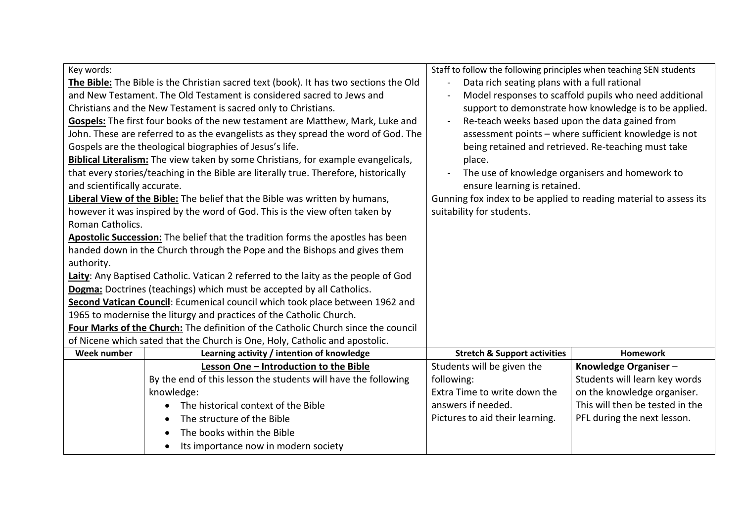| Key words: | | Staff to follow the following principles when teaching SEN students | |
|---|---|---|---|
| **The Bible:** The Bible is the Christian sacred text (book). It has two sections the Old and New Testament. The Old Testament is considered sacred to Jews and Christians and the New Testament is sacred only to Christians.<br>**Gospels:** The first four books of the new testament are Matthew, Mark, Luke and John. These are referred to as the evangelists as they spread the word of God. The Gospels are the theological biographies of Jesus's life.<br>**Biblical Literalism:** The view taken by some Christians, for example evangelicals, that every stories/teaching in the Bible are literally true. Therefore, historically and scientifically accurate.<br>**Liberal View of the Bible:** The belief that the Bible was written by humans, however it was inspired by the word of God. This is the view often taken by Roman Catholics.<br>**Apostolic Succession:** The belief that the tradition forms the apostles has been handed down in the Church through the Pope and the Bishops and gives them authority.<br>**Laity**: Any Baptised Catholic. Vatican 2 referred to the laity as the people of God<br>**Dogma:** Doctrines (teachings) which must be accepted by all Catholics.<br>**Second Vatican Council**: Ecumenical council which took place between 1962 and 1965 to modernise the liturgy and practices of the Catholic Church.<br>**Four Marks of the Church:** The definition of the Catholic Church since the council of Nicene which sated that the Church is One, Holy, Catholic and apostolic. | | - Data rich seating plans with a full rational<br>- Model responses to scaffold pupils who need additional support to demonstrate how knowledge is to be applied.<br>- Re-teach weeks based upon the data gained from assessment points – where sufficient knowledge is not being retained and retrieved. Re-teaching must take place.<br>- The use of knowledge organisers and homework to ensure learning is retained.<br>Gunning fox index to be applied to reading material to assess its suitability for students. | |
| **Week number** | **Learning activity / intention of knowledge** | **Stretch & Support activities** | **Homework** |
| | **Lesson One – Introduction to the Bible**<br>By the end of this lesson the students will have the following knowledge:<br>• The historical context of the Bible<br>• The structure of the Bible<br>• The books within the Bible<br>• Its importance now in modern society | Students will be given the following:<br>Extra Time to write down the answers if needed.<br>Pictures to aid their learning. | **Knowledge Organiser** –<br>Students will learn key words on the knowledge organiser. This will then be tested in the PFL during the next lesson. |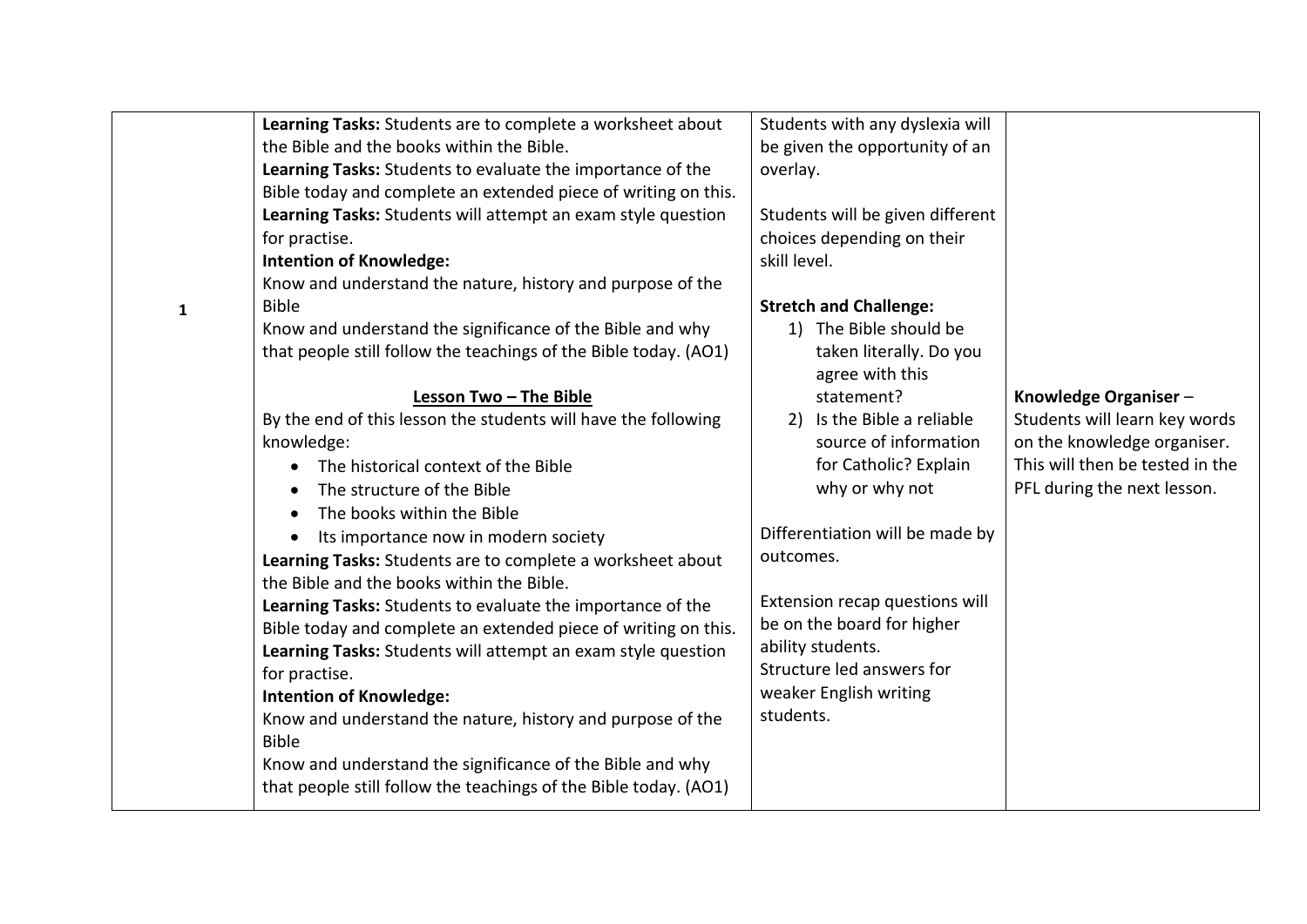| | | | |
|---|---|---|---|
| **1** | **Learning Tasks:** Students are to complete a worksheet about the Bible and the books within the Bible.<br>**Learning Tasks:** Students to evaluate the importance of the Bible today and complete an extended piece of writing on this.<br>**Learning Tasks:** Students will attempt an exam style question for practise.<br>**Intention of Knowledge:**<br>Know and understand the nature, history and purpose of the Bible<br>Know and understand the significance of the Bible and why that people still follow the teachings of the Bible today. (AO1)<br><br>**<u>Lesson Two – The Bible</u>**<br>By the end of this lesson the students will have the following knowledge:<br>• The historical context of the Bible<br>• The structure of the Bible<br>• The books within the Bible<br>• Its importance now in modern society<br>**Learning Tasks:** Students are to complete a worksheet about the Bible and the books within the Bible.<br>**Learning Tasks:** Students to evaluate the importance of the Bible today and complete an extended piece of writing on this.<br>**Learning Tasks:** Students will attempt an exam style question for practise.<br>**Intention of Knowledge:**<br>Know and understand the nature, history and purpose of the Bible<br>Know and understand the significance of the Bible and why that people still follow the teachings of the Bible today. (AO1) | Students with any dyslexia will be given the opportunity of an overlay.<br><br>Students will be given different choices depending on their skill level.<br><br>**Stretch and Challenge:**<br>1) The Bible should be taken literally. Do you agree with this statement?<br>2) Is the Bible a reliable source of information for Catholic? Explain why or why not<br><br>Differentiation will be made by outcomes.<br><br>Extension recap questions will be on the board for higher ability students.<br>Structure led answers for weaker English writing students. | **Knowledge Organiser** – Students will learn key words on the knowledge organiser. This will then be tested in the PFL during the next lesson. |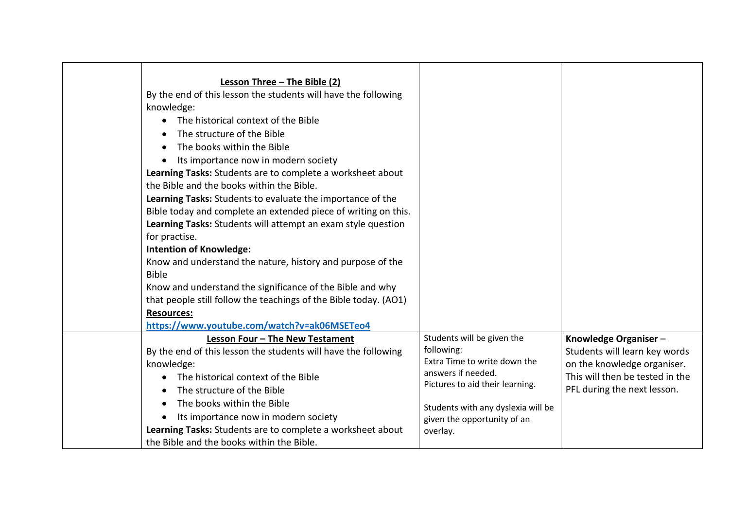| | | | |
|---|---|---|---|
| | **Lesson Three – The Bible (2)**<br>By the end of this lesson the students will have the following knowledge:<br>• The historical context of the Bible<br>• The structure of the Bible<br>• The books within the Bible<br>• Its importance now in modern society<br>**Learning Tasks:** Students are to complete a worksheet about the Bible and the books within the Bible.<br>**Learning Tasks:** Students to evaluate the importance of the Bible today and complete an extended piece of writing on this.<br>**Learning Tasks:** Students will attempt an exam style question for practise.<br>**Intention of Knowledge:**<br>Know and understand the nature, history and purpose of the Bible<br>Know and understand the significance of the Bible and why that people still follow the teachings of the Bible today. (AO1)<br>**Resources:**<br>**https://www.youtube.com/watch?v=ak06MSETeo4** | | |
| | **Lesson Four – The New Testament**<br>By the end of this lesson the students will have the following knowledge:<br>• The historical context of the Bible<br>• The structure of the Bible<br>• The books within the Bible<br>• Its importance now in modern society<br>**Learning Tasks:** Students are to complete a worksheet about the Bible and the books within the Bible. | Students will be given the following:<br>Extra Time to write down the answers if needed.<br>Pictures to aid their learning.<br><br>Students with any dyslexia will be given the opportunity of an overlay. | **Knowledge Organiser** – Students will learn key words on the knowledge organiser. This will then be tested in the PFL during the next lesson. |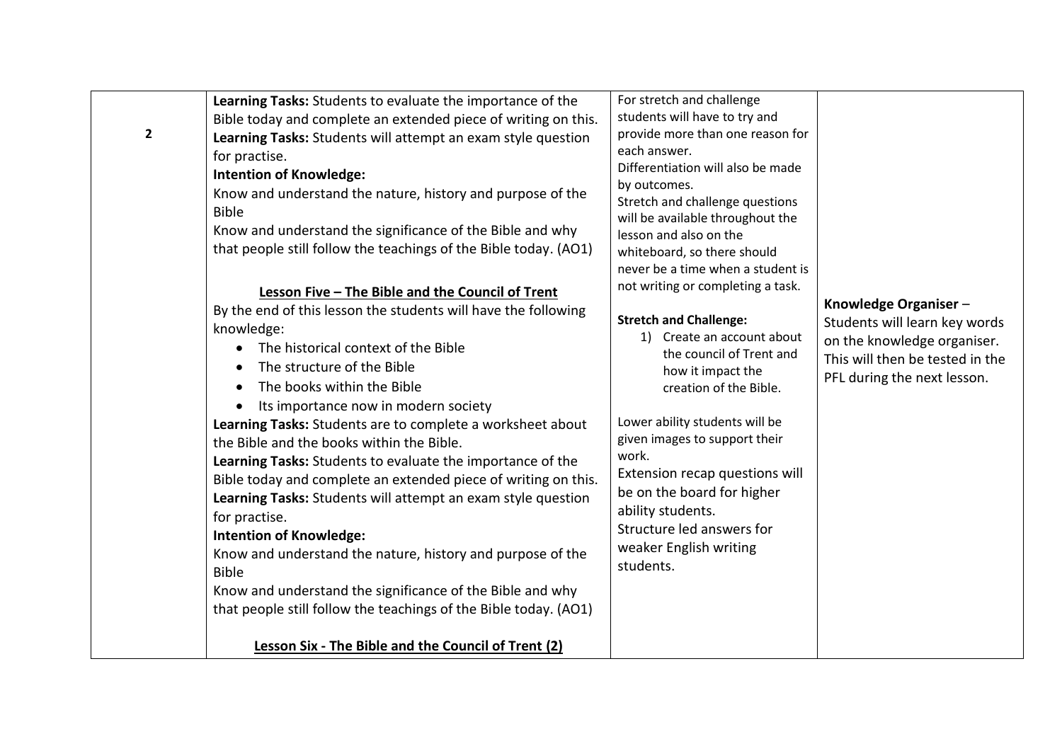| | | | |
|---|---|---|---|
| **2** | **Learning Tasks:** Students to evaluate the importance of the Bible today and complete an extended piece of writing on this.<br>**Learning Tasks:** Students will attempt an exam style question for practise.<br>**Intention of Knowledge:**<br>Know and understand the nature, history and purpose of the Bible<br>Know and understand the significance of the Bible and why that people still follow the teachings of the Bible today. (AO1)<br><br>**<u>Lesson Five – The Bible and the Council of Trent</u>**<br>By the end of this lesson the students will have the following knowledge:<br>• The historical context of the Bible<br>• The structure of the Bible<br>• The books within the Bible<br>• Its importance now in modern society<br>**Learning Tasks:** Students are to complete a worksheet about the Bible and the books within the Bible.<br>**Learning Tasks:** Students to evaluate the importance of the Bible today and complete an extended piece of writing on this.<br>**Learning Tasks:** Students will attempt an exam style question for practise.<br>**Intention of Knowledge:**<br>Know and understand the nature, history and purpose of the Bible<br>Know and understand the significance of the Bible and why that people still follow the teachings of the Bible today. (AO1)<br><br>**<u>Lesson Six - The Bible and the Council of Trent (2)</u>** | For stretch and challenge students will have to try and provide more than one reason for each answer.<br>Differentiation will also be made by outcomes.<br>Stretch and challenge questions will be available throughout the lesson and also on the whiteboard, so there should never be a time when a student is not writing or completing a task.<br><br>**Stretch and Challenge:**<br>1) Create an account about the council of Trent and how it impact the creation of the Bible.<br><br>Lower ability students will be given images to support their work.<br>Extension recap questions will be on the board for higher ability students.<br>Structure led answers for weaker English writing students. | **Knowledge Organiser** – Students will learn key words on the knowledge organiser. This will then be tested in the PFL during the next lesson. |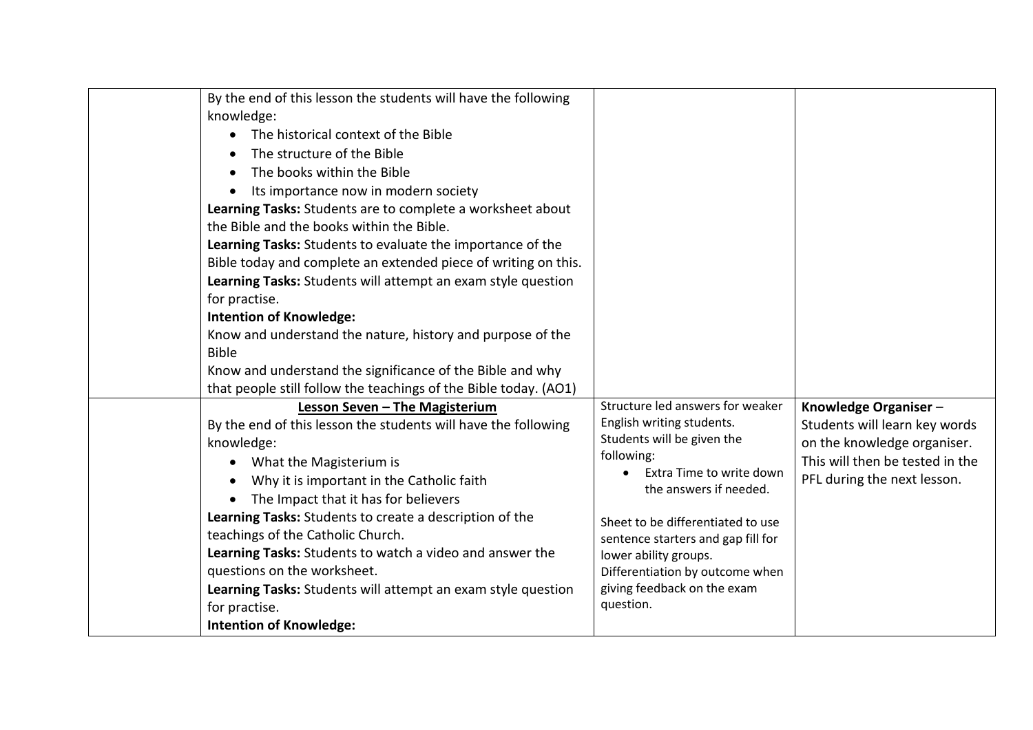| | | | |
|---|---|---|---|
| | By the end of this lesson the students will have the following knowledge:<br>• The historical context of the Bible<br>• The structure of the Bible<br>• The books within the Bible<br>• Its importance now in modern society<br>**Learning Tasks:** Students are to complete a worksheet about the Bible and the books within the Bible.<br>**Learning Tasks:** Students to evaluate the importance of the Bible today and complete an extended piece of writing on this.<br>**Learning Tasks:** Students will attempt an exam style question for practise.<br>**Intention of Knowledge:**<br>Know and understand the nature, history and purpose of the Bible<br>Know and understand the significance of the Bible and why that people still follow the teachings of the Bible today. (AO1) | | |
| | **Lesson Seven – The Magisterium**<br>By the end of this lesson the students will have the following knowledge:<br>• What the Magisterium is<br>• Why it is important in the Catholic faith<br>• The Impact that it has for believers<br>**Learning Tasks:** Students to create a description of the teachings of the Catholic Church.<br>**Learning Tasks:** Students to watch a video and answer the questions on the worksheet.<br>**Learning Tasks:** Students will attempt an exam style question for practise.<br>**Intention of Knowledge:** | Structure led answers for weaker English writing students.<br>Students will be given the following:<br>• Extra Time to write down the answers if needed.<br><br>Sheet to be differentiated to use sentence starters and gap fill for lower ability groups.<br>Differentiation by outcome when giving feedback on the exam question. | **Knowledge Organiser** – Students will learn key words on the knowledge organiser. This will then be tested in the PFL during the next lesson. |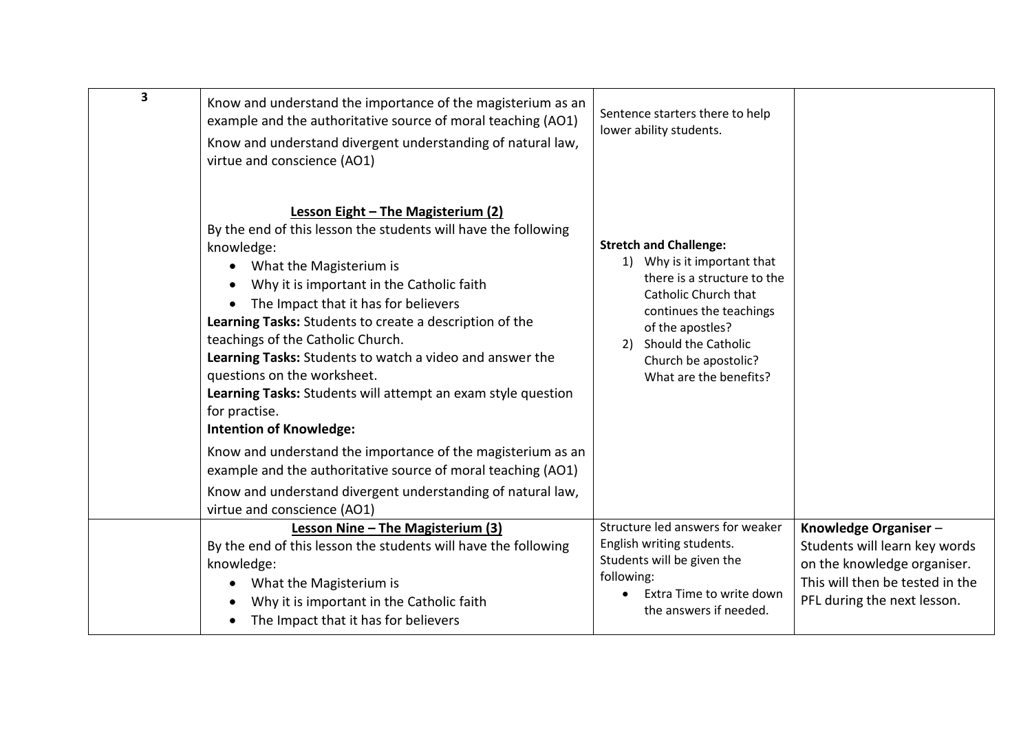| | | | |
|---|---|---|---|
| **3** | Know and understand the importance of the magisterium as an example and the authoritative source of moral teaching (AO1)<br><br>Know and understand divergent understanding of natural law, virtue and conscience (AO1)<br><br>**Lesson Eight – The Magisterium (2)**<br>By the end of this lesson the students will have the following knowledge:<br>• What the Magisterium is<br>• Why it is important in the Catholic faith<br>• The Impact that it has for believers<br>**Learning Tasks:** Students to create a description of the teachings of the Catholic Church.<br>**Learning Tasks:** Students to watch a video and answer the questions on the worksheet.<br>**Learning Tasks:** Students will attempt an exam style question for practise.<br>**Intention of Knowledge:**<br>Know and understand the importance of the magisterium as an example and the authoritative source of moral teaching (AO1)<br><br>Know and understand divergent understanding of natural law, virtue and conscience (AO1) | Sentence starters there to help lower ability students.<br><br>**Stretch and Challenge:**<br>1) Why is it important that there is a structure to the Catholic Church that continues the teachings of the apostles?<br>2) Should the Catholic Church be apostolic? What are the benefits? | |
| | **Lesson Nine – The Magisterium (3)**<br>By the end of this lesson the students will have the following knowledge:<br>• What the Magisterium is<br>• Why it is important in the Catholic faith<br>• The Impact that it has for believers | Structure led answers for weaker English writing students.<br>Students will be given the following:<br>• Extra Time to write down the answers if needed. | **Knowledge Organiser** – Students will learn key words on the knowledge organiser. This will then be tested in the PFL during the next lesson. |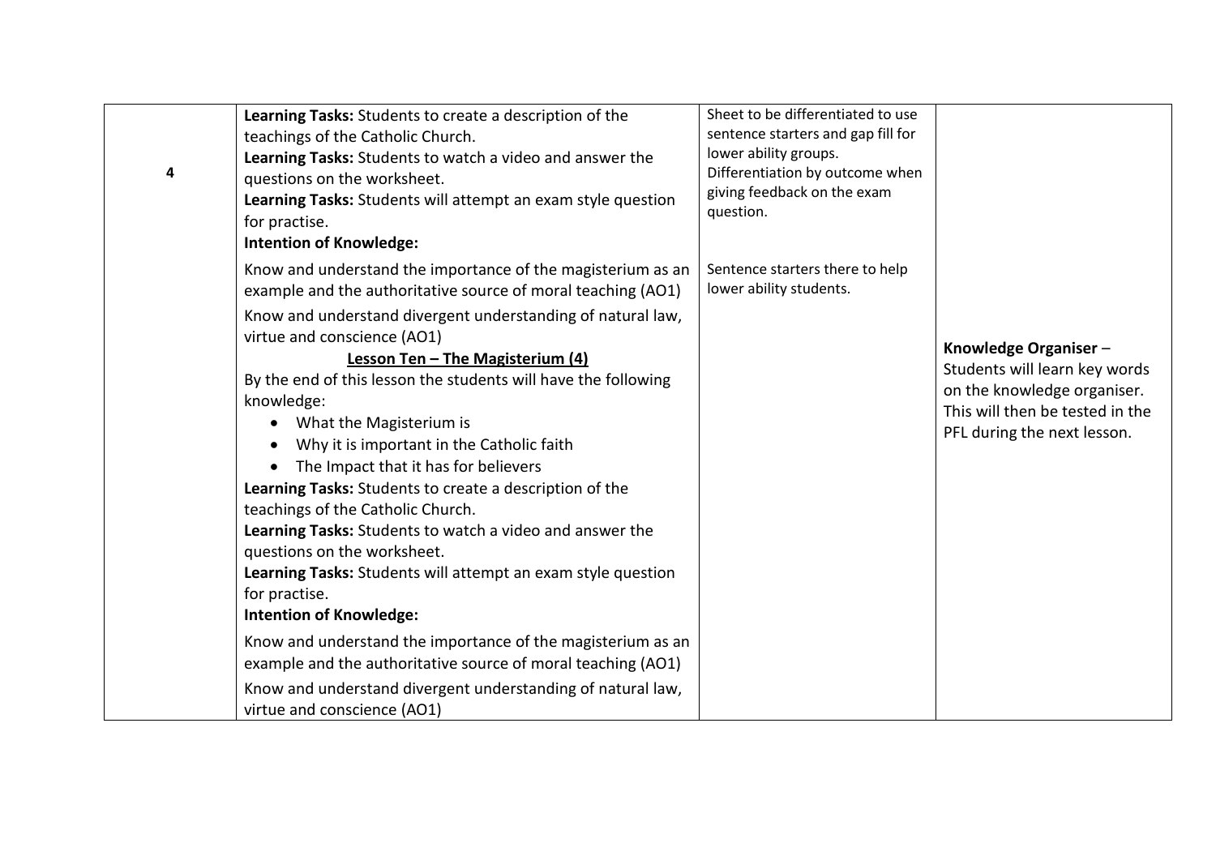| | | | |
|---|---|---|---|
| **4** | **Learning Tasks:** Students to create a description of the teachings of the Catholic Church.<br>**Learning Tasks:** Students to watch a video and answer the questions on the worksheet.<br>**Learning Tasks:** Students will attempt an exam style question for practise.<br>**Intention of Knowledge:**<br>Know and understand the importance of the magisterium as an example and the authoritative source of moral teaching (AO1)<br>Know and understand divergent understanding of natural law, virtue and conscience (AO1)<br>**Lesson Ten – The Magisterium (4)**<br>By the end of this lesson the students will have the following knowledge:<br>• What the Magisterium is<br>• Why it is important in the Catholic faith<br>• The Impact that it has for believers<br>**Learning Tasks:** Students to create a description of the teachings of the Catholic Church.<br>**Learning Tasks:** Students to watch a video and answer the questions on the worksheet.<br>**Learning Tasks:** Students will attempt an exam style question for practise.<br>**Intention of Knowledge:**<br>Know and understand the importance of the magisterium as an example and the authoritative source of moral teaching (AO1)<br>Know and understand divergent understanding of natural law, virtue and conscience (AO1) | Sheet to be differentiated to use sentence starters and gap fill for lower ability groups.<br>Differentiation by outcome when giving feedback on the exam question.<br><br>Sentence starters there to help lower ability students. | **Knowledge Organiser** – Students will learn key words on the knowledge organiser. This will then be tested in the PFL during the next lesson. |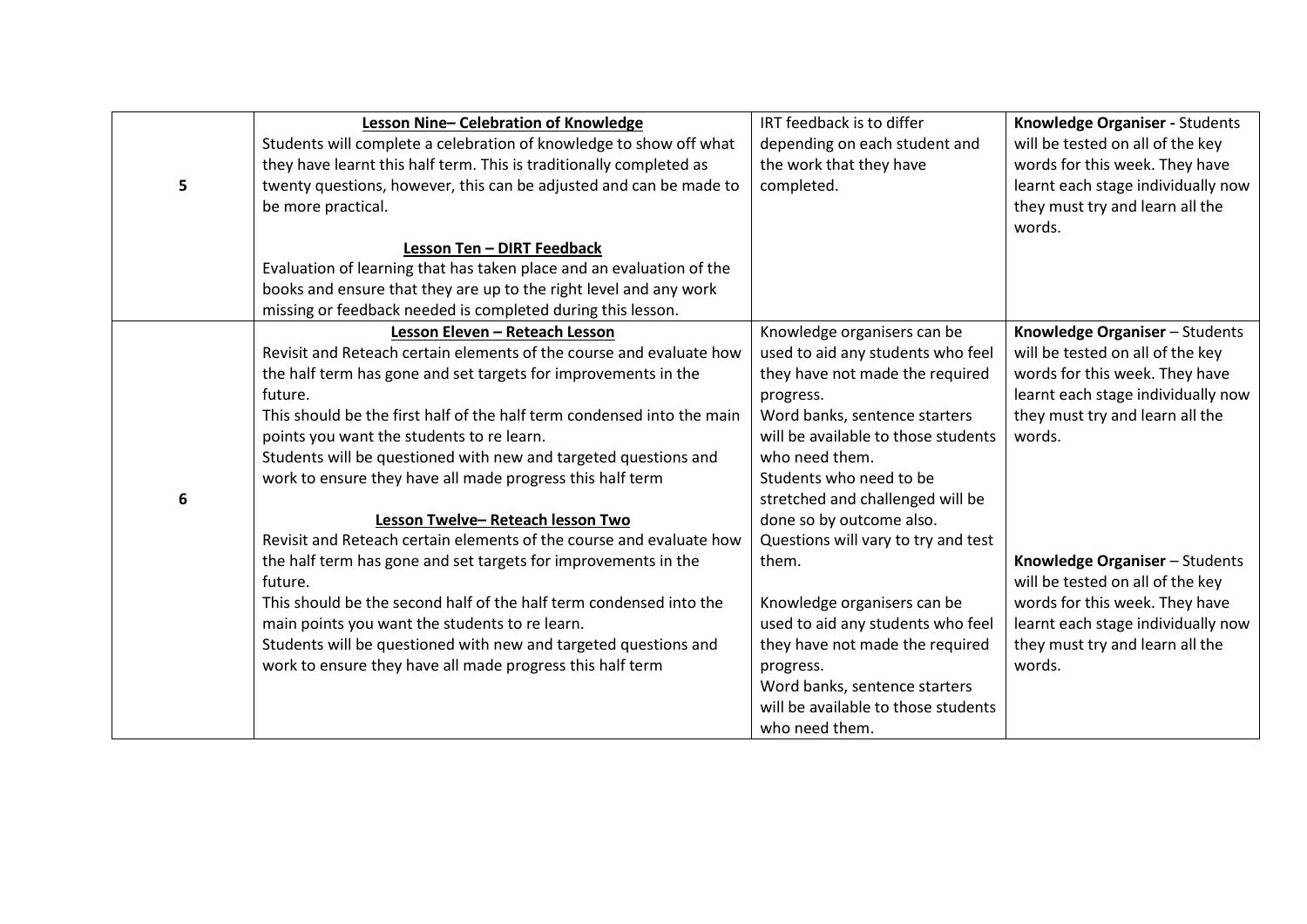| | | | |
|---|---|---|---|
| 5 | **Lesson Nine– Celebration of Knowledge**<br>Students will complete a celebration of knowledge to show off what they have learnt this half term. This is traditionally completed as twenty questions, however, this can be adjusted and can be made to be more practical.<br><br>**Lesson Ten – DIRT Feedback**<br>Evaluation of learning that has taken place and an evaluation of the books and ensure that they are up to the right level and any work missing or feedback needed is completed during this lesson. | IRT feedback is to differ depending on each student and the work that they have completed. | **Knowledge Organiser -** Students will be tested on all of the key words for this week. They have learnt each stage individually now they must try and learn all the words. |
| 6 | **Lesson Eleven – Reteach Lesson**<br>Revisit and Reteach certain elements of the course and evaluate how the half term has gone and set targets for improvements in the future.<br>This should be the first half of the half term condensed into the main points you want the students to re learn.<br>Students will be questioned with new and targeted questions and work to ensure they have all made progress this half term<br><br>**Lesson Twelve– Reteach lesson Two**<br>Revisit and Reteach certain elements of the course and evaluate how the half term has gone and set targets for improvements in the future.<br>This should be the second half of the half term condensed into the main points you want the students to re learn.<br>Students will be questioned with new and targeted questions and work to ensure they have all made progress this half term | Knowledge organisers can be used to aid any students who feel they have not made the required progress.<br>Word banks, sentence starters will be available to those students who need them.<br>Students who need to be stretched and challenged will be done so by outcome also.<br>Questions will vary to try and test them.<br><br>Knowledge organisers can be used to aid any students who feel they have not made the required progress.<br>Word banks, sentence starters will be available to those students who need them. | **Knowledge Organiser** – Students will be tested on all of the key words for this week. They have learnt each stage individually now they must try and learn all the words.<br><br>**Knowledge Organiser** – Students will be tested on all of the key words for this week. They have learnt each stage individually now they must try and learn all the words. |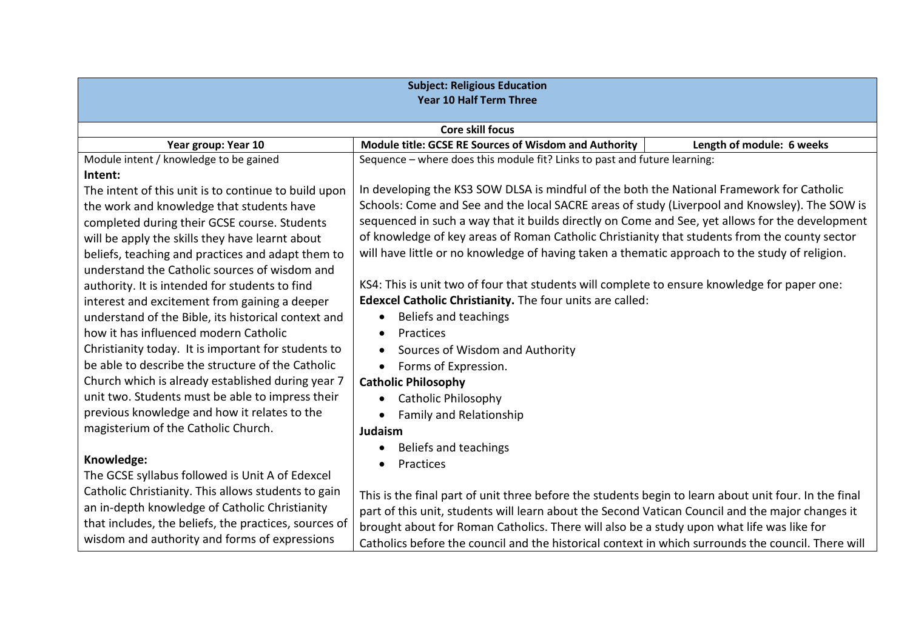| **Subject: Religious Education<br>Year 10 Half Term Three** | | |
|---|---|---|
| **Core skill focus** | | |
| **Year group: Year 10** | **Module title: GCSE RE Sources of Wisdom and Authority** | **Length of module: 6 weeks** |
| Module intent / knowledge to be gained<br>**Intent:**<br>The intent of this unit is to continue to build upon the work and knowledge that students have completed during their GCSE course. Students will be apply the skills they have learnt about beliefs, teaching and practices and adapt them to understand the Catholic sources of wisdom and authority. It is intended for students to find interest and excitement from gaining a deeper understand of the Bible, its historical context and how it has influenced modern Catholic Christianity today. It is important for students to be able to describe the structure of the Catholic Church which is already established during year 7 unit two. Students must be able to impress their previous knowledge and how it relates to the magisterium of the Catholic Church.<br><br>**Knowledge:**<br>The GCSE syllabus followed is Unit A of Edexcel Catholic Christianity. This allows students to gain an in-depth knowledge of Catholic Christianity that includes, the beliefs, the practices, sources of wisdom and authority and forms of expressions | Sequence – where does this module fit? Links to past and future learning:<br><br>In developing the KS3 SOW DLSA is mindful of the both the National Framework for Catholic Schools: Come and See and the local SACRE areas of study (Liverpool and Knowsley). The SOW is sequenced in such a way that it builds directly on Come and See, yet allows for the development of knowledge of key areas of Roman Catholic Christianity that students from the county sector will have little or no knowledge of having taken a thematic approach to the study of religion.<br><br>KS4: This is unit two of four that students will complete to ensure knowledge for paper one: **Edexcel Catholic Christianity.** The four units are called:<br>• Beliefs and teachings<br>• Practices<br>• Sources of Wisdom and Authority<br>• Forms of Expression.<br>**Catholic Philosophy**<br>• Catholic Philosophy<br>• Family and Relationship<br>**Judaism**<br>• Beliefs and teachings<br>• Practices<br><br>This is the final part of unit three before the students begin to learn about unit four. In the final part of this unit, students will learn about the Second Vatican Council and the major changes it brought about for Roman Catholics. There will also be a study upon what life was like for Catholics before the council and the historical context in which surrounds the council. There will | |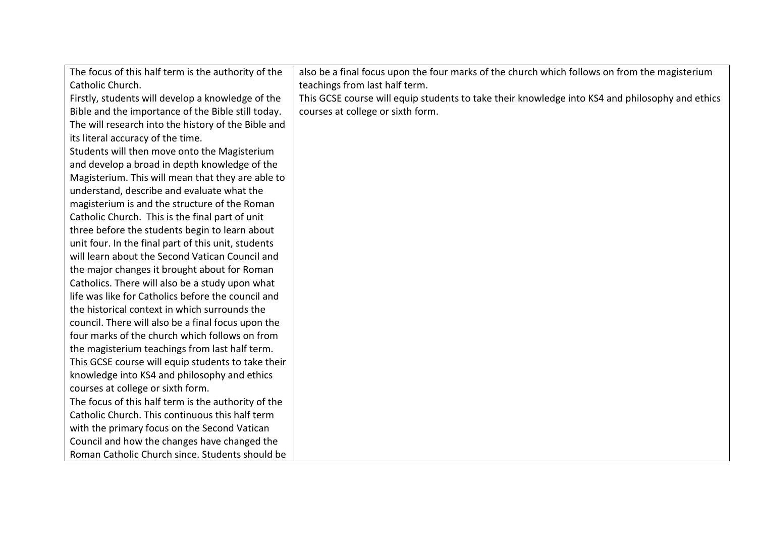| | |
|---|---|
| The focus of this half term is the authority of the Catholic Church.<br>Firstly, students will develop a knowledge of the Bible and the importance of the Bible still today. The will research into the history of the Bible and its literal accuracy of the time.<br>Students will then move onto the Magisterium and develop a broad in depth knowledge of the Magisterium. This will mean that they are able to understand, describe and evaluate what the magisterium is and the structure of the Roman Catholic Church. This is the final part of unit three before the students begin to learn about unit four. In the final part of this unit, students will learn about the Second Vatican Council and the major changes it brought about for Roman Catholics. There will also be a study upon what life was like for Catholics before the council and the historical context in which surrounds the council. There will also be a final focus upon the four marks of the church which follows on from the magisterium teachings from last half term.<br>This GCSE course will equip students to take their knowledge into KS4 and philosophy and ethics courses at college or sixth form.<br>The focus of this half term is the authority of the Catholic Church. This continuous this half term with the primary focus on the Second Vatican Council and how the changes have changed the Roman Catholic Church since. Students should be | also be a final focus upon the four marks of the church which follows on from the magisterium teachings from last half term.<br>This GCSE course will equip students to take their knowledge into KS4 and philosophy and ethics courses at college or sixth form. |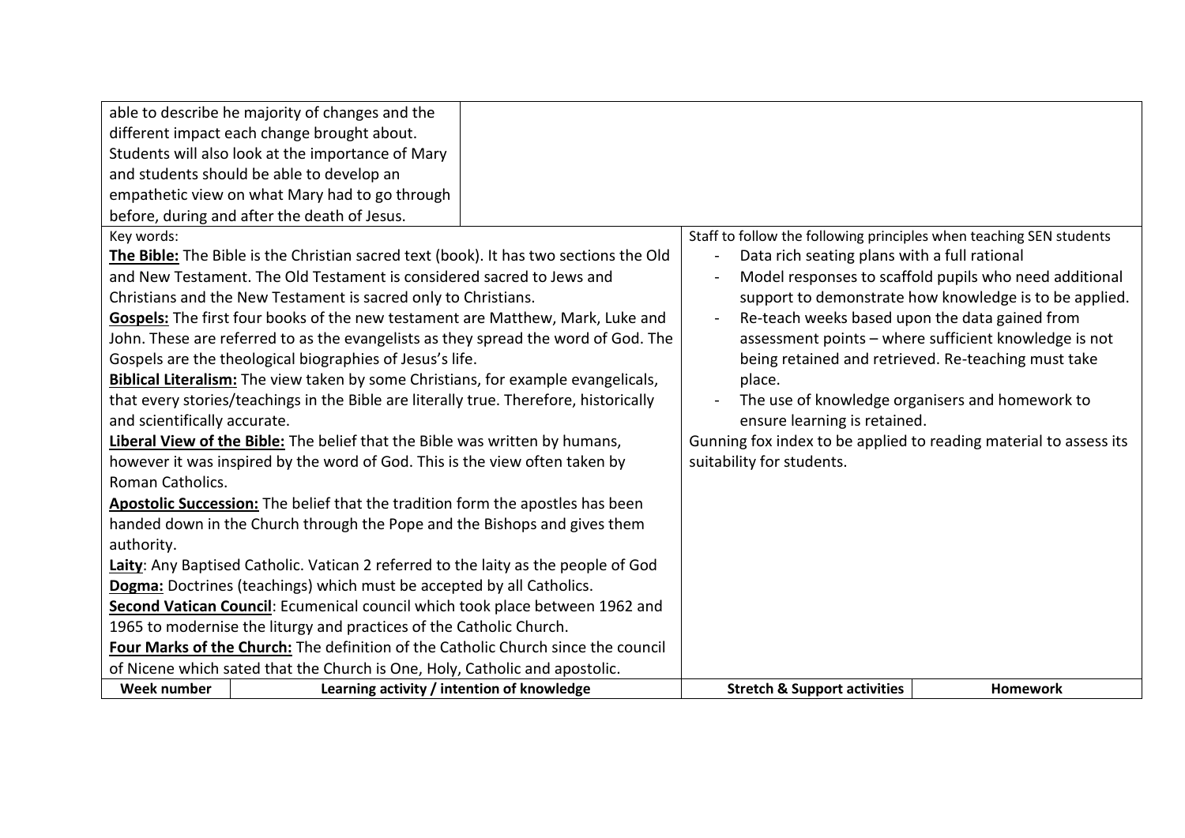| | | | |
|---|---|---|---|
| able to describe he majority of changes and the different impact each change brought about. Students will also look at the importance of Mary and students should be able to develop an empathetic view on what Mary had to go through before, during and after the death of Jesus. | | | |
| Key words:<br>**The Bible:** The Bible is the Christian sacred text (book). It has two sections the Old and New Testament. The Old Testament is considered sacred to Jews and Christians and the New Testament is sacred only to Christians.<br>**Gospels:** The first four books of the new testament are Matthew, Mark, Luke and John. These are referred to as the evangelists as they spread the word of God. The Gospels are the theological biographies of Jesus's life.<br>**Biblical Literalism:** The view taken by some Christians, for example evangelicals, that every stories/teachings in the Bible are literally true. Therefore, historically and scientifically accurate.<br>**Liberal View of the Bible:** The belief that the Bible was written by humans, however it was inspired by the word of God. This is the view often taken by Roman Catholics.<br>**Apostolic Succession:** The belief that the tradition form the apostles has been handed down in the Church through the Pope and the Bishops and gives them authority.<br>**Laity**: Any Baptised Catholic. Vatican 2 referred to the laity as the people of God<br>**Dogma:** Doctrines (teachings) which must be accepted by all Catholics.<br>**Second Vatican Council**: Ecumenical council which took place between 1962 and 1965 to modernise the liturgy and practices of the Catholic Church.<br>**Four Marks of the Church:** The definition of the Catholic Church since the council of Nicene which sated that the Church is One, Holy, Catholic and apostolic. | | Staff to follow the following principles when teaching SEN students<br>- Data rich seating plans with a full rational<br>- Model responses to scaffold pupils who need additional support to demonstrate how knowledge is to be applied.<br>- Re-teach weeks based upon the data gained from assessment points – where sufficient knowledge is not being retained and retrieved. Re-teaching must take place.<br>- The use of knowledge organisers and homework to ensure learning is retained.<br>Gunning fox index to be applied to reading material to assess its suitability for students. | |
| **Week number** | **Learning activity / intention of knowledge** | **Stretch & Support activities** | **Homework** |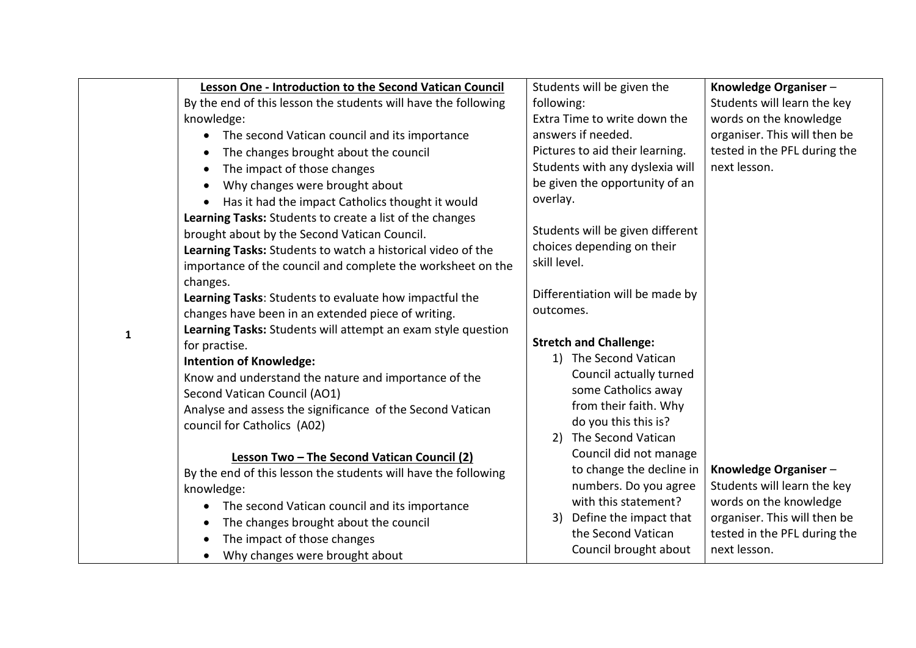| | | | |
|---|---|---|---|
| 1 | **Lesson One - Introduction to the Second Vatican Council**<br>By the end of this lesson the students will have the following knowledge:<br>• The second Vatican council and its importance<br>• The changes brought about the council<br>• The impact of those changes<br>• Why changes were brought about<br>• Has it had the impact Catholics thought it would<br>**Learning Tasks:** Students to create a list of the changes brought about by the Second Vatican Council.<br>**Learning Tasks:** Students to watch a historical video of the importance of the council and complete the worksheet on the changes.<br>**Learning Tasks**: Students to evaluate how impactful the changes have been in an extended piece of writing.<br>**Learning Tasks:** Students will attempt an exam style question for practise.<br>**Intention of Knowledge:**<br>Know and understand the nature and importance of the Second Vatican Council (AO1)<br>Analyse and assess the significance of the Second Vatican council for Catholics (A02)<br><br>**Lesson Two – The Second Vatican Council (2)**<br>By the end of this lesson the students will have the following knowledge:<br>• The second Vatican council and its importance<br>• The changes brought about the council<br>• The impact of those changes<br>• Why changes were brought about | Students will be given the following:<br>Extra Time to write down the answers if needed.<br>Pictures to aid their learning.<br>Students with any dyslexia will be given the opportunity of an overlay.<br><br>Students will be given different choices depending on their skill level.<br><br>Differentiation will be made by outcomes.<br><br>**Stretch and Challenge:**<br>1) The Second Vatican Council actually turned some Catholics away from their faith. Why do you this this is?<br>2) The Second Vatican Council did not manage to change the decline in numbers. Do you agree with this statement?<br>3) Define the impact that the Second Vatican Council brought about | **Knowledge Organiser** – Students will learn the key words on the knowledge organiser. This will then be tested in the PFL during the next lesson.<br><br>**Knowledge Organiser** – Students will learn the key words on the knowledge organiser. This will then be tested in the PFL during the next lesson. |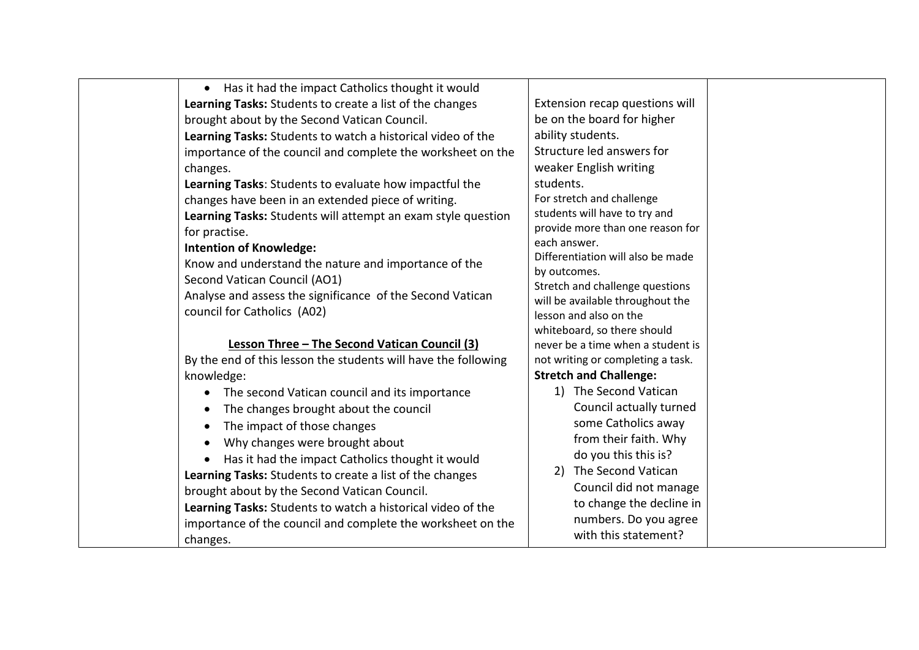| | | | |
|---|---|---|---|
| | • Has it had the impact Catholics thought it would<br>**Learning Tasks:** Students to create a list of the changes brought about by the Second Vatican Council.<br>**Learning Tasks:** Students to watch a historical video of the importance of the council and complete the worksheet on the changes.<br>**Learning Tasks**: Students to evaluate how impactful the changes have been in an extended piece of writing.<br>**Learning Tasks:** Students will attempt an exam style question for practise.<br>**Intention of Knowledge:**<br>Know and understand the nature and importance of the Second Vatican Council (AO1)<br>Analyse and assess the significance of the Second Vatican council for Catholics (A02)<br><br>**<u>Lesson Three – The Second Vatican Council (3)</u>**<br>By the end of this lesson the students will have the following knowledge:<br>• The second Vatican council and its importance<br>• The changes brought about the council<br>• The impact of those changes<br>• Why changes were brought about<br>• Has it had the impact Catholics thought it would<br>**Learning Tasks:** Students to create a list of the changes brought about by the Second Vatican Council.<br>**Learning Tasks:** Students to watch a historical video of the importance of the council and complete the worksheet on the changes. | Extension recap questions will be on the board for higher ability students.<br>Structure led answers for weaker English writing students.<br>For stretch and challenge students will have to try and provide more than one reason for each answer.<br>Differentiation will also be made by outcomes.<br>Stretch and challenge questions will be available throughout the lesson and also on the whiteboard, so there should never be a time when a student is not writing or completing a task.<br>**Stretch and Challenge:**<br>1) The Second Vatican Council actually turned some Catholics away from their faith. Why do you this this is?<br>2) The Second Vatican Council did not manage to change the decline in numbers. Do you agree with this statement? | |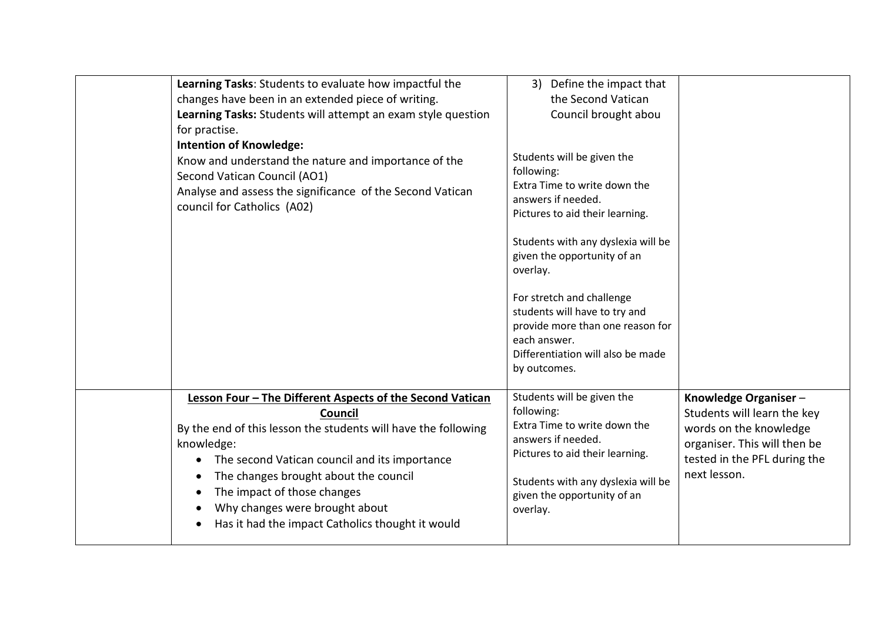| | | | |
|---|---|---|---|
| | **Learning Tasks**: Students to evaluate how impactful the changes have been in an extended piece of writing.<br>**Learning Tasks:** Students will attempt an exam style question for practise.<br>**Intention of Knowledge:**<br>Know and understand the nature and importance of the Second Vatican Council (AO1)<br>Analyse and assess the significance of the Second Vatican council for Catholics (A02) | 3) Define the impact that the Second Vatican Council brought abou<br><br>Students will be given the following:<br>Extra Time to write down the answers if needed.<br>Pictures to aid their learning.<br><br>Students with any dyslexia will be given the opportunity of an overlay.<br><br>For stretch and challenge students will have to try and provide more than one reason for each answer.<br>Differentiation will also be made by outcomes. | |
| | <u>**Lesson Four – The Different Aspects of the Second Vatican Council**</u><br>By the end of this lesson the students will have the following knowledge:<br>• The second Vatican council and its importance<br>• The changes brought about the council<br>• The impact of those changes<br>• Why changes were brought about<br>• Has it had the impact Catholics thought it would | Students will be given the following:<br>Extra Time to write down the answers if needed.<br>Pictures to aid their learning.<br><br>Students with any dyslexia will be given the opportunity of an overlay. | **Knowledge Organiser** – Students will learn the key words on the knowledge organiser. This will then be tested in the PFL during the next lesson. |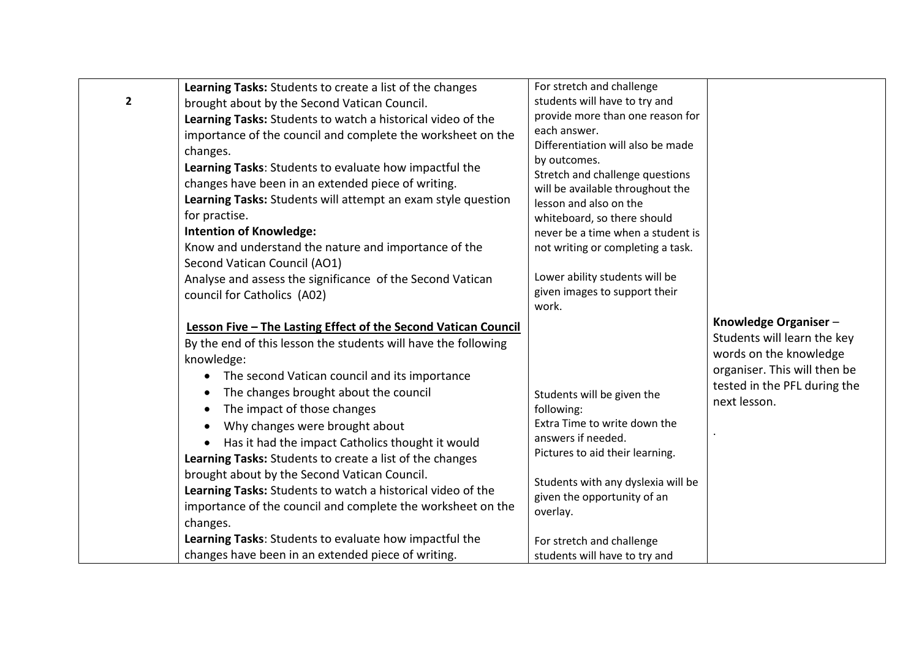| | | | |
|---|---|---|---|
| **2** | **Learning Tasks:** Students to create a list of the changes brought about by the Second Vatican Council.<br>**Learning Tasks:** Students to watch a historical video of the importance of the council and complete the worksheet on the changes.<br>**Learning Tasks**: Students to evaluate how impactful the changes have been in an extended piece of writing.<br>**Learning Tasks:** Students will attempt an exam style question for practise.<br>**Intention of Knowledge:**<br>Know and understand the nature and importance of the Second Vatican Council (AO1)<br>Analyse and assess the significance of the Second Vatican council for Catholics (A02)<br><br>**<u>Lesson Five – The Lasting Effect of the Second Vatican Council</u>**<br>By the end of this lesson the students will have the following knowledge:<br>• The second Vatican council and its importance<br>• The changes brought about the council<br>• The impact of those changes<br>• Why changes were brought about<br>• Has it had the impact Catholics thought it would<br>**Learning Tasks:** Students to create a list of the changes brought about by the Second Vatican Council.<br>**Learning Tasks:** Students to watch a historical video of the importance of the council and complete the worksheet on the changes.<br>**Learning Tasks**: Students to evaluate how impactful the changes have been in an extended piece of writing. | For stretch and challenge students will have to try and provide more than one reason for each answer.<br>Differentiation will also be made by outcomes.<br>Stretch and challenge questions will be available throughout the lesson and also on the whiteboard, so there should never be a time when a student is not writing or completing a task.<br><br>Lower ability students will be given images to support their work.<br><br>Students will be given the following:<br>Extra Time to write down the answers if needed.<br>Pictures to aid their learning.<br><br>Students with any dyslexia will be given the opportunity of an overlay.<br><br>For stretch and challenge students will have to try and | **Knowledge Organiser** – Students will learn the key words on the knowledge organiser. This will then be tested in the PFL during the next lesson.<br><br>. |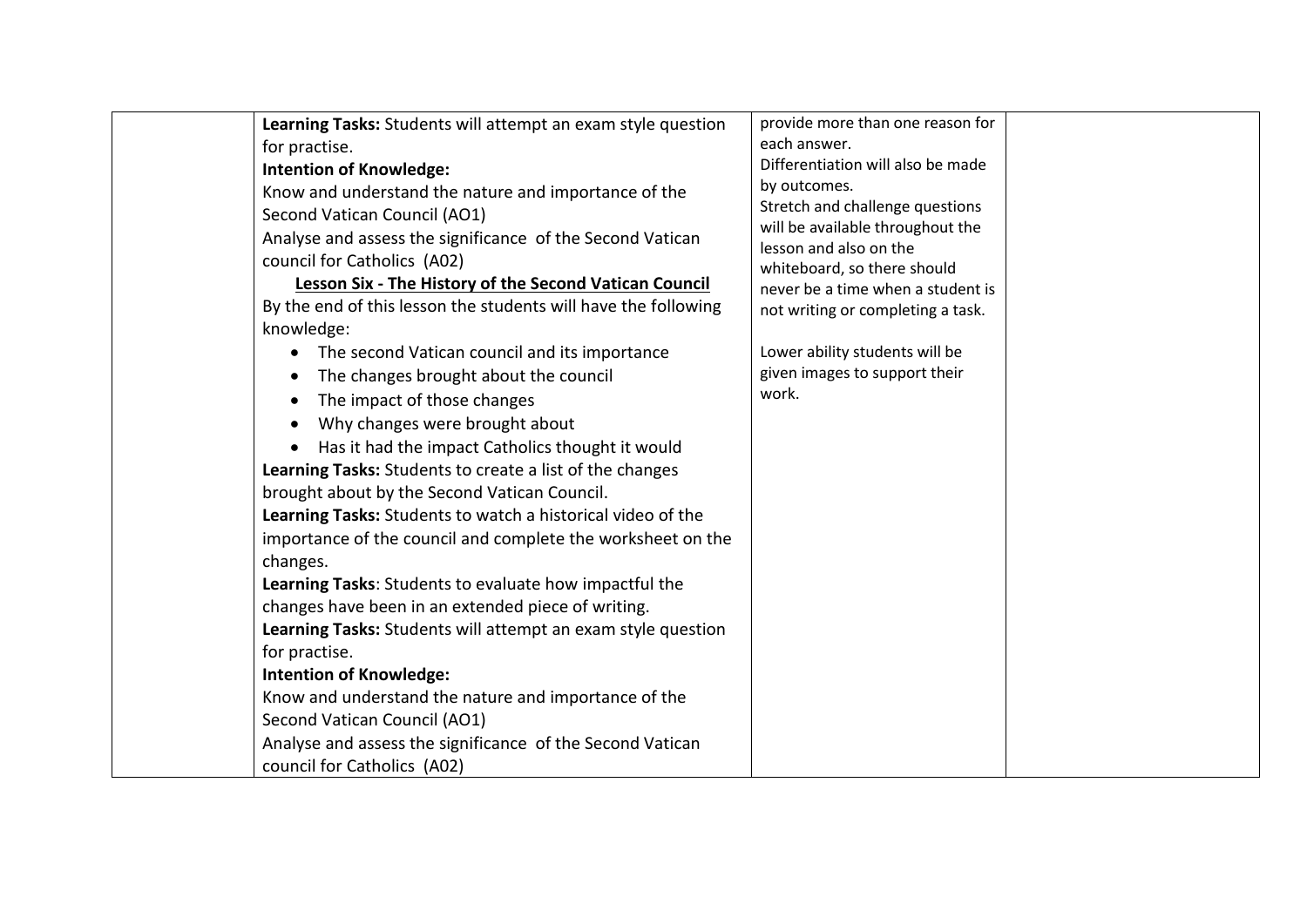| | | | |
|---|---|---|---|
| | **Learning Tasks:** Students will attempt an exam style question for practise.<br>**Intention of Knowledge:**<br>Know and understand the nature and importance of the Second Vatican Council (AO1)<br>Analyse and assess the significance of the Second Vatican council for Catholics (A02)<br>**<u>Lesson Six - The History of the Second Vatican Council</u>**<br>By the end of this lesson the students will have the following knowledge:<br>• The second Vatican council and its importance<br>• The changes brought about the council<br>• The impact of those changes<br>• Why changes were brought about<br>• Has it had the impact Catholics thought it would<br>**Learning Tasks:** Students to create a list of the changes brought about by the Second Vatican Council.<br>**Learning Tasks:** Students to watch a historical video of the importance of the council and complete the worksheet on the changes.<br>**Learning Tasks**: Students to evaluate how impactful the changes have been in an extended piece of writing.<br>**Learning Tasks:** Students will attempt an exam style question for practise.<br>**Intention of Knowledge:**<br>Know and understand the nature and importance of the Second Vatican Council (AO1)<br>Analyse and assess the significance of the Second Vatican council for Catholics (A02) | provide more than one reason for each answer.<br>Differentiation will also be made by outcomes.<br>Stretch and challenge questions will be available throughout the lesson and also on the whiteboard, so there should never be a time when a student is not writing or completing a task.<br><br>Lower ability students will be given images to support their work. | |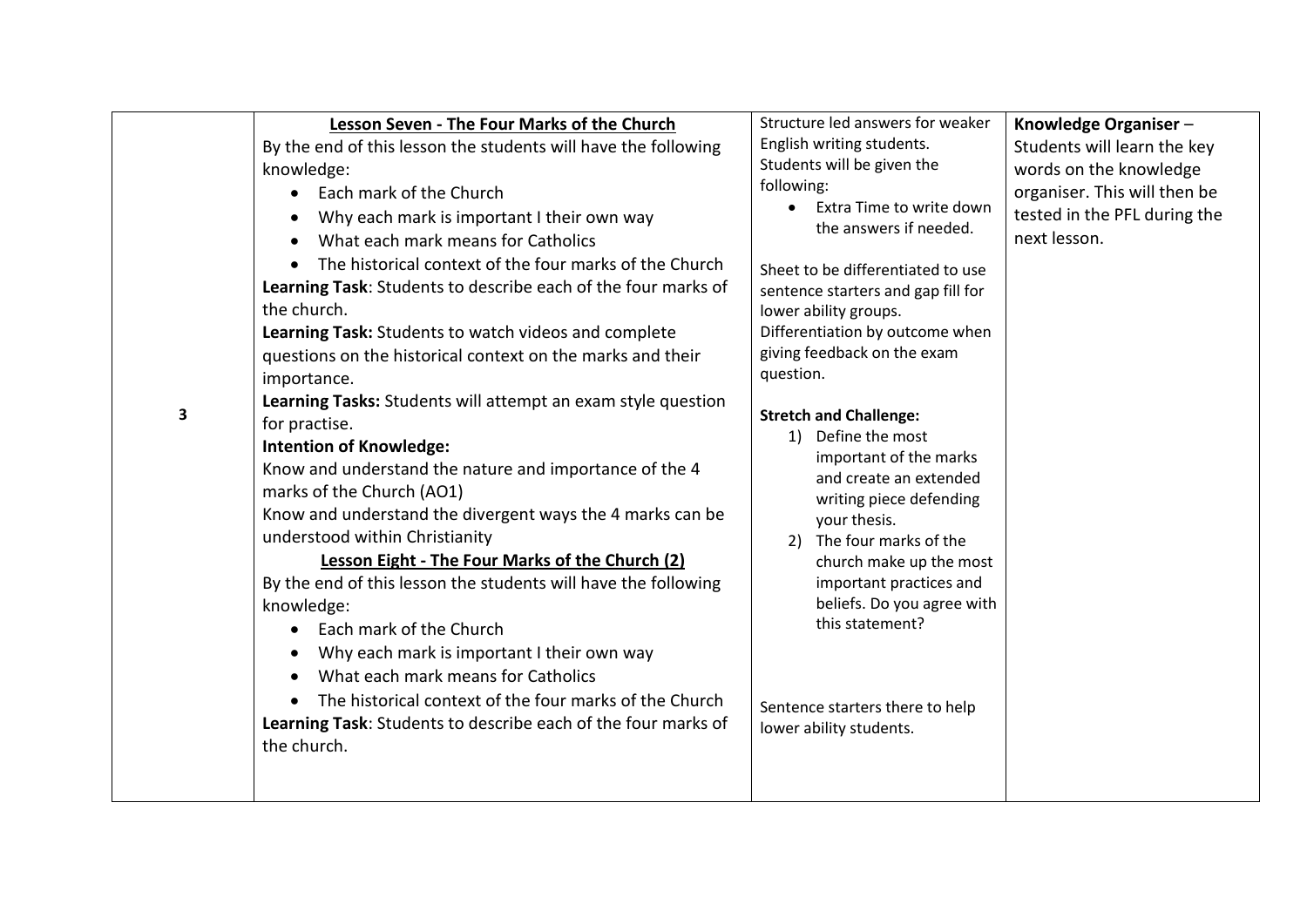| 3 | **Lesson Seven - The Four Marks of the Church**<br>By the end of this lesson the students will have the following knowledge:<br>• Each mark of the Church<br>• Why each mark is important I their own way<br>• What each mark means for Catholics<br>• The historical context of the four marks of the Church<br>**Learning Task**: Students to describe each of the four marks of the church.<br>**Learning Task:** Students to watch videos and complete questions on the historical context on the marks and their importance.<br>**Learning Tasks:** Students will attempt an exam style question for practise.<br>**Intention of Knowledge:**<br>Know and understand the nature and importance of the 4 marks of the Church (AO1)<br>Know and understand the divergent ways the 4 marks can be understood within Christianity<br>**Lesson Eight - The Four Marks of the Church (2)**<br>By the end of this lesson the students will have the following knowledge:<br>• Each mark of the Church<br>• Why each mark is important I their own way<br>• What each mark means for Catholics<br>• The historical context of the four marks of the Church<br>**Learning Task**: Students to describe each of the four marks of the church. | Structure led answers for weaker English writing students.<br>Students will be given the following:<br>• Extra Time to write down the answers if needed.<br><br>Sheet to be differentiated to use sentence starters and gap fill for lower ability groups.<br>Differentiation by outcome when giving feedback on the exam question.<br><br>**Stretch and Challenge:**<br>1) Define the most important of the marks and create an extended writing piece defending your thesis.<br>2) The four marks of the church make up the most important practices and beliefs. Do you agree with this statement?<br><br>Sentence starters there to help lower ability students. | **Knowledge Organiser** –<br>Students will learn the key words on the knowledge organiser. This will then be tested in the PFL during the next lesson. |
|---|---|---|---|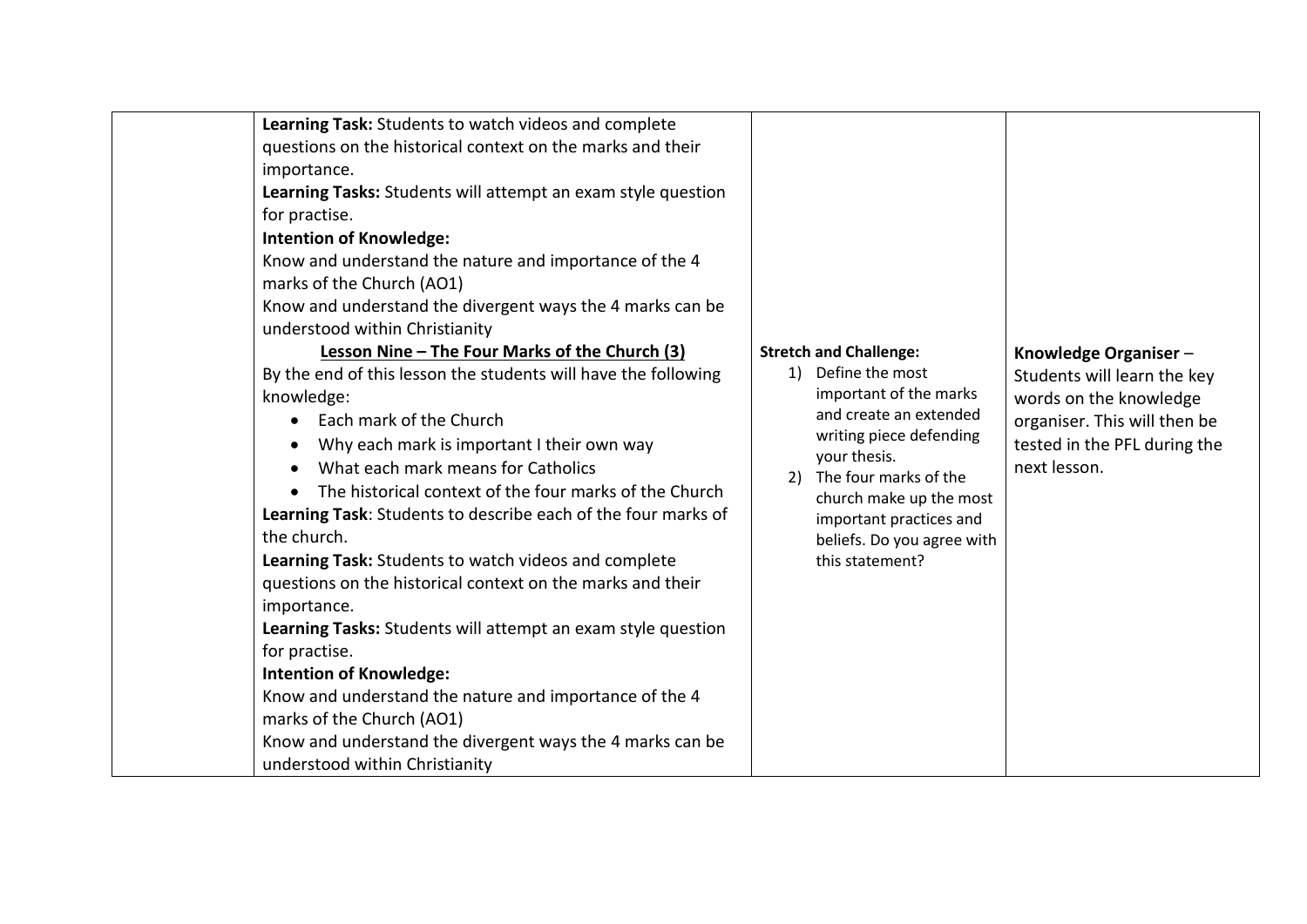| | | | |
|---|---|---|---|
| | **Learning Task:** Students to watch videos and complete questions on the historical context on the marks and their importance.<br>**Learning Tasks:** Students will attempt an exam style question for practise.<br>**Intention of Knowledge:**<br>Know and understand the nature and importance of the 4 marks of the Church (AO1)<br>Know and understand the divergent ways the 4 marks can be understood within Christianity<br>**<u>Lesson Nine – The Four Marks of the Church (3)</u>**<br>By the end of this lesson the students will have the following knowledge:<br>• Each mark of the Church<br>• Why each mark is important I their own way<br>• What each mark means for Catholics<br>• The historical context of the four marks of the Church<br>**Learning Task**: Students to describe each of the four marks of the church.<br>**Learning Task:** Students to watch videos and complete questions on the historical context on the marks and their importance.<br>**Learning Tasks:** Students will attempt an exam style question for practise.<br>**Intention of Knowledge:**<br>Know and understand the nature and importance of the 4 marks of the Church (AO1)<br>Know and understand the divergent ways the 4 marks can be understood within Christianity | **Stretch and Challenge:**<br>1) Define the most important of the marks and create an extended writing piece defending your thesis.<br>2) The four marks of the church make up the most important practices and beliefs. Do you agree with this statement? | **Knowledge Organiser** – Students will learn the key words on the knowledge organiser. This will then be tested in the PFL during the next lesson. |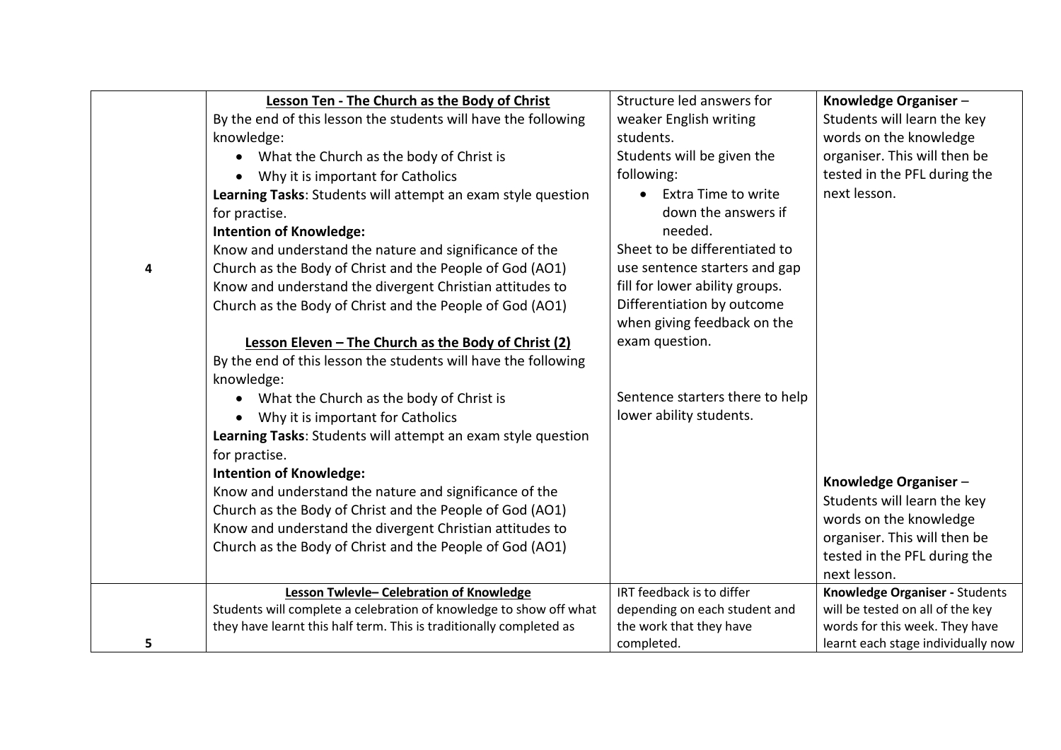| | | | |
|---|---|---|---|
| 4 | **Lesson Ten - The Church as the Body of Christ**<br>By the end of this lesson the students will have the following knowledge:<br>• What the Church as the body of Christ is<br>• Why it is important for Catholics<br>**Learning Tasks**: Students will attempt an exam style question for practise.<br>**Intention of Knowledge:**<br>Know and understand the nature and significance of the Church as the Body of Christ and the People of God (AO1)<br>Know and understand the divergent Christian attitudes to Church as the Body of Christ and the People of God (AO1)<br><br>**Lesson Eleven – The Church as the Body of Christ (2)**<br>By the end of this lesson the students will have the following knowledge:<br>• What the Church as the body of Christ is<br>• Why it is important for Catholics<br>**Learning Tasks**: Students will attempt an exam style question for practise.<br>**Intention of Knowledge:**<br>Know and understand the nature and significance of the Church as the Body of Christ and the People of God (AO1)<br>Know and understand the divergent Christian attitudes to Church as the Body of Christ and the People of God (AO1) | Structure led answers for weaker English writing students.<br>Students will be given the following:<br>• Extra Time to write down the answers if needed.<br>Sheet to be differentiated to use sentence starters and gap fill for lower ability groups.<br>Differentiation by outcome when giving feedback on the exam question.<br><br>Sentence starters there to help lower ability students. | **Knowledge Organiser** – Students will learn the key words on the knowledge organiser. This will then be tested in the PFL during the next lesson.<br><br>**Knowledge Organiser** – Students will learn the key words on the knowledge organiser. This will then be tested in the PFL during the next lesson. |
| 5 | **Lesson Twlevle– Celebration of Knowledge**<br>Students will complete a celebration of knowledge to show off what they have learnt this half term. This is traditionally completed as | IRT feedback is to differ depending on each student and the work that they have completed. | **Knowledge Organiser -** Students will be tested on all of the key words for this week. They have learnt each stage individually now |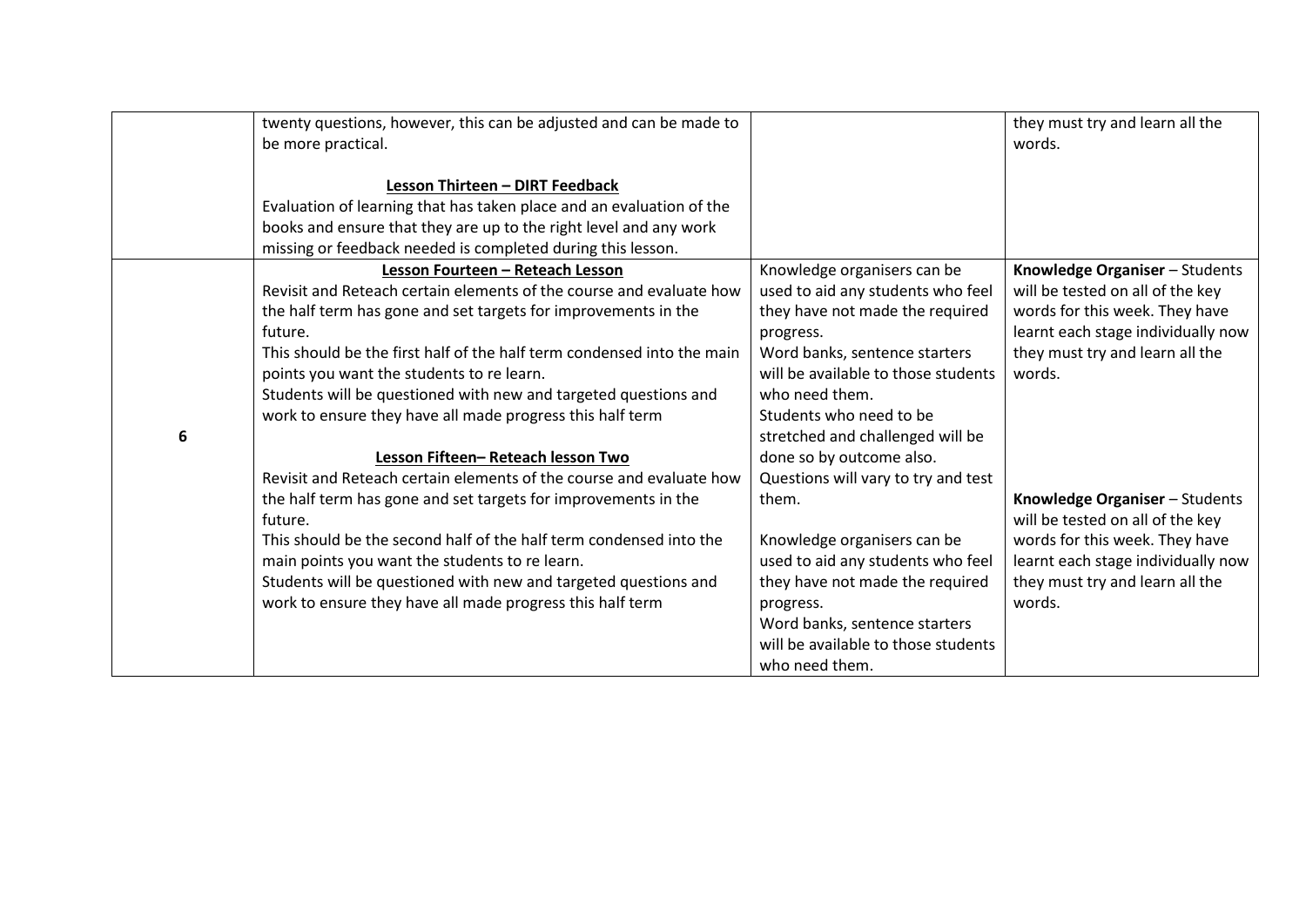| | | | |
|---|---|---|---|
| | twenty questions, however, this can be adjusted and can be made to be more practical.<br><br>**Lesson Thirteen – DIRT Feedback**<br>Evaluation of learning that has taken place and an evaluation of the books and ensure that they are up to the right level and any work missing or feedback needed is completed during this lesson. | | they must try and learn all the words. |
| 6 | **Lesson Fourteen – Reteach Lesson**<br>Revisit and Reteach certain elements of the course and evaluate how the half term has gone and set targets for improvements in the future.<br>This should be the first half of the half term condensed into the main points you want the students to re learn.<br>Students will be questioned with new and targeted questions and work to ensure they have all made progress this half term<br><br>**Lesson Fifteen– Reteach lesson Two**<br>Revisit and Reteach certain elements of the course and evaluate how the half term has gone and set targets for improvements in the future.<br>This should be the second half of the half term condensed into the main points you want the students to re learn.<br>Students will be questioned with new and targeted questions and work to ensure they have all made progress this half term | Knowledge organisers can be used to aid any students who feel they have not made the required progress.<br>Word banks, sentence starters will be available to those students who need them.<br>Students who need to be stretched and challenged will be done so by outcome also.<br>Questions will vary to try and test them.<br><br>Knowledge organisers can be used to aid any students who feel they have not made the required progress.<br>Word banks, sentence starters will be available to those students who need them. | **Knowledge Organiser** – Students will be tested on all of the key words for this week. They have learnt each stage individually now they must try and learn all the words.<br><br>**Knowledge Organiser** – Students will be tested on all of the key words for this week. They have learnt each stage individually now they must try and learn all the words. |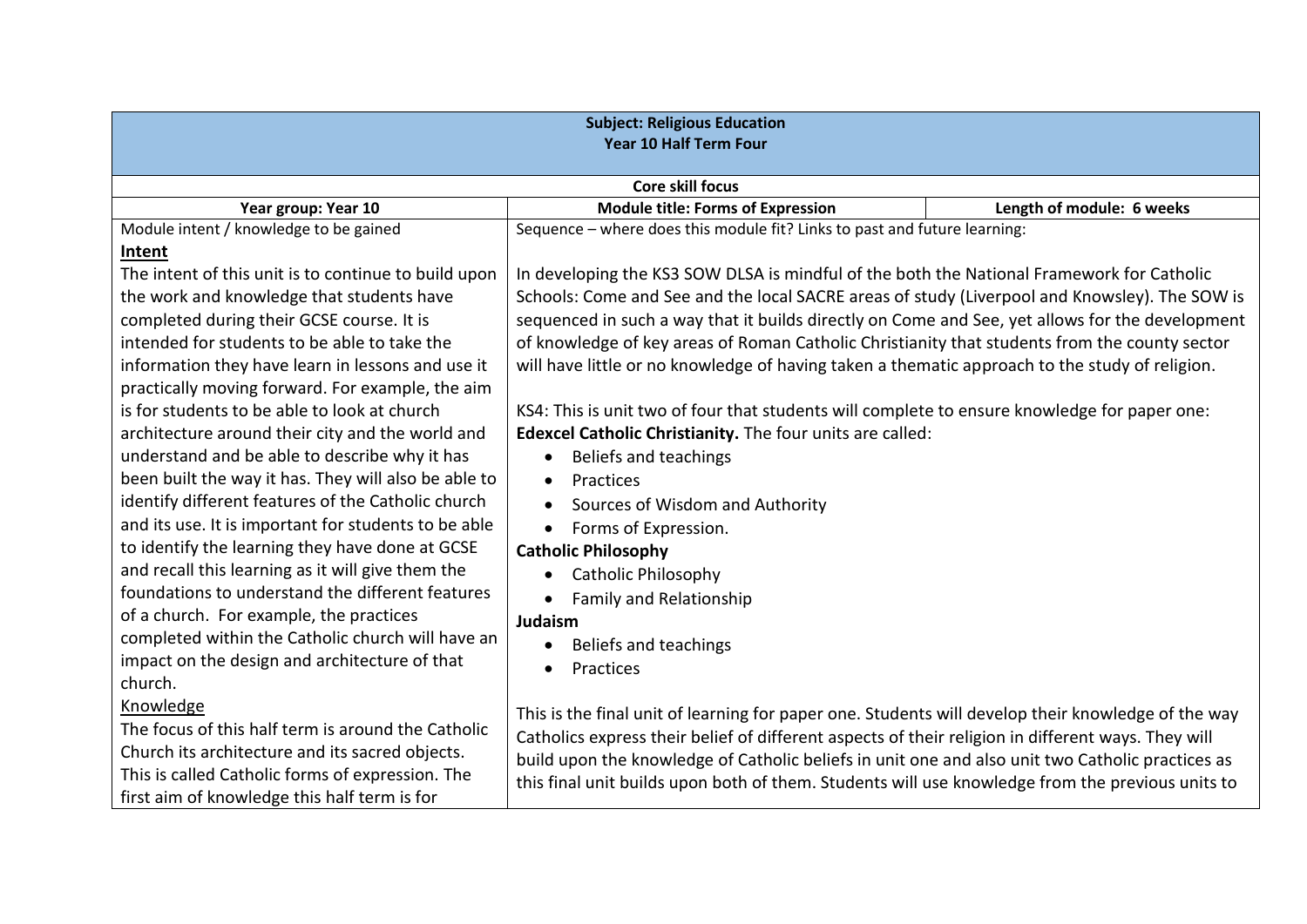| Subject: Religious Education<br>Year 10 Half Term Four | | |
|---|---|---|
| Core skill focus | | |
| **Year group: Year 10** | **Module title: Forms of Expression** | **Length of module: 6 weeks** |
| Module intent / knowledge to be gained<br>**Intent**<br>The intent of this unit is to continue to build upon the work and knowledge that students have completed during their GCSE course. It is intended for students to be able to take the information they have learn in lessons and use it practically moving forward. For example, the aim is for students to be able to look at church architecture around their city and the world and understand and be able to describe why it has been built the way it has. They will also be able to identify different features of the Catholic church and its use. It is important for students to be able to identify the learning they have done at GCSE and recall this learning as it will give them the foundations to understand the different features of a church. For example, the practices completed within the Catholic church will have an impact on the design and architecture of that church.<br>Knowledge<br>The focus of this half term is around the Catholic Church its architecture and its sacred objects. This is called Catholic forms of expression. The first aim of knowledge this half term is for | Sequence – where does this module fit? Links to past and future learning:<br><br>In developing the KS3 SOW DLSA is mindful of the both the National Framework for Catholic Schools: Come and See and the local SACRE areas of study (Liverpool and Knowsley). The SOW is sequenced in such a way that it builds directly on Come and See, yet allows for the development of knowledge of key areas of Roman Catholic Christianity that students from the county sector will have little or no knowledge of having taken a thematic approach to the study of religion.<br><br>KS4: This is unit two of four that students will complete to ensure knowledge for paper one: **Edexcel Catholic Christianity.** The four units are called:<br>• Beliefs and teachings<br>• Practices<br>• Sources of Wisdom and Authority<br>• Forms of Expression.<br>**Catholic Philosophy**<br>• Catholic Philosophy<br>• Family and Relationship<br>**Judaism**<br>• Beliefs and teachings<br>• Practices<br><br>This is the final unit of learning for paper one. Students will develop their knowledge of the way Catholics express their belief of different aspects of their religion in different ways. They will build upon the knowledge of Catholic beliefs in unit one and also unit two Catholic practices as this final unit builds upon both of them. Students will use knowledge from the previous units to | |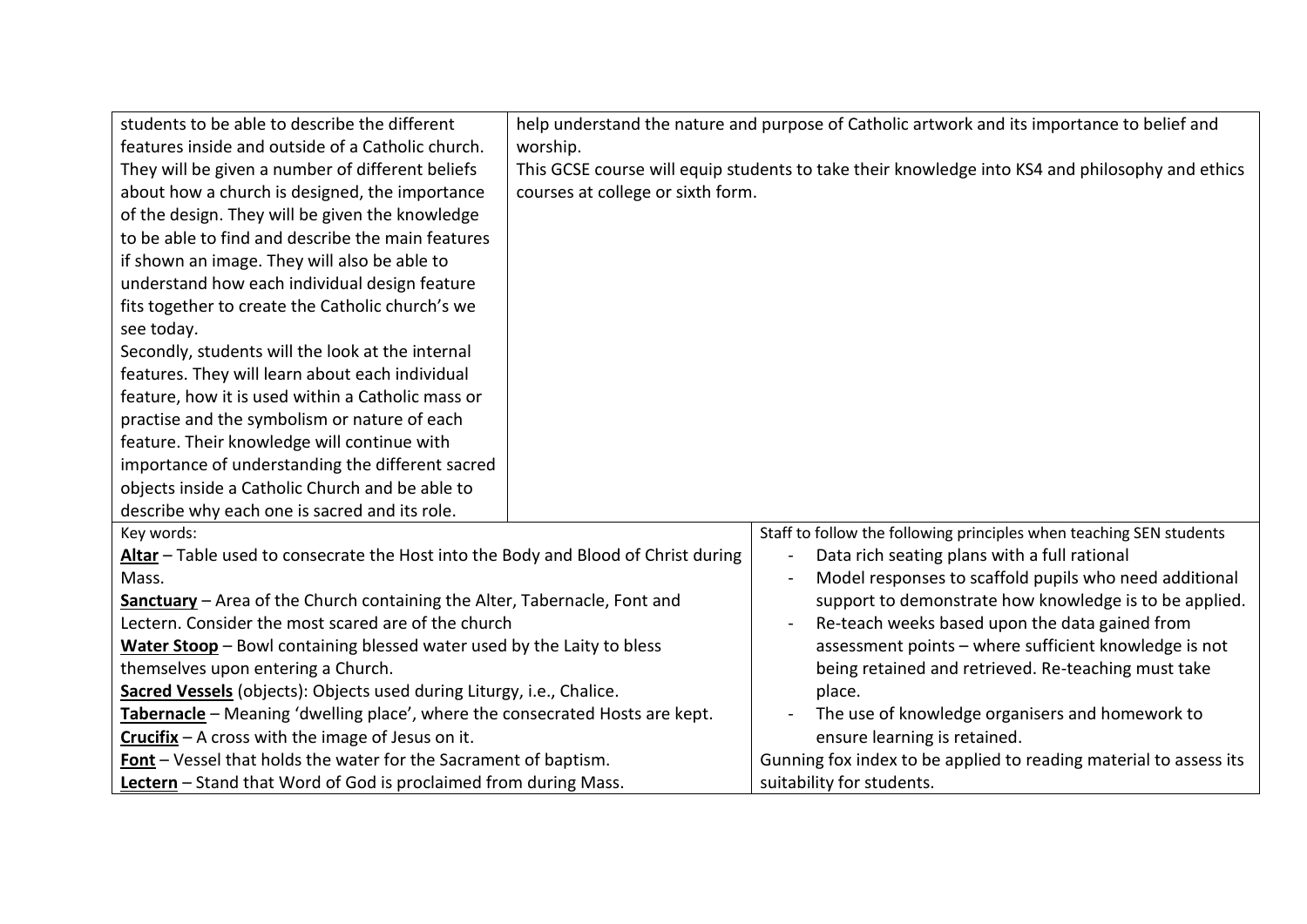| | |
|---|---|
| students to be able to describe the different features inside and outside of a Catholic church. They will be given a number of different beliefs about how a church is designed, the importance of the design. They will be given the knowledge to be able to find and describe the main features if shown an image. They will also be able to understand how each individual design feature fits together to create the Catholic church's we see today.<br>Secondly, students will the look at the internal features. They will learn about each individual feature, how it is used within a Catholic mass or practise and the symbolism or nature of each feature. Their knowledge will continue with importance of understanding the different sacred objects inside a Catholic Church and be able to describe why each one is sacred and its role. | help understand the nature and purpose of Catholic artwork and its importance to belief and worship.<br>This GCSE course will equip students to take their knowledge into KS4 and philosophy and ethics courses at college or sixth form. |

| | |
|---|---|
| Key words:<br>**Altar** – Table used to consecrate the Host into the Body and Blood of Christ during Mass.<br>**Sanctuary** – Area of the Church containing the Alter, Tabernacle, Font and Lectern. Consider the most scared are of the church<br>**Water Stoop** – Bowl containing blessed water used by the Laity to bless themselves upon entering a Church.<br>**Sacred Vessels** (objects): Objects used during Liturgy, i.e., Chalice.<br>**Tabernacle** – Meaning 'dwelling place', where the consecrated Hosts are kept.<br>**Crucifix** – A cross with the image of Jesus on it.<br>**Font** – Vessel that holds the water for the Sacrament of baptism.<br>**Lectern** – Stand that Word of God is proclaimed from during Mass. | Staff to follow the following principles when teaching SEN students<br>- Data rich seating plans with a full rational<br>- Model responses to scaffold pupils who need additional support to demonstrate how knowledge is to be applied.<br>- Re-teach weeks based upon the data gained from assessment points – where sufficient knowledge is not being retained and retrieved. Re-teaching must take place.<br>- The use of knowledge organisers and homework to ensure learning is retained.<br>Gunning fox index to be applied to reading material to assess its suitability for students. |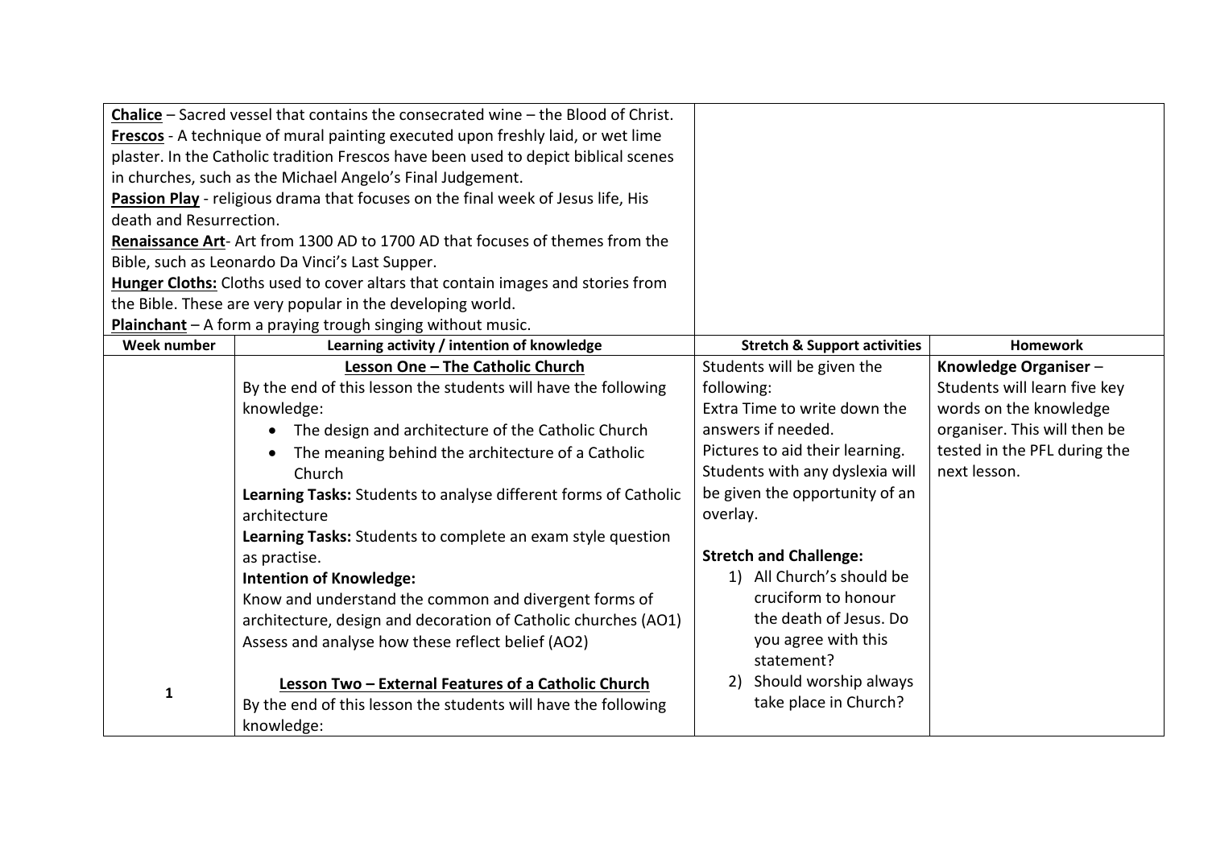| | | | |
|---|---|---|---|
| **Chalice** – Sacred vessel that contains the consecrated wine – the Blood of Christ.<br>**Frescos** - A technique of mural painting executed upon freshly laid, or wet lime plaster. In the Catholic tradition Frescos have been used to depict biblical scenes in churches, such as the Michael Angelo's Final Judgement.<br>**Passion Play** - religious drama that focuses on the final week of Jesus life, His death and Resurrection.<br>**Renaissance Art**- Art from 1300 AD to 1700 AD that focuses of themes from the Bible, such as Leonardo Da Vinci's Last Supper.<br>**Hunger Cloths:** Cloths used to cover altars that contain images and stories from the Bible. These are very popular in the developing world.<br>**Plainchant** – A form a praying trough singing without music. | | | |
| **Week number** | **Learning activity / intention of knowledge** | **Stretch & Support activities** | **Homework** |
| 1 | **Lesson One – The Catholic Church**<br>By the end of this lesson the students will have the following knowledge:<br>• The design and architecture of the Catholic Church<br>• The meaning behind the architecture of a Catholic Church<br>**Learning Tasks:** Students to analyse different forms of Catholic architecture<br>**Learning Tasks:** Students to complete an exam style question as practise.<br>**Intention of Knowledge:**<br>Know and understand the common and divergent forms of architecture, design and decoration of Catholic churches (AO1)<br>Assess and analyse how these reflect belief (AO2)<br><br>**Lesson Two – External Features of a Catholic Church**<br>By the end of this lesson the students will have the following knowledge: | Students will be given the following:<br>Extra Time to write down the answers if needed.<br>Pictures to aid their learning.<br>Students with any dyslexia will be given the opportunity of an overlay.<br><br>**Stretch and Challenge:**<br>1) All Church's should be cruciform to honour the death of Jesus. Do you agree with this statement?<br>2) Should worship always take place in Church? | **Knowledge Organiser** – Students will learn five key words on the knowledge organiser. This will then be tested in the PFL during the next lesson. |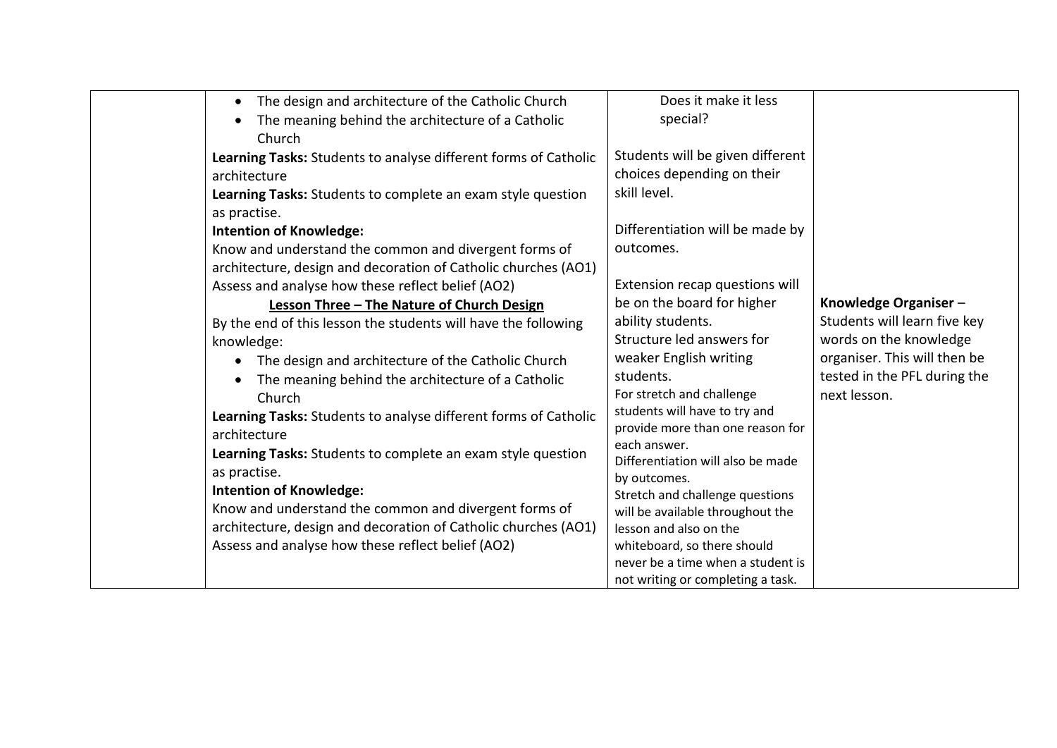|  |  |  |  |
|---|---|---|---|
|  | • The design and architecture of the Catholic Church<br>• The meaning behind the architecture of a Catholic Church<br>**Learning Tasks:** Students to analyse different forms of Catholic architecture<br>**Learning Tasks:** Students to complete an exam style question as practise.<br>**Intention of Knowledge:**<br>Know and understand the common and divergent forms of architecture, design and decoration of Catholic churches (AO1)<br>Assess and analyse how these reflect belief (AO2)<br>**<u>Lesson Three – The Nature of Church Design</u>**<br>By the end of this lesson the students will have the following knowledge:<br>• The design and architecture of the Catholic Church<br>• The meaning behind the architecture of a Catholic Church<br>**Learning Tasks:** Students to analyse different forms of Catholic architecture<br>**Learning Tasks:** Students to complete an exam style question as practise.<br>**Intention of Knowledge:**<br>Know and understand the common and divergent forms of architecture, design and decoration of Catholic churches (AO1)<br>Assess and analyse how these reflect belief (AO2) | Does it make it less special?<br><br>Students will be given different choices depending on their skill level.<br><br>Differentiation will be made by outcomes.<br><br>Extension recap questions will be on the board for higher ability students.<br>Structure led answers for weaker English writing students.<br>For stretch and challenge students will have to try and provide more than one reason for each answer.<br>Differentiation will also be made by outcomes.<br>Stretch and challenge questions will be available throughout the lesson and also on the whiteboard, so there should never be a time when a student is not writing or completing a task. | **Knowledge Organiser** – Students will learn five key words on the knowledge organiser. This will then be tested in the PFL during the next lesson. |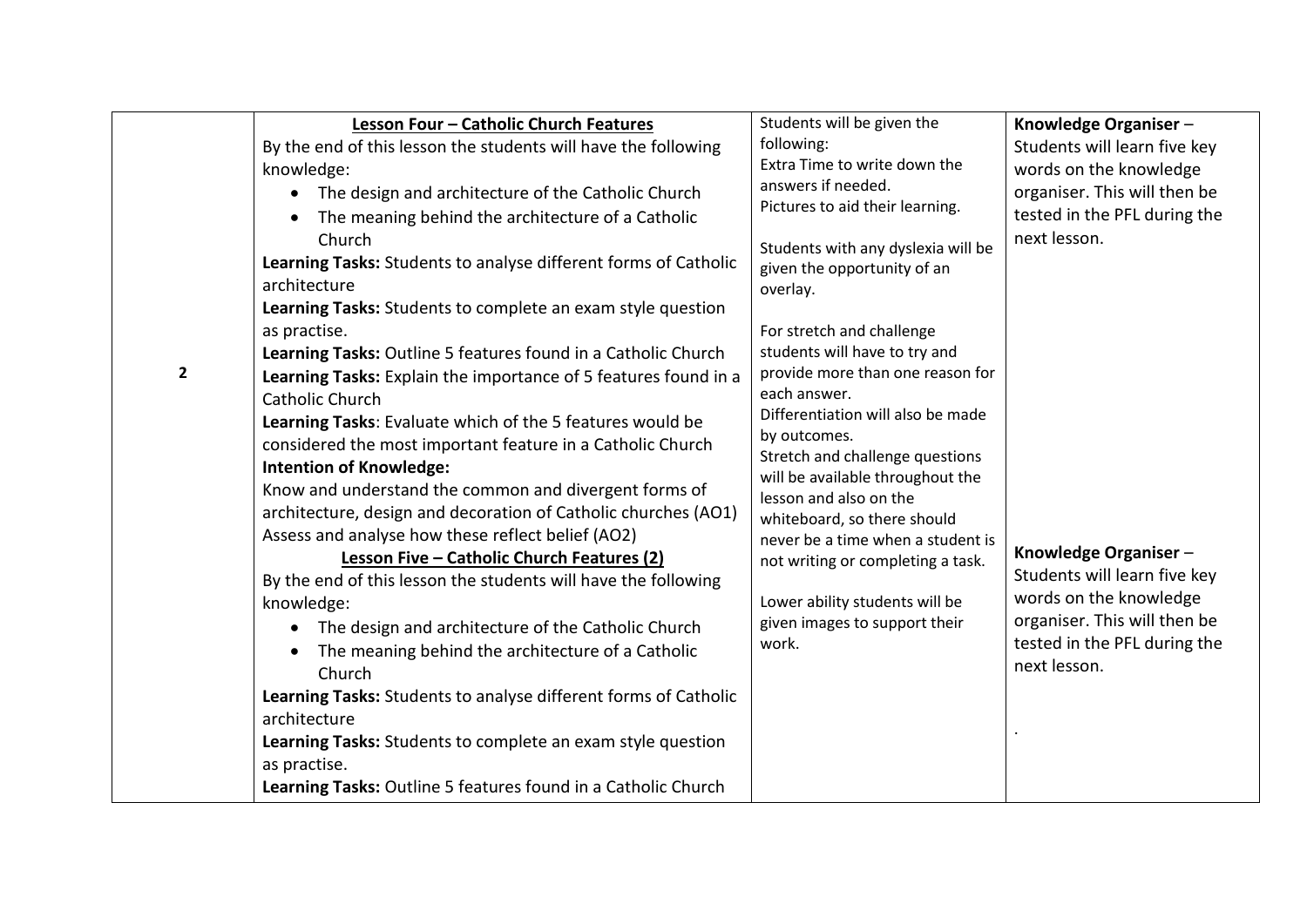|   |   |   |   |
|---|---|---|---|
| 2 | **Lesson Four – Catholic Church Features**<br>By the end of this lesson the students will have the following knowledge:<br>• The design and architecture of the Catholic Church<br>• The meaning behind the architecture of a Catholic Church<br>**Learning Tasks:** Students to analyse different forms of Catholic architecture<br>**Learning Tasks:** Students to complete an exam style question as practise.<br>**Learning Tasks:** Outline 5 features found in a Catholic Church<br>**Learning Tasks:** Explain the importance of 5 features found in a Catholic Church<br>**Learning Tasks**: Evaluate which of the 5 features would be considered the most important feature in a Catholic Church<br>**Intention of Knowledge:**<br>Know and understand the common and divergent forms of architecture, design and decoration of Catholic churches (AO1)<br>Assess and analyse how these reflect belief (AO2)<br>**Lesson Five – Catholic Church Features (2)**<br>By the end of this lesson the students will have the following knowledge:<br>• The design and architecture of the Catholic Church<br>• The meaning behind the architecture of a Catholic Church<br>**Learning Tasks:** Students to analyse different forms of Catholic architecture<br>**Learning Tasks:** Students to complete an exam style question as practise.<br>**Learning Tasks:** Outline 5 features found in a Catholic Church | Students will be given the following:<br>Extra Time to write down the answers if needed.<br>Pictures to aid their learning.<br><br>Students with any dyslexia will be given the opportunity of an overlay.<br><br>For stretch and challenge students will have to try and provide more than one reason for each answer.<br>Differentiation will also be made by outcomes.<br>Stretch and challenge questions will be available throughout the lesson and also on the whiteboard, so there should never be a time when a student is not writing or completing a task.<br><br>Lower ability students will be given images to support their work. | **Knowledge Organiser** – Students will learn five key words on the knowledge organiser. This will then be tested in the PFL during the next lesson.<br><br>**Knowledge Organiser** – Students will learn five key words on the knowledge organiser. This will then be tested in the PFL during the next lesson.<br><br>. |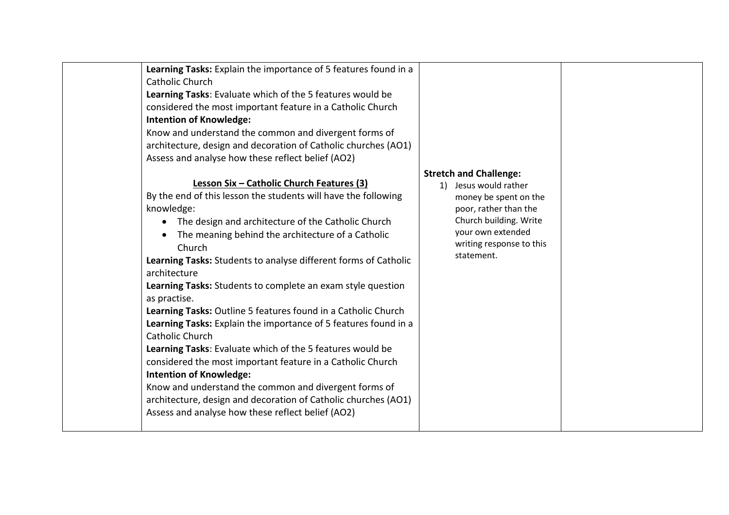| | | | |
|---|---|---|---|
| | **Learning Tasks:** Explain the importance of 5 features found in a Catholic Church<br>**Learning Tasks**: Evaluate which of the 5 features would be considered the most important feature in a Catholic Church<br>**Intention of Knowledge:**<br>Know and understand the common and divergent forms of architecture, design and decoration of Catholic churches (AO1)<br>Assess and analyse how these reflect belief (AO2)<br><br>**<u>Lesson Six – Catholic Church Features (3)</u>**<br>By the end of this lesson the students will have the following knowledge:<br>• The design and architecture of the Catholic Church<br>• The meaning behind the architecture of a Catholic Church<br>**Learning Tasks:** Students to analyse different forms of Catholic architecture<br>**Learning Tasks:** Students to complete an exam style question as practise.<br>**Learning Tasks:** Outline 5 features found in a Catholic Church<br>**Learning Tasks:** Explain the importance of 5 features found in a Catholic Church<br>**Learning Tasks**: Evaluate which of the 5 features would be considered the most important feature in a Catholic Church<br>**Intention of Knowledge:**<br>Know and understand the common and divergent forms of architecture, design and decoration of Catholic churches (AO1)<br>Assess and analyse how these reflect belief (AO2) | **Stretch and Challenge:**<br>1) Jesus would rather money be spent on the poor, rather than the Church building. Write your own extended writing response to this statement. | |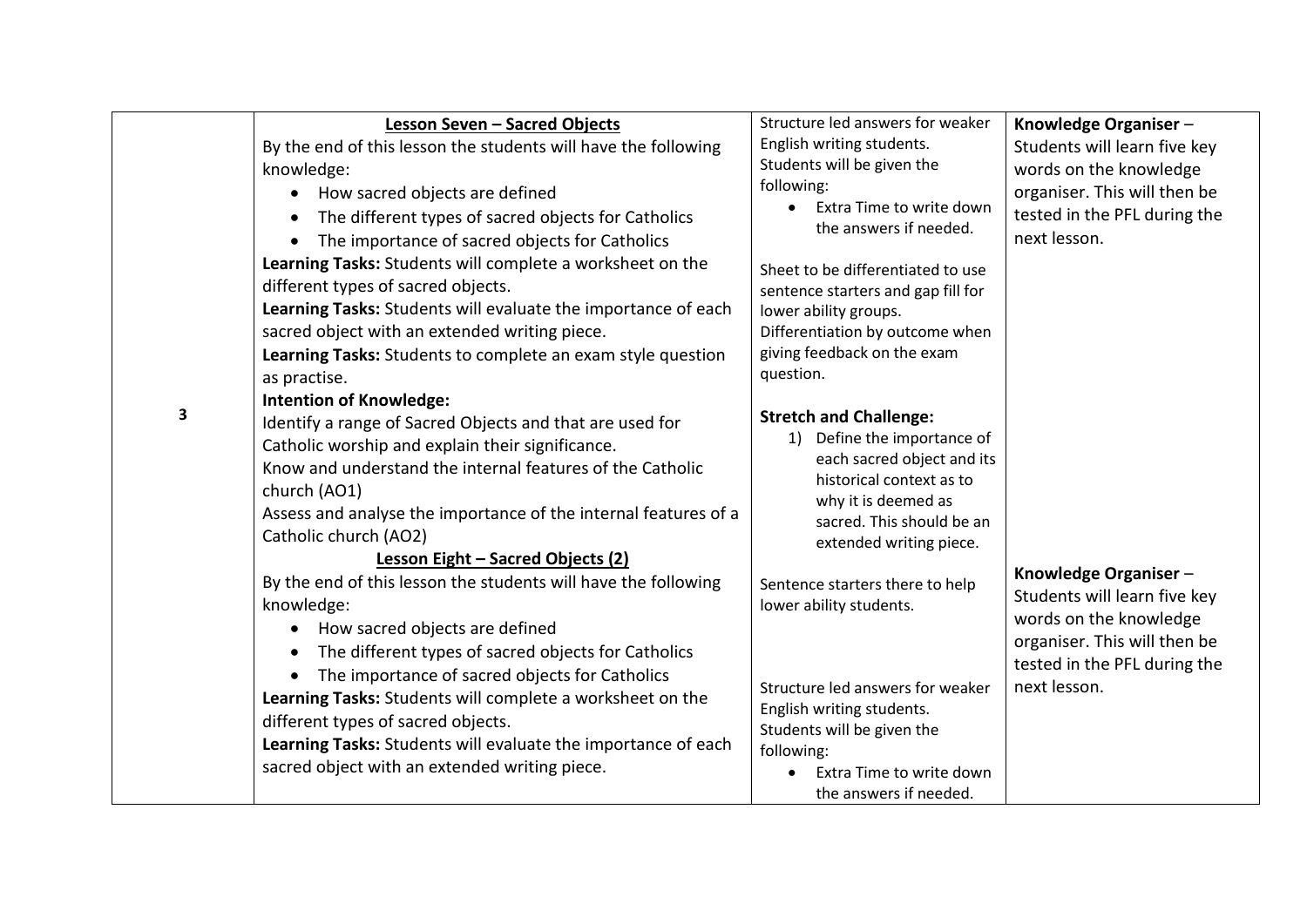| | | | |
|---|---|---|---|
| **3** | **Lesson Seven – Sacred Objects**<br>By the end of this lesson the students will have the following knowledge:<br>• How sacred objects are defined<br>• The different types of sacred objects for Catholics<br>• The importance of sacred objects for Catholics<br>**Learning Tasks:** Students will complete a worksheet on the different types of sacred objects.<br>**Learning Tasks:** Students will evaluate the importance of each sacred object with an extended writing piece.<br>**Learning Tasks:** Students to complete an exam style question as practise.<br>**Intention of Knowledge:**<br>Identify a range of Sacred Objects and that are used for Catholic worship and explain their significance.<br>Know and understand the internal features of the Catholic church (AO1)<br>Assess and analyse the importance of the internal features of a Catholic church (AO2) | Structure led answers for weaker English writing students.<br>Students will be given the following:<br>• Extra Time to write down the answers if needed.<br><br>Sheet to be differentiated to use sentence starters and gap fill for lower ability groups.<br>Differentiation by outcome when giving feedback on the exam question.<br><br>**Stretch and Challenge:**<br>1) Define the importance of each sacred object and its historical context as to why it is deemed as sacred. This should be an extended writing piece. | **Knowledge Organiser** – Students will learn five key words on the knowledge organiser. This will then be tested in the PFL during the next lesson. |
| | **Lesson Eight – Sacred Objects (2)**<br>By the end of this lesson the students will have the following knowledge:<br>• How sacred objects are defined<br>• The different types of sacred objects for Catholics<br>• The importance of sacred objects for Catholics<br>**Learning Tasks:** Students will complete a worksheet on the different types of sacred objects.<br>**Learning Tasks:** Students will evaluate the importance of each sacred object with an extended writing piece. | Sentence starters there to help lower ability students.<br><br>Structure led answers for weaker English writing students.<br>Students will be given the following:<br>• Extra Time to write down the answers if needed. | **Knowledge Organiser** – Students will learn five key words on the knowledge organiser. This will then be tested in the PFL during the next lesson. |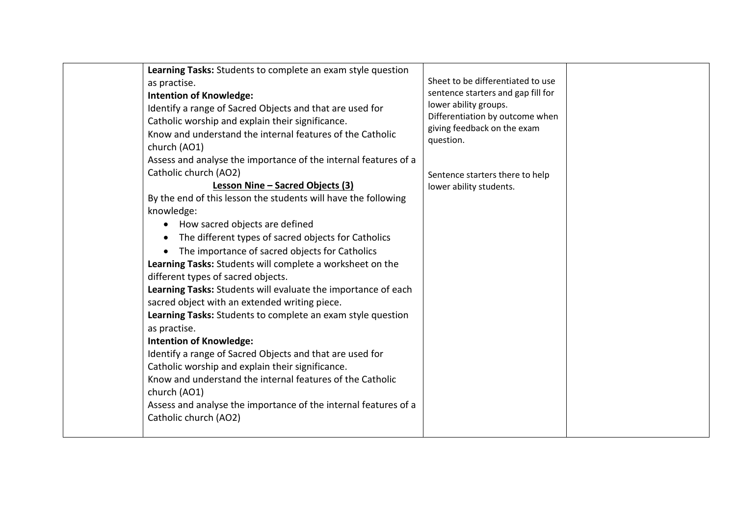| | | | |
|---|---|---|---|
| | **Learning Tasks:** Students to complete an exam style question as practise.<br>**Intention of Knowledge:**<br>Identify a range of Sacred Objects and that are used for Catholic worship and explain their significance.<br>Know and understand the internal features of the Catholic church (AO1)<br>Assess and analyse the importance of the internal features of a Catholic church (AO2)<br>**<u>Lesson Nine – Sacred Objects (3)</u>**<br>By the end of this lesson the students will have the following knowledge:<br>• How sacred objects are defined<br>• The different types of sacred objects for Catholics<br>• The importance of sacred objects for Catholics<br>**Learning Tasks:** Students will complete a worksheet on the different types of sacred objects.<br>**Learning Tasks:** Students will evaluate the importance of each sacred object with an extended writing piece.<br>**Learning Tasks:** Students to complete an exam style question as practise.<br>**Intention of Knowledge:**<br>Identify a range of Sacred Objects and that are used for Catholic worship and explain their significance.<br>Know and understand the internal features of the Catholic church (AO1)<br>Assess and analyse the importance of the internal features of a Catholic church (AO2) | Sheet to be differentiated to use sentence starters and gap fill for lower ability groups.<br>Differentiation by outcome when giving feedback on the exam question.<br><br>Sentence starters there to help lower ability students. | |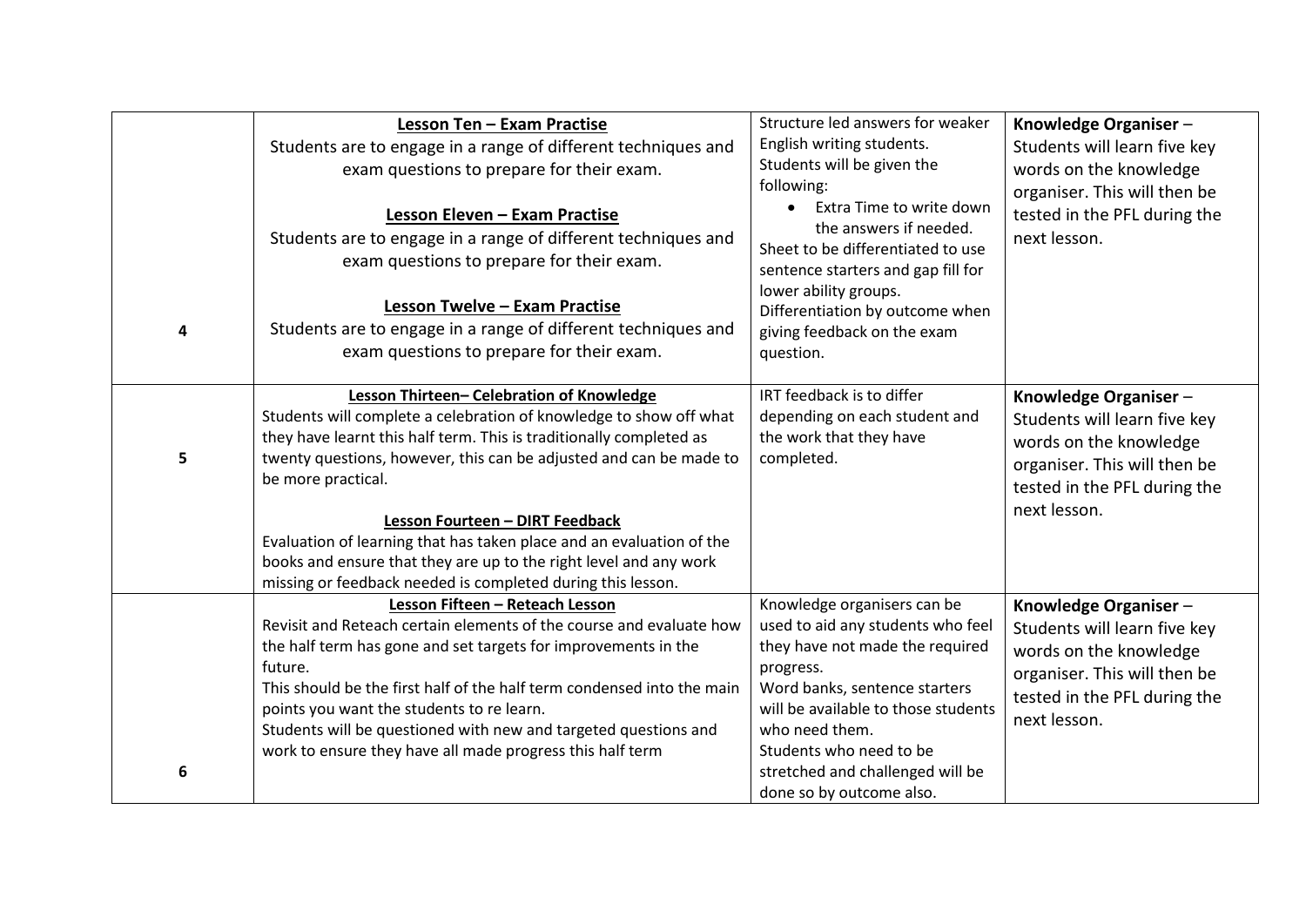| | | | |
|---|---|---|---|
| 4 | **<u>Lesson Ten – Exam Practise</u>**<br>Students are to engage in a range of different techniques and exam questions to prepare for their exam.<br><br>**<u>Lesson Eleven – Exam Practise</u>**<br>Students are to engage in a range of different techniques and exam questions to prepare for their exam.<br><br>**<u>Lesson Twelve – Exam Practise</u>**<br>Students are to engage in a range of different techniques and exam questions to prepare for their exam. | Structure led answers for weaker English writing students.<br>Students will be given the following:<br>• Extra Time to write down the answers if needed.<br>Sheet to be differentiated to use sentence starters and gap fill for lower ability groups.<br>Differentiation by outcome when giving feedback on the exam question. | **Knowledge Organiser** – Students will learn five key words on the knowledge organiser. This will then be tested in the PFL during the next lesson. |
| 5 | **<u>Lesson Thirteen– Celebration of Knowledge</u>**<br>Students will complete a celebration of knowledge to show off what they have learnt this half term. This is traditionally completed as twenty questions, however, this can be adjusted and can be made to be more practical.<br><br>**<u>Lesson Fourteen – DIRT Feedback</u>**<br>Evaluation of learning that has taken place and an evaluation of the books and ensure that they are up to the right level and any work missing or feedback needed is completed during this lesson. | IRT feedback is to differ depending on each student and the work that they have completed. | **Knowledge Organiser** – Students will learn five key words on the knowledge organiser. This will then be tested in the PFL during the next lesson. |
| 6 | **<u>Lesson Fifteen – Reteach Lesson</u>**<br>Revisit and Reteach certain elements of the course and evaluate how the half term has gone and set targets for improvements in the future.<br>This should be the first half of the half term condensed into the main points you want the students to re learn.<br>Students will be questioned with new and targeted questions and work to ensure they have all made progress this half term | Knowledge organisers can be used to aid any students who feel they have not made the required progress.<br>Word banks, sentence starters will be available to those students who need them.<br>Students who need to be stretched and challenged will be done so by outcome also. | **Knowledge Organiser** – Students will learn five key words on the knowledge organiser. This will then be tested in the PFL during the next lesson. |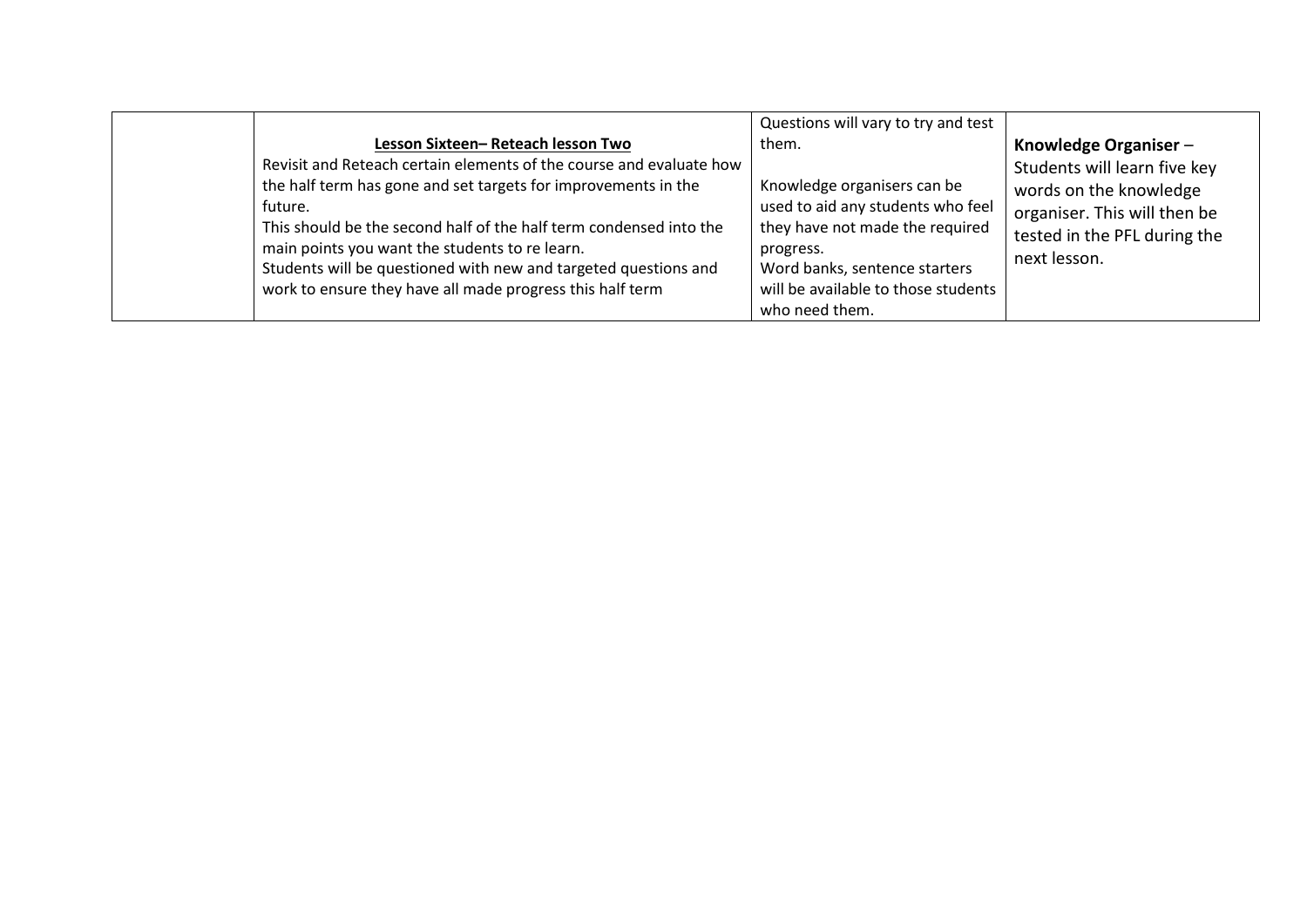|  | **Lesson Sixteen– Reteach lesson Two**<br>Revisit and Reteach certain elements of the course and evaluate how the half term has gone and set targets for improvements in the future.<br>This should be the second half of the half term condensed into the main points you want the students to re learn.<br>Students will be questioned with new and targeted questions and work to ensure they have all made progress this half term | Questions will vary to try and test them.<br><br>Knowledge organisers can be used to aid any students who feel they have not made the required progress.<br>Word banks, sentence starters will be available to those students who need them. | **Knowledge Organiser** – Students will learn five key words on the knowledge organiser. This will then be tested in the PFL during the next lesson. |
|---|---|---|---|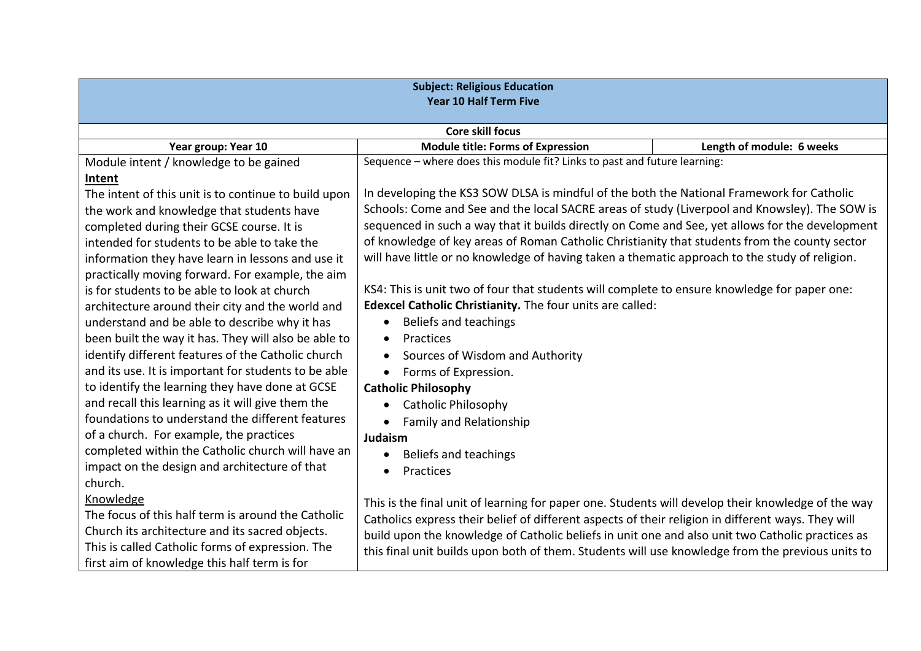| **Subject: Religious Education**<br>**Year 10 Half Term Five** | | |
|---|---|---|
| **Core skill focus** | | |
| **Year group: Year 10** | **Module title: Forms of Expression** | **Length of module: 6 weeks** |
| Module intent / knowledge to be gained<br>**<u>Intent</u>**<br>The intent of this unit is to continue to build upon the work and knowledge that students have completed during their GCSE course. It is intended for students to be able to take the information they have learn in lessons and use it practically moving forward. For example, the aim is for students to be able to look at church architecture around their city and the world and understand and be able to describe why it has been built the way it has. They will also be able to identify different features of the Catholic church and its use. It is important for students to be able to identify the learning they have done at GCSE and recall this learning as it will give them the foundations to understand the different features of a church. For example, the practices completed within the Catholic church will have an impact on the design and architecture of that church.<br><u>Knowledge</u><br>The focus of this half term is around the Catholic Church its architecture and its sacred objects. This is called Catholic forms of expression. The first aim of knowledge this half term is for | Sequence – where does this module fit? Links to past and future learning:<br><br>In developing the KS3 SOW DLSA is mindful of the both the National Framework for Catholic Schools: Come and See and the local SACRE areas of study (Liverpool and Knowsley). The SOW is sequenced in such a way that it builds directly on Come and See, yet allows for the development of knowledge of key areas of Roman Catholic Christianity that students from the county sector will have little or no knowledge of having taken a thematic approach to the study of religion.<br><br>KS4: This is unit two of four that students will complete to ensure knowledge for paper one: **Edexcel Catholic Christianity.** The four units are called:<br>• Beliefs and teachings<br>• Practices<br>• Sources of Wisdom and Authority<br>• Forms of Expression.<br>**Catholic Philosophy**<br>• Catholic Philosophy<br>• Family and Relationship<br>**Judaism**<br>• Beliefs and teachings<br>• Practices<br><br>This is the final unit of learning for paper one. Students will develop their knowledge of the way Catholics express their belief of different aspects of their religion in different ways. They will build upon the knowledge of Catholic beliefs in unit one and also unit two Catholic practices as this final unit builds upon both of them. Students will use knowledge from the previous units to | |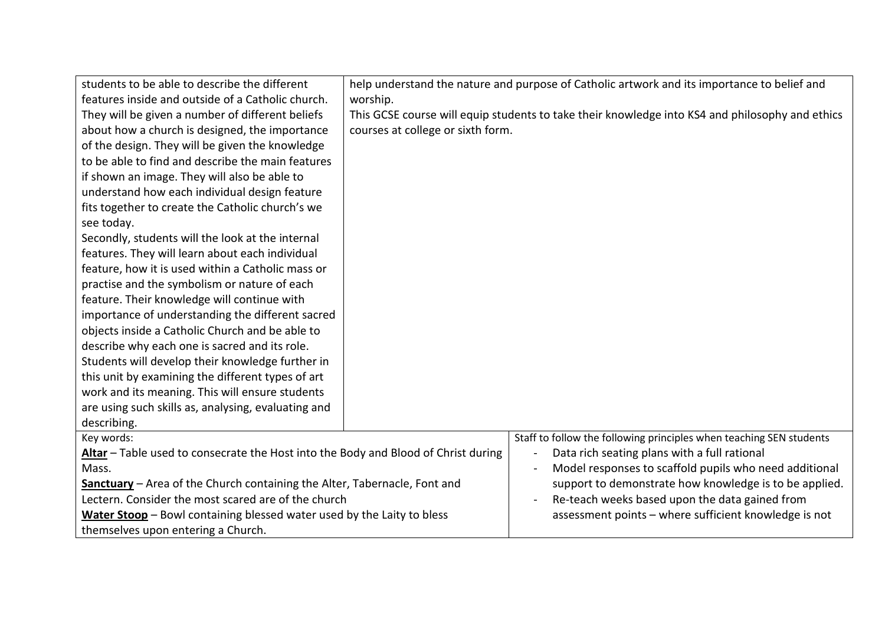| | |
|---|---|
| students to be able to describe the different features inside and outside of a Catholic church. They will be given a number of different beliefs about how a church is designed, the importance of the design. They will be given the knowledge to be able to find and describe the main features if shown an image. They will also be able to understand how each individual design feature fits together to create the Catholic church's we see today.<br>Secondly, students will the look at the internal features. They will learn about each individual feature, how it is used within a Catholic mass or practise and the symbolism or nature of each feature. Their knowledge will continue with importance of understanding the different sacred objects inside a Catholic Church and be able to describe why each one is sacred and its role.<br>Students will develop their knowledge further in this unit by examining the different types of art work and its meaning. This will ensure students are using such skills as, analysing, evaluating and describing. | help understand the nature and purpose of Catholic artwork and its importance to belief and worship.<br>This GCSE course will equip students to take their knowledge into KS4 and philosophy and ethics courses at college or sixth form. |
| Key words:<br>**Altar** – Table used to consecrate the Host into the Body and Blood of Christ during Mass.<br>**Sanctuary** – Area of the Church containing the Alter, Tabernacle, Font and Lectern. Consider the most scared are of the church<br>**Water Stoop** – Bowl containing blessed water used by the Laity to bless themselves upon entering a Church. | Staff to follow the following principles when teaching SEN students<br>- Data rich seating plans with a full rational<br>- Model responses to scaffold pupils who need additional support to demonstrate how knowledge is to be applied.<br>- Re-teach weeks based upon the data gained from assessment points – where sufficient knowledge is not |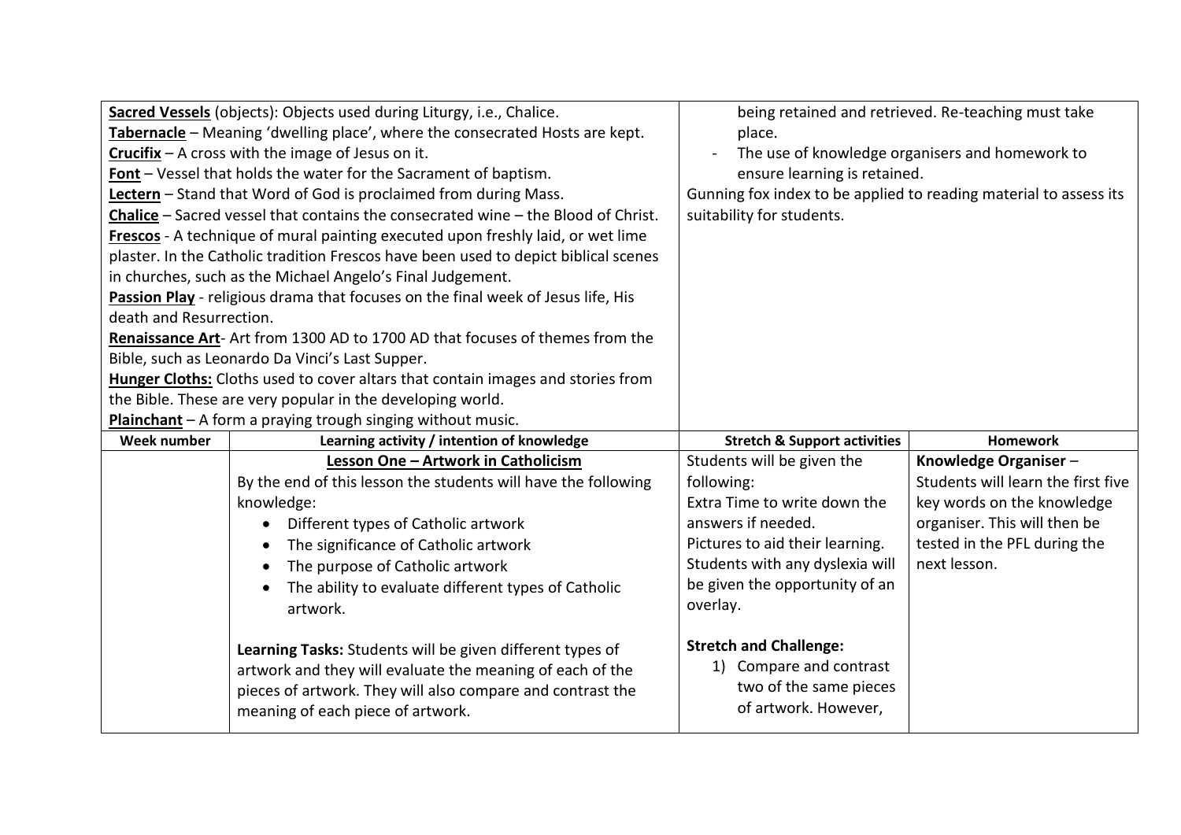| | | | |
|---|---|---|---|
| **Sacred Vessels** (objects): Objects used during Liturgy, i.e., Chalice.<br>**Tabernacle** – Meaning 'dwelling place', where the consecrated Hosts are kept.<br>**Crucifix** – A cross with the image of Jesus on it.<br>**Font** – Vessel that holds the water for the Sacrament of baptism.<br>**Lectern** – Stand that Word of God is proclaimed from during Mass.<br>**Chalice** – Sacred vessel that contains the consecrated wine – the Blood of Christ.<br>**Frescos** - A technique of mural painting executed upon freshly laid, or wet lime plaster. In the Catholic tradition Frescos have been used to depict biblical scenes in churches, such as the Michael Angelo's Final Judgement.<br>**Passion Play** - religious drama that focuses on the final week of Jesus life, His death and Resurrection.<br>**Renaissance Art**- Art from 1300 AD to 1700 AD that focuses of themes from the Bible, such as Leonardo Da Vinci's Last Supper.<br>**Hunger Cloths:** Cloths used to cover altars that contain images and stories from the Bible. These are very popular in the developing world.<br>**Plainchant** – A form a praying trough singing without music. | | being retained and retrieved. Re-teaching must take place.<br>- The use of knowledge organisers and homework to ensure learning is retained.<br>Gunning fox index to be applied to reading material to assess its suitability for students. | |
| **Week number** | **Learning activity / intention of knowledge** | **Stretch & Support activities** | **Homework** |
| | **Lesson One – Artwork in Catholicism**<br>By the end of this lesson the students will have the following knowledge:<br>• Different types of Catholic artwork<br>• The significance of Catholic artwork<br>• The purpose of Catholic artwork<br>• The ability to evaluate different types of Catholic artwork.<br><br>**Learning Tasks:** Students will be given different types of artwork and they will evaluate the meaning of each of the pieces of artwork. They will also compare and contrast the meaning of each piece of artwork. | Students will be given the following:<br>Extra Time to write down the answers if needed.<br>Pictures to aid their learning.<br>Students with any dyslexia will be given the opportunity of an overlay.<br><br>**Stretch and Challenge:**<br>1) Compare and contrast two of the same pieces of artwork. However, | **Knowledge Organiser** – Students will learn the first five key words on the knowledge organiser. This will then be tested in the PFL during the next lesson. |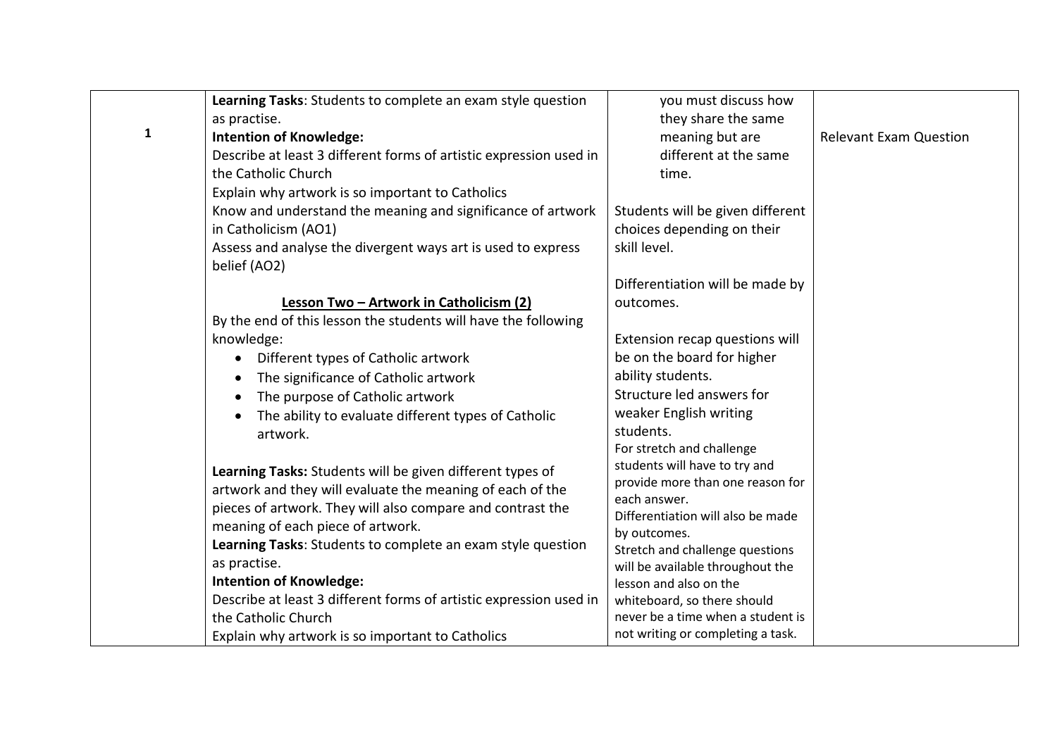| | | | |
|---|---|---|---|
| 1 | **Learning Tasks**: Students to complete an exam style question as practise.<br>**Intention of Knowledge:**<br>Describe at least 3 different forms of artistic expression used in the Catholic Church<br>Explain why artwork is so important to Catholics<br>Know and understand the meaning and significance of artwork in Catholicism (AO1)<br>Assess and analyse the divergent ways art is used to express belief (AO2)<br><br>**<u>Lesson Two – Artwork in Catholicism (2)</u>**<br>By the end of this lesson the students will have the following knowledge:<br>• Different types of Catholic artwork<br>• The significance of Catholic artwork<br>• The purpose of Catholic artwork<br>• The ability to evaluate different types of Catholic artwork.<br><br>**Learning Tasks:** Students will be given different types of artwork and they will evaluate the meaning of each of the pieces of artwork. They will also compare and contrast the meaning of each piece of artwork.<br>**Learning Tasks**: Students to complete an exam style question as practise.<br>**Intention of Knowledge:**<br>Describe at least 3 different forms of artistic expression used in the Catholic Church<br>Explain why artwork is so important to Catholics | you must discuss how they share the same meaning but are different at the same time.<br><br>Students will be given different choices depending on their skill level.<br><br>Differentiation will be made by outcomes.<br><br>Extension recap questions will be on the board for higher ability students.<br>Structure led answers for weaker English writing students.<br>For stretch and challenge students will have to try and provide more than one reason for each answer.<br>Differentiation will also be made by outcomes.<br>Stretch and challenge questions will be available throughout the lesson and also on the whiteboard, so there should never be a time when a student is not writing or completing a task. | Relevant Exam Question |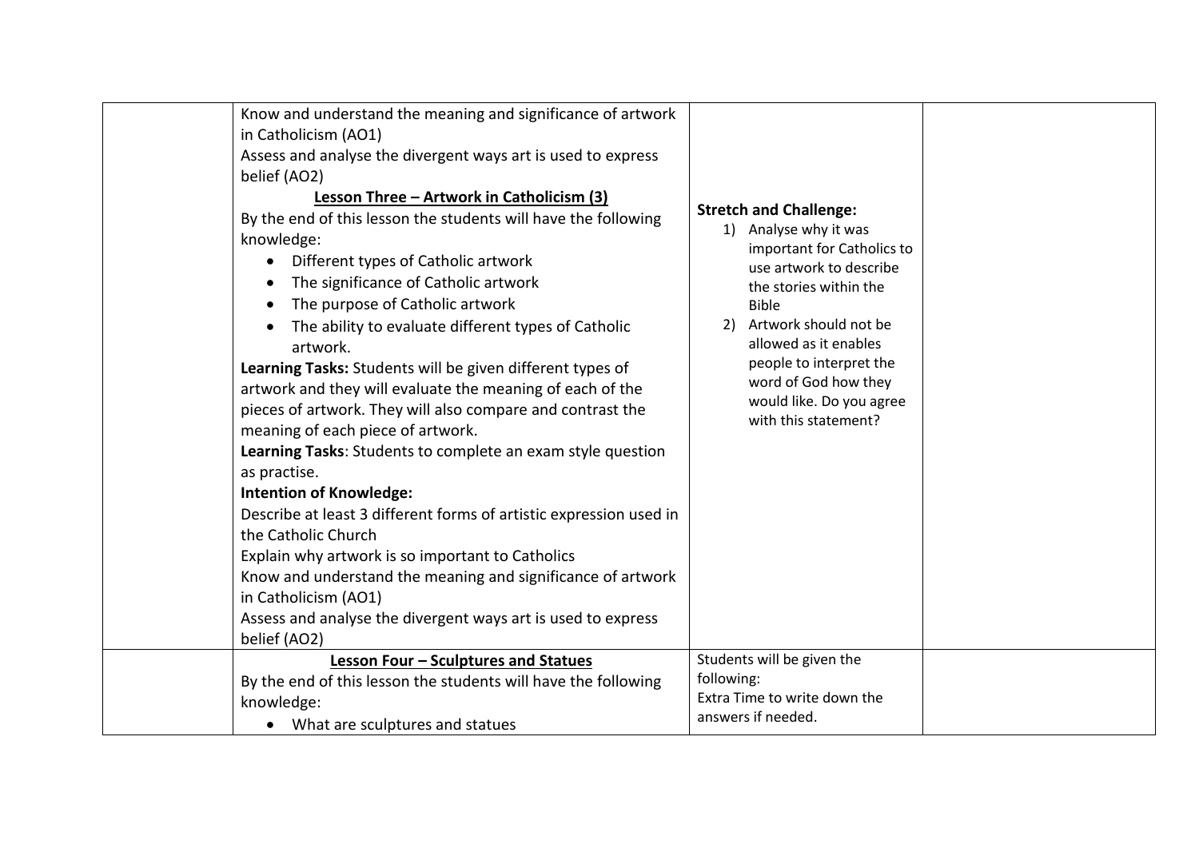| | | | |
|---|---|---|---|
| | Know and understand the meaning and significance of artwork in Catholicism (AO1)<br>Assess and analyse the divergent ways art is used to express belief (AO2)<br>**<u>Lesson Three – Artwork in Catholicism (3)</u>**<br>By the end of this lesson the students will have the following knowledge:<br>• Different types of Catholic artwork<br>• The significance of Catholic artwork<br>• The purpose of Catholic artwork<br>• The ability to evaluate different types of Catholic artwork.<br>**Learning Tasks:** Students will be given different types of artwork and they will evaluate the meaning of each of the pieces of artwork. They will also compare and contrast the meaning of each piece of artwork.<br>**Learning Tasks**: Students to complete an exam style question as practise.<br>**Intention of Knowledge:**<br>Describe at least 3 different forms of artistic expression used in the Catholic Church<br>Explain why artwork is so important to Catholics<br>Know and understand the meaning and significance of artwork in Catholicism (AO1)<br>Assess and analyse the divergent ways art is used to express belief (AO2) | **Stretch and Challenge:**<br>1) Analyse why it was important for Catholics to use artwork to describe the stories within the Bible<br>2) Artwork should not be allowed as it enables people to interpret the word of God how they would like. Do you agree with this statement? | |
| | **<u>Lesson Four – Sculptures and Statues</u>**<br>By the end of this lesson the students will have the following knowledge:<br>• What are sculptures and statues | Students will be given the following:<br>Extra Time to write down the answers if needed. | |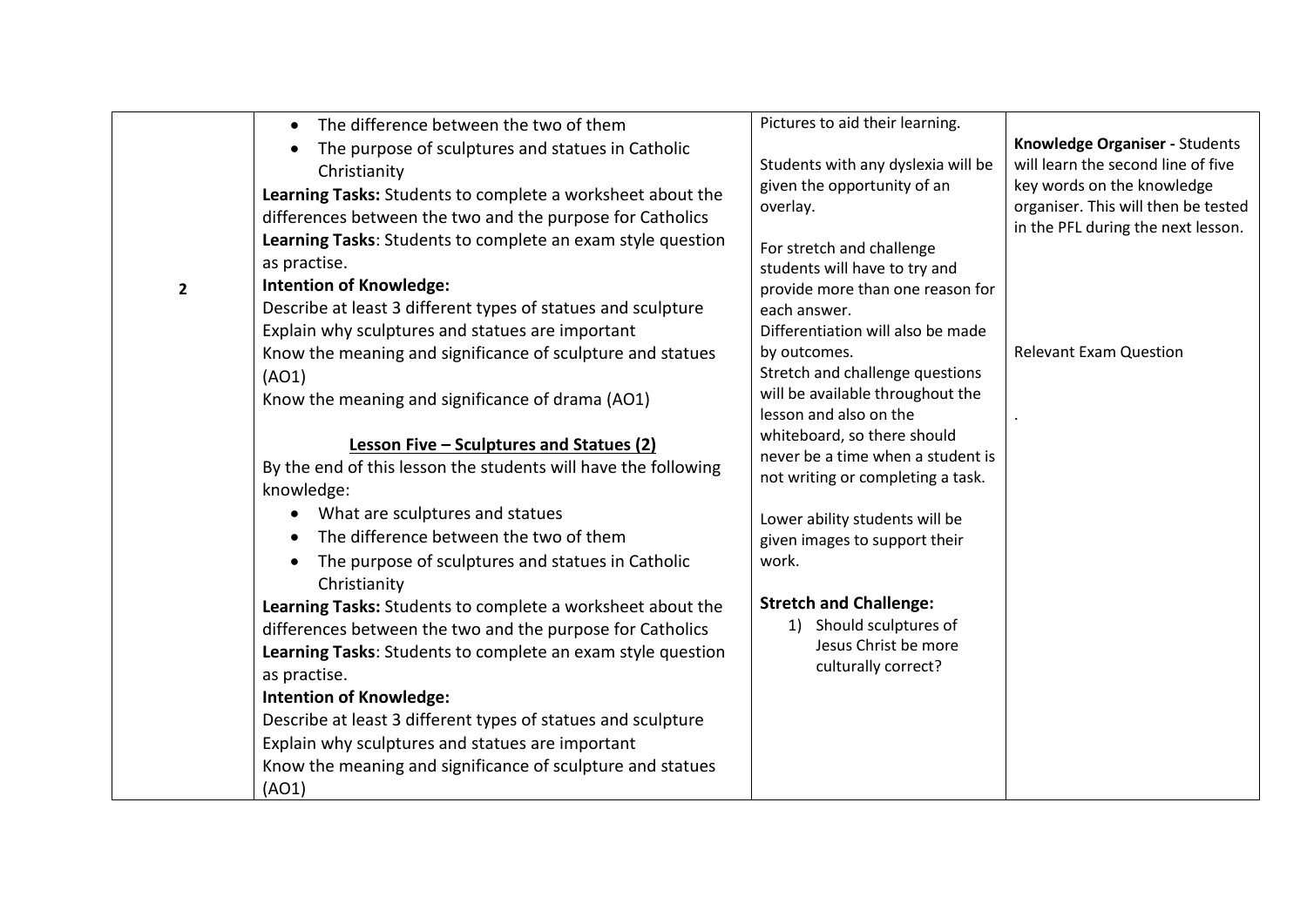| | | | |
|---|---|---|---|
| 2 | • The difference between the two of them<br>• The purpose of sculptures and statues in Catholic Christianity<br>**Learning Tasks:** Students to complete a worksheet about the differences between the two and the purpose for Catholics<br>**Learning Tasks**: Students to complete an exam style question as practise.<br>**Intention of Knowledge:**<br>Describe at least 3 different types of statues and sculpture<br>Explain why sculptures and statues are important<br>Know the meaning and significance of sculpture and statues (AO1)<br>Know the meaning and significance of drama (AO1)<br><br>**<u>Lesson Five – Sculptures and Statues (2)</u>**<br>By the end of this lesson the students will have the following knowledge:<br>• What are sculptures and statues<br>• The difference between the two of them<br>• The purpose of sculptures and statues in Catholic Christianity<br>**Learning Tasks:** Students to complete a worksheet about the differences between the two and the purpose for Catholics<br>**Learning Tasks**: Students to complete an exam style question as practise.<br>**Intention of Knowledge:**<br>Describe at least 3 different types of statues and sculpture<br>Explain why sculptures and statues are important<br>Know the meaning and significance of sculpture and statues (AO1) | Pictures to aid their learning.<br><br>Students with any dyslexia will be given the opportunity of an overlay.<br><br>For stretch and challenge students will have to try and provide more than one reason for each answer.<br>Differentiation will also be made by outcomes.<br>Stretch and challenge questions will be available throughout the lesson and also on the whiteboard, so there should never be a time when a student is not writing or completing a task.<br><br>Lower ability students will be given images to support their work.<br><br>**Stretch and Challenge:**<br>1) Should sculptures of Jesus Christ be more culturally correct? | **Knowledge Organiser -** Students will learn the second line of five key words on the knowledge organiser. This will then be tested in the PFL during the next lesson.<br><br>Relevant Exam Question<br><br>. |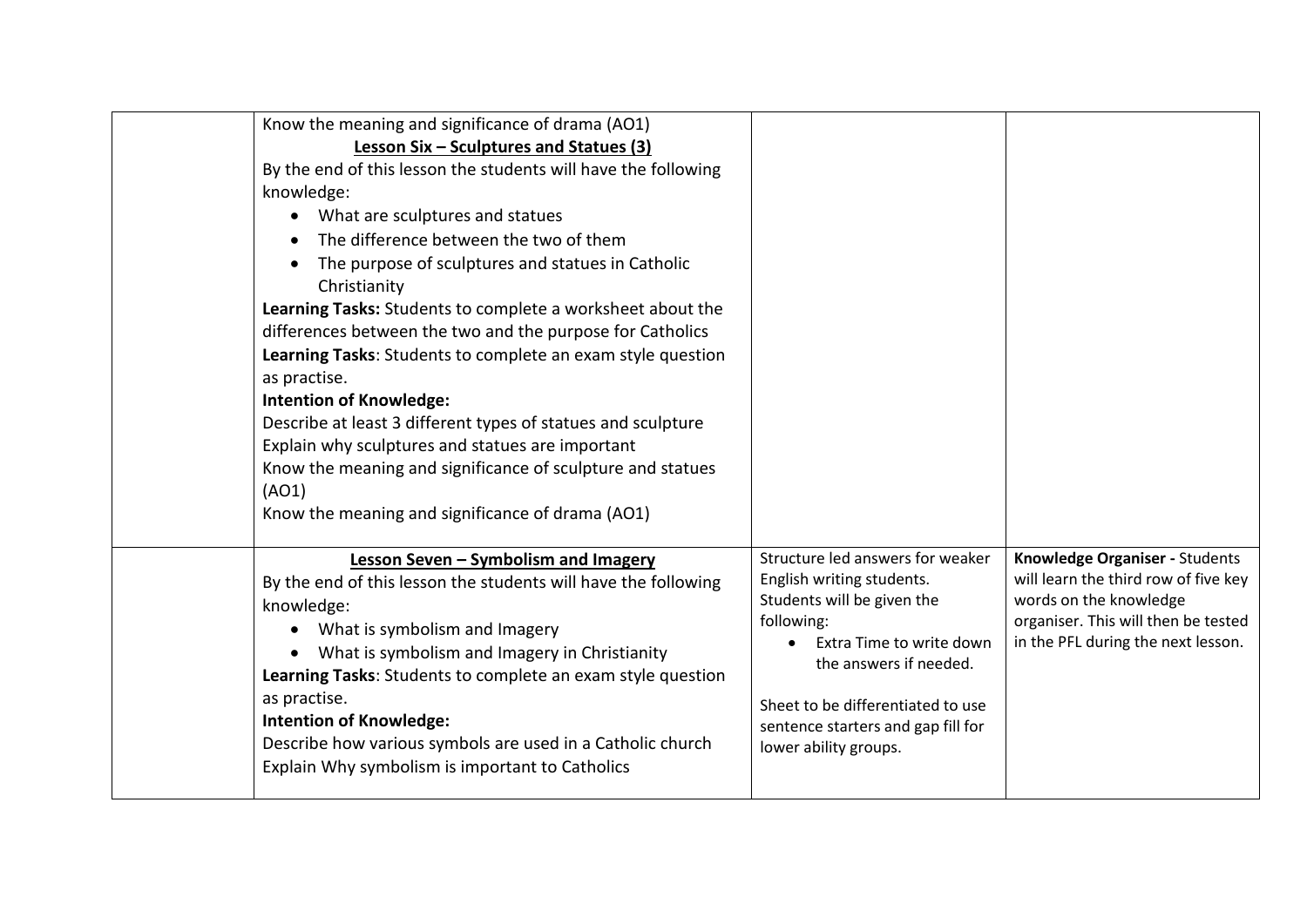| | | | |
|---|---|---|---|
| | Know the meaning and significance of drama (AO1)<br>**Lesson Six – Sculptures and Statues (3)**<br>By the end of this lesson the students will have the following knowledge:<br>• What are sculptures and statues<br>• The difference between the two of them<br>• The purpose of sculptures and statues in Catholic Christianity<br>**Learning Tasks:** Students to complete a worksheet about the differences between the two and the purpose for Catholics<br>**Learning Tasks**: Students to complete an exam style question as practise.<br>**Intention of Knowledge:**<br>Describe at least 3 different types of statues and sculpture<br>Explain why sculptures and statues are important<br>Know the meaning and significance of sculpture and statues (AO1)<br>Know the meaning and significance of drama (AO1) | | |
| | **Lesson Seven – Symbolism and Imagery**<br>By the end of this lesson the students will have the following knowledge:<br>• What is symbolism and Imagery<br>• What is symbolism and Imagery in Christianity<br>**Learning Tasks**: Students to complete an exam style question as practise.<br>**Intention of Knowledge:**<br>Describe how various symbols are used in a Catholic church<br>Explain Why symbolism is important to Catholics | Structure led answers for weaker English writing students.<br>Students will be given the following:<br>• Extra Time to write down the answers if needed.<br><br>Sheet to be differentiated to use sentence starters and gap fill for lower ability groups. | **Knowledge Organiser -** Students will learn the third row of five key words on the knowledge organiser. This will then be tested in the PFL during the next lesson. |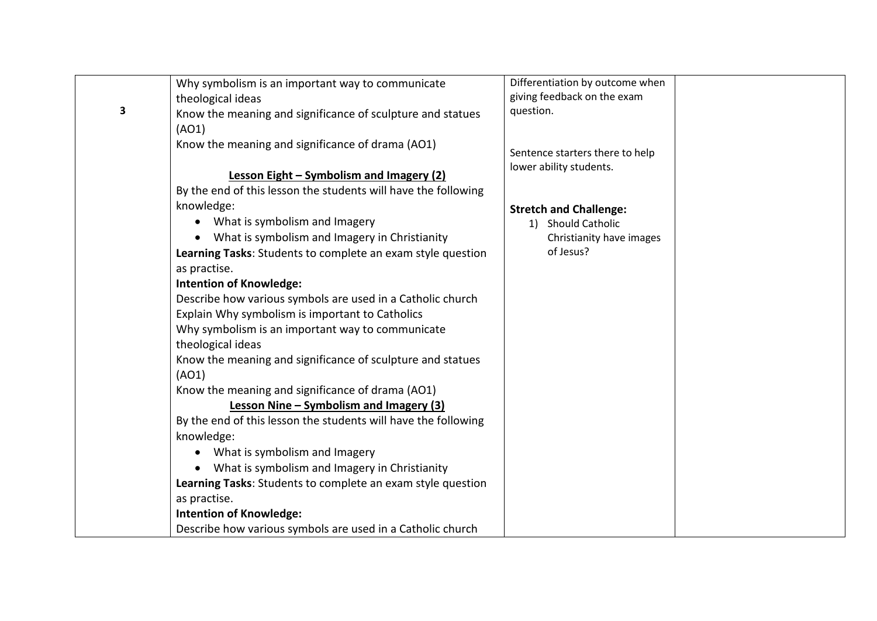| | | | |
|---|---|---|---|
| 3 | Why symbolism is an important way to communicate theological ideas<br>Know the meaning and significance of sculpture and statues (AO1)<br>Know the meaning and significance of drama (AO1)<br><br>**Lesson Eight – Symbolism and Imagery (2)**<br>By the end of this lesson the students will have the following knowledge:<br>• What is symbolism and Imagery<br>• What is symbolism and Imagery in Christianity<br>**Learning Tasks**: Students to complete an exam style question as practise.<br>**Intention of Knowledge:**<br>Describe how various symbols are used in a Catholic church<br>Explain Why symbolism is important to Catholics<br>Why symbolism is an important way to communicate theological ideas<br>Know the meaning and significance of sculpture and statues (AO1)<br>Know the meaning and significance of drama (AO1)<br>**Lesson Nine – Symbolism and Imagery (3)**<br>By the end of this lesson the students will have the following knowledge:<br>• What is symbolism and Imagery<br>• What is symbolism and Imagery in Christianity<br>**Learning Tasks**: Students to complete an exam style question as practise.<br>**Intention of Knowledge:**<br>Describe how various symbols are used in a Catholic church | Differentiation by outcome when giving feedback on the exam question.<br><br>Sentence starters there to help lower ability students.<br><br>**Stretch and Challenge:**<br>1) Should Catholic Christianity have images of Jesus? | |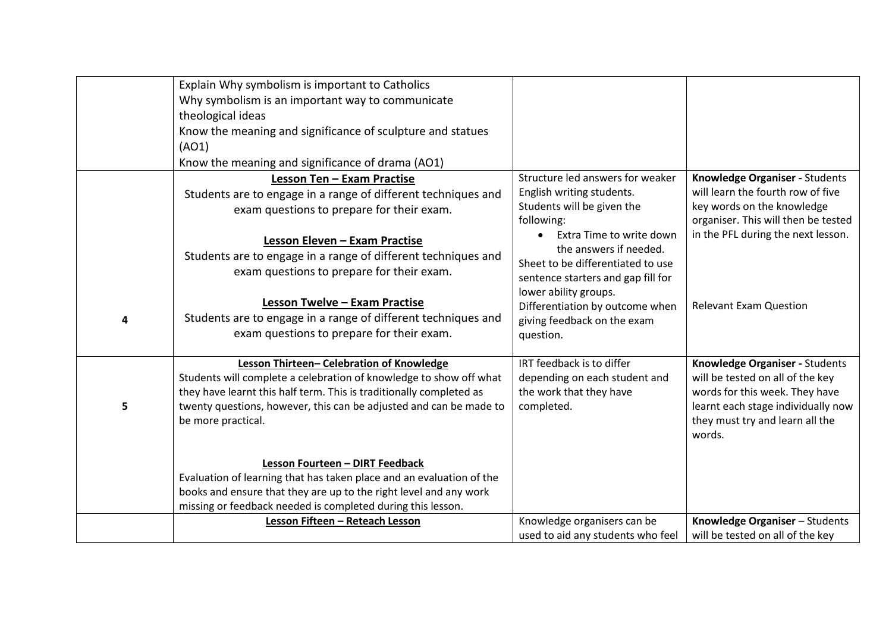|  |  |  |  |
|---|---|---|---|
|  | Explain Why symbolism is important to Catholics<br>Why symbolism is an important way to communicate theological ideas<br>Know the meaning and significance of sculpture and statues (AO1)<br>Know the meaning and significance of drama (AO1) |  |  |
| 4 | **Lesson Ten – Exam Practise**<br>Students are to engage in a range of different techniques and exam questions to prepare for their exam.<br><br>**Lesson Eleven – Exam Practise**<br>Students are to engage in a range of different techniques and exam questions to prepare for their exam.<br><br>**Lesson Twelve – Exam Practise**<br>Students are to engage in a range of different techniques and exam questions to prepare for their exam. | Structure led answers for weaker English writing students.<br>Students will be given the following:<br>• Extra Time to write down the answers if needed.<br>Sheet to be differentiated to use sentence starters and gap fill for lower ability groups.<br>Differentiation by outcome when giving feedback on the exam question. | **Knowledge Organiser -** Students will learn the fourth row of five key words on the knowledge organiser. This will then be tested in the PFL during the next lesson.<br><br>Relevant Exam Question |
| 5 | **Lesson Thirteen– Celebration of Knowledge**<br>Students will complete a celebration of knowledge to show off what they have learnt this half term. This is traditionally completed as twenty questions, however, this can be adjusted and can be made to be more practical.<br><br>**Lesson Fourteen – DIRT Feedback**<br>Evaluation of learning that has taken place and an evaluation of the books and ensure that they are up to the right level and any work missing or feedback needed is completed during this lesson. | IRT feedback is to differ depending on each student and the work that they have completed. | **Knowledge Organiser -** Students will be tested on all of the key words for this week. They have learnt each stage individually now they must try and learn all the words. |
|  | **Lesson Fifteen – Reteach Lesson** | Knowledge organisers can be used to aid any students who feel | **Knowledge Organiser** – Students will be tested on all of the key |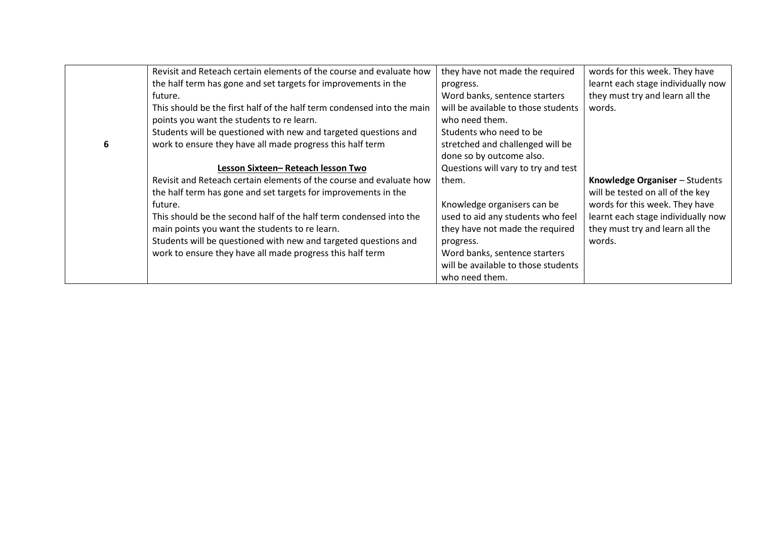| | | | |
|---|---|---|---|
| **6** | Revisit and Reteach certain elements of the course and evaluate how the half term has gone and set targets for improvements in the future.<br>This should be the first half of the half term condensed into the main points you want the students to re learn.<br>Students will be questioned with new and targeted questions and work to ensure they have all made progress this half term<br><br>**Lesson Sixteen– Reteach lesson Two**<br>Revisit and Reteach certain elements of the course and evaluate how the half term has gone and set targets for improvements in the future.<br>This should be the second half of the half term condensed into the main points you want the students to re learn.<br>Students will be questioned with new and targeted questions and work to ensure they have all made progress this half term | they have not made the required progress.<br>Word banks, sentence starters will be available to those students who need them.<br>Students who need to be stretched and challenged will be done so by outcome also.<br>Questions will vary to try and test them.<br><br>Knowledge organisers can be used to aid any students who feel they have not made the required progress.<br>Word banks, sentence starters will be available to those students who need them. | words for this week. They have learnt each stage individually now they must try and learn all the words.<br><br>**Knowledge Organiser** – Students will be tested on all of the key words for this week. They have learnt each stage individually now they must try and learn all the words. |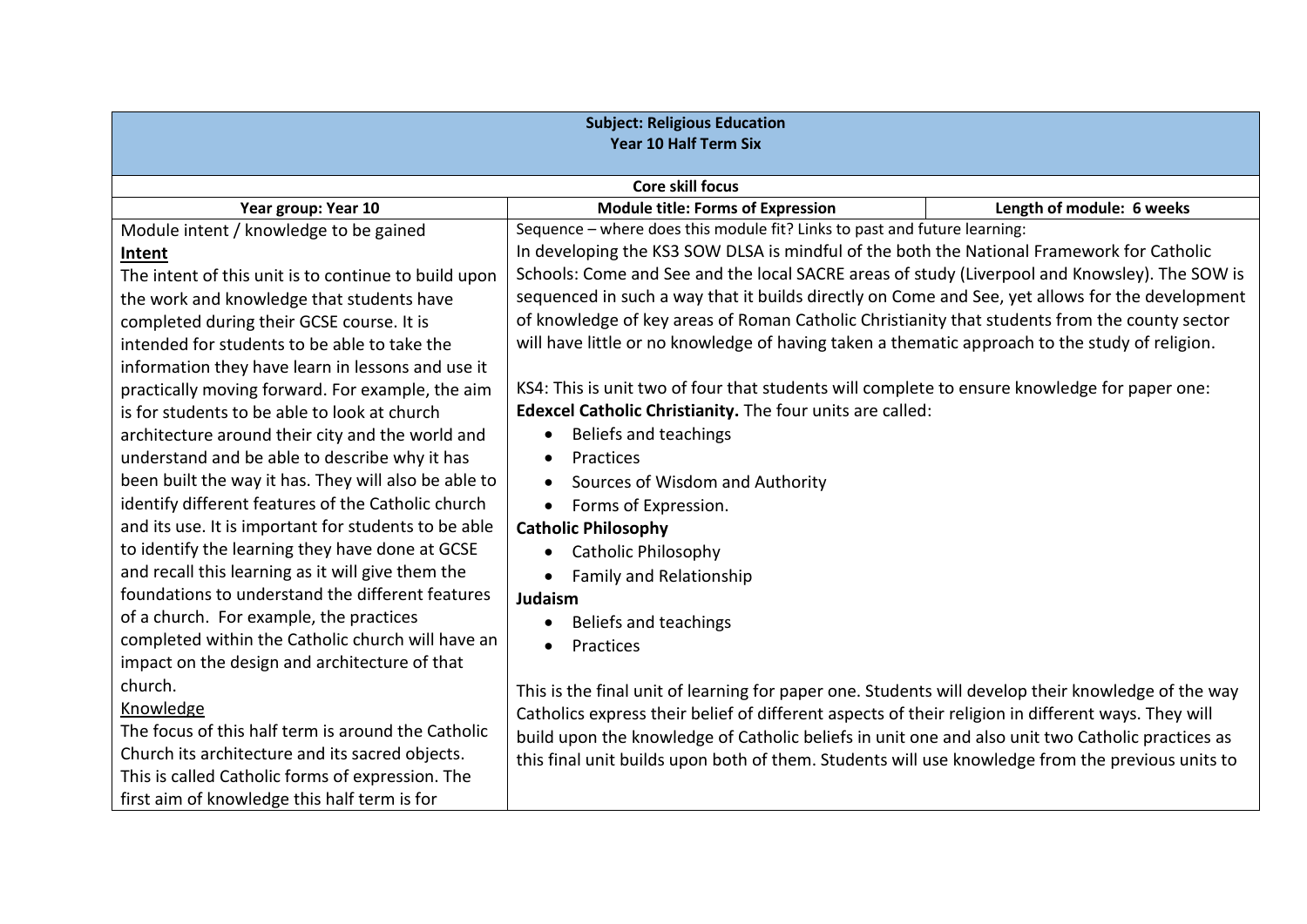| Subject: Religious Education<br>Year 10 Half Term Six | | |
|---|---|---|
| **Core skill focus** | | |
| **Year group: Year 10** | **Module title: Forms of Expression** | **Length of module: 6 weeks** |
| Module intent / knowledge to be gained<br>**<u>Intent</u>**<br>The intent of this unit is to continue to build upon the work and knowledge that students have completed during their GCSE course. It is intended for students to be able to take the information they have learn in lessons and use it practically moving forward. For example, the aim is for students to be able to look at church architecture around their city and the world and understand and be able to describe why it has been built the way it has. They will also be able to identify different features of the Catholic church and its use. It is important for students to be able to identify the learning they have done at GCSE and recall this learning as it will give them the foundations to understand the different features of a church. For example, the practices completed within the Catholic church will have an impact on the design and architecture of that church.<br><u>Knowledge</u><br>The focus of this half term is around the Catholic Church its architecture and its sacred objects. This is called Catholic forms of expression. The first aim of knowledge this half term is for | Sequence – where does this module fit? Links to past and future learning:<br>In developing the KS3 SOW DLSA is mindful of the both the National Framework for Catholic Schools: Come and See and the local SACRE areas of study (Liverpool and Knowsley). The SOW is sequenced in such a way that it builds directly on Come and See, yet allows for the development of knowledge of key areas of Roman Catholic Christianity that students from the county sector will have little or no knowledge of having taken a thematic approach to the study of religion.<br><br>KS4: This is unit two of four that students will complete to ensure knowledge for paper one: **Edexcel Catholic Christianity.** The four units are called:<br>• Beliefs and teachings<br>• Practices<br>• Sources of Wisdom and Authority<br>• Forms of Expression.<br>**Catholic Philosophy**<br>• Catholic Philosophy<br>• Family and Relationship<br>**Judaism**<br>• Beliefs and teachings<br>• Practices<br><br>This is the final unit of learning for paper one. Students will develop their knowledge of the way Catholics express their belief of different aspects of their religion in different ways. They will build upon the knowledge of Catholic beliefs in unit one and also unit two Catholic practices as this final unit builds upon both of them. Students will use knowledge from the previous units to | |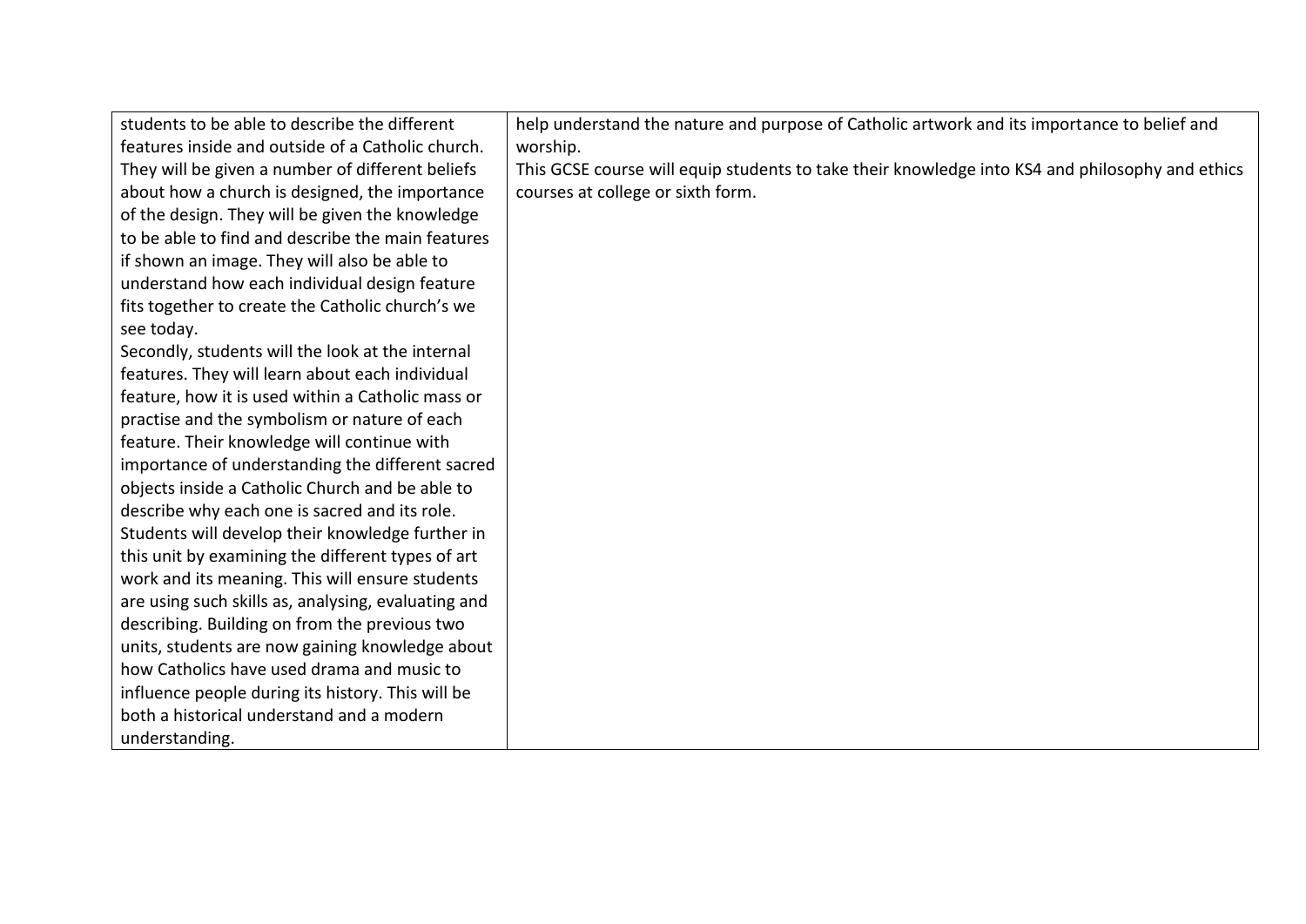| | |
|---|---|
| students to be able to describe the different features inside and outside of a Catholic church. They will be given a number of different beliefs about how a church is designed, the importance of the design. They will be given the knowledge to be able to find and describe the main features if shown an image. They will also be able to understand how each individual design feature fits together to create the Catholic church's we see today.<br>Secondly, students will the look at the internal features. They will learn about each individual feature, how it is used within a Catholic mass or practise and the symbolism or nature of each feature. Their knowledge will continue with importance of understanding the different sacred objects inside a Catholic Church and be able to describe why each one is sacred and its role.<br>Students will develop their knowledge further in this unit by examining the different types of art work and its meaning. This will ensure students are using such skills as, analysing, evaluating and describing. Building on from the previous two units, students are now gaining knowledge about how Catholics have used drama and music to influence people during its history. This will be both a historical understand and a modern understanding. | help understand the nature and purpose of Catholic artwork and its importance to belief and worship.<br>This GCSE course will equip students to take their knowledge into KS4 and philosophy and ethics courses at college or sixth form. |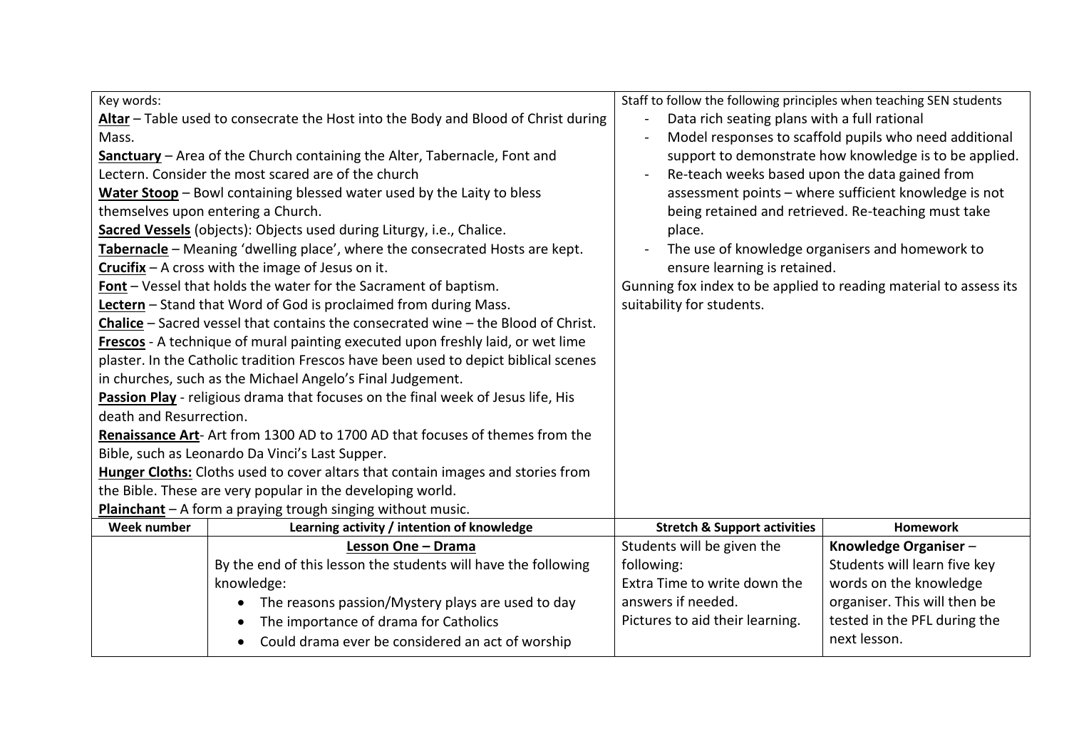| Key words: | | Staff to follow the following principles when teaching SEN students | |
|---|---|---|---|
| **Altar** – Table used to consecrate the Host into the Body and Blood of Christ during Mass.<br>**Sanctuary** – Area of the Church containing the Alter, Tabernacle, Font and Lectern. Consider the most scared are of the church<br>**Water Stoop** – Bowl containing blessed water used by the Laity to bless themselves upon entering a Church.<br>**Sacred Vessels** (objects): Objects used during Liturgy, i.e., Chalice.<br>**Tabernacle** – Meaning 'dwelling place', where the consecrated Hosts are kept.<br>**Crucifix** – A cross with the image of Jesus on it.<br>**Font** – Vessel that holds the water for the Sacrament of baptism.<br>**Lectern** – Stand that Word of God is proclaimed from during Mass.<br>**Chalice** – Sacred vessel that contains the consecrated wine – the Blood of Christ.<br>**Frescos** - A technique of mural painting executed upon freshly laid, or wet lime plaster. In the Catholic tradition Frescos have been used to depict biblical scenes in churches, such as the Michael Angelo's Final Judgement.<br>**Passion Play** - religious drama that focuses on the final week of Jesus life, His death and Resurrection.<br>**Renaissance Art**- Art from 1300 AD to 1700 AD that focuses of themes from the Bible, such as Leonardo Da Vinci's Last Supper.<br>**Hunger Cloths:** Cloths used to cover altars that contain images and stories from the Bible. These are very popular in the developing world.<br>**Plainchant** – A form a praying trough singing without music. | | - Data rich seating plans with a full rational<br>- Model responses to scaffold pupils who need additional support to demonstrate how knowledge is to be applied.<br>- Re-teach weeks based upon the data gained from assessment points – where sufficient knowledge is not being retained and retrieved. Re-teaching must take place.<br>- The use of knowledge organisers and homework to ensure learning is retained.<br>Gunning fox index to be applied to reading material to assess its suitability for students. | |
| **Week number** | **Learning activity / intention of knowledge** | **Stretch & Support activities** | **Homework** |
| | **Lesson One – Drama**<br>By the end of this lesson the students will have the following knowledge:<br>• The reasons passion/Mystery plays are used to day<br>• The importance of drama for Catholics<br>• Could drama ever be considered an act of worship | Students will be given the following:<br>Extra Time to write down the answers if needed.<br>Pictures to aid their learning. | **Knowledge Organiser** – Students will learn five key words on the knowledge organiser. This will then be tested in the PFL during the next lesson. |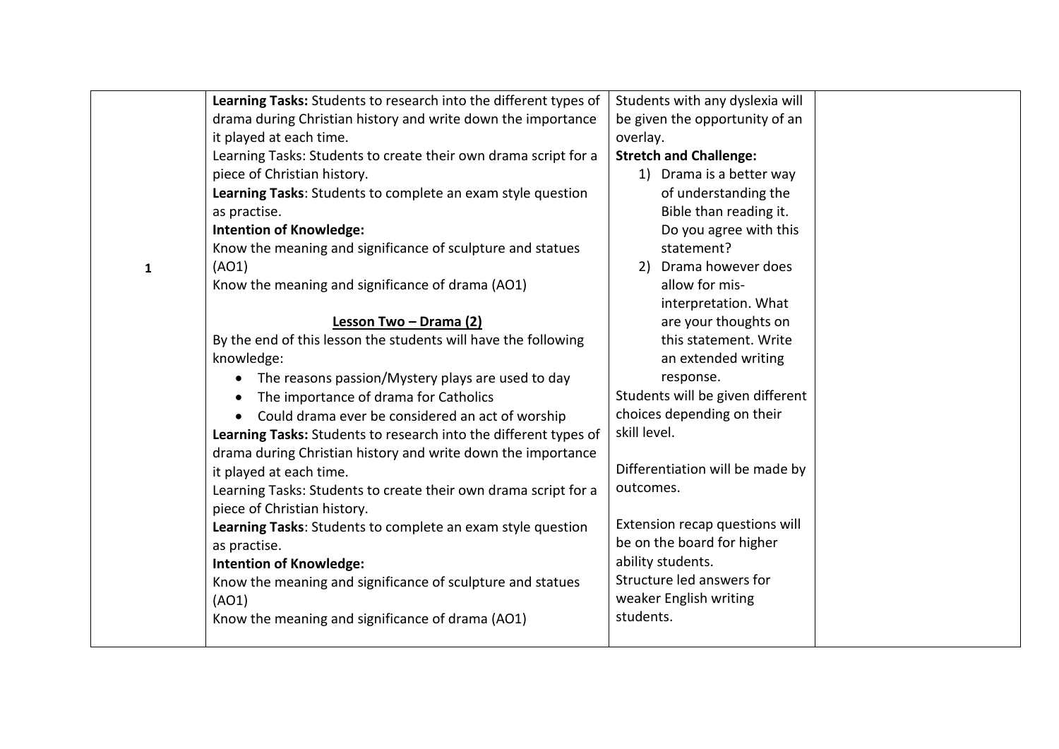| | | | |
|---|---|---|---|
| 1 | **Learning Tasks:** Students to research into the different types of drama during Christian history and write down the importance it played at each time.<br>Learning Tasks: Students to create their own drama script for a piece of Christian history.<br>**Learning Tasks**: Students to complete an exam style question as practise.<br>**Intention of Knowledge:**<br>Know the meaning and significance of sculpture and statues (AO1)<br>Know the meaning and significance of drama (AO1)<br><br>**<u>Lesson Two – Drama (2)</u>**<br>By the end of this lesson the students will have the following knowledge:<br>• The reasons passion/Mystery plays are used to day<br>• The importance of drama for Catholics<br>• Could drama ever be considered an act of worship<br>**Learning Tasks:** Students to research into the different types of drama during Christian history and write down the importance it played at each time.<br>Learning Tasks: Students to create their own drama script for a piece of Christian history.<br>**Learning Tasks**: Students to complete an exam style question as practise.<br>**Intention of Knowledge:**<br>Know the meaning and significance of sculpture and statues (AO1)<br>Know the meaning and significance of drama (AO1) | Students with any dyslexia will be given the opportunity of an overlay.<br>**Stretch and Challenge:**<br>1) Drama is a better way of understanding the Bible than reading it. Do you agree with this statement?<br>2) Drama however does allow for mis-interpretation. What are your thoughts on this statement. Write an extended writing response.<br>Students will be given different choices depending on their skill level.<br><br>Differentiation will be made by outcomes.<br><br>Extension recap questions will be on the board for higher ability students.<br>Structure led answers for weaker English writing students. | |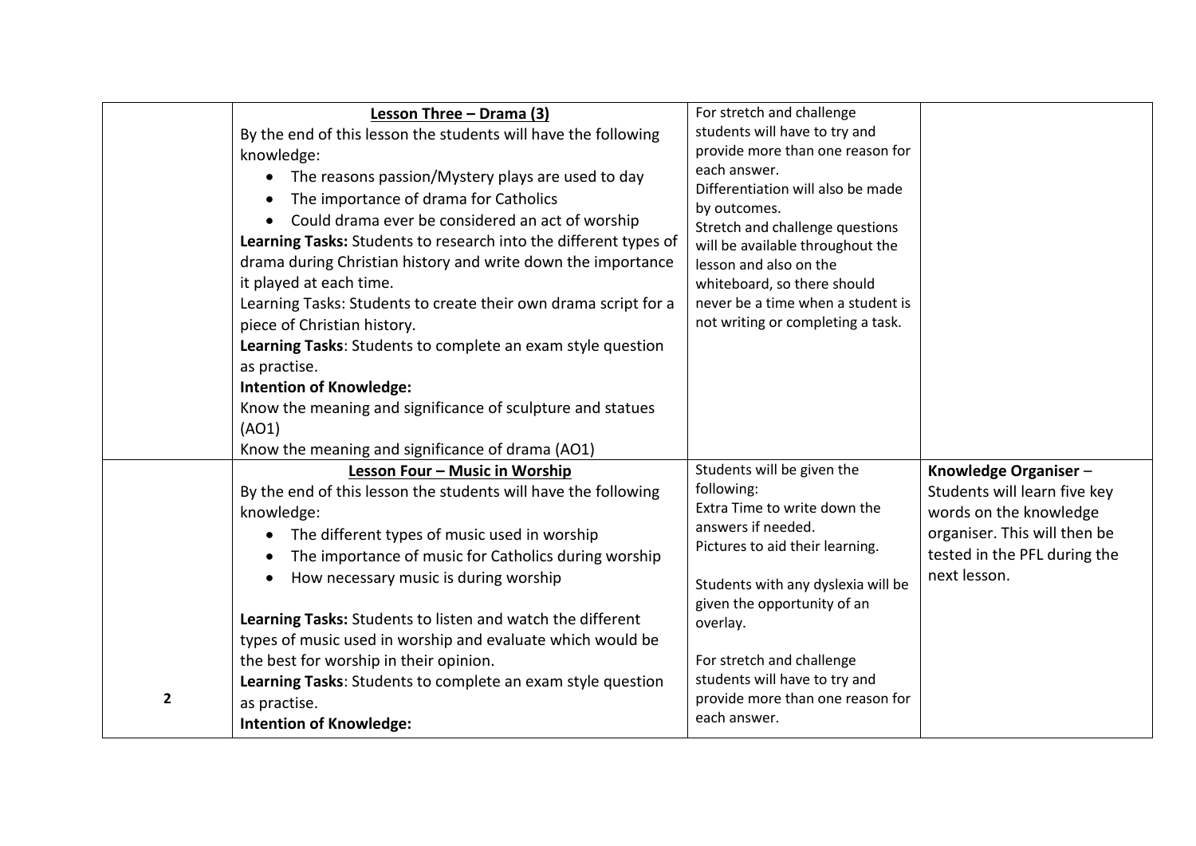| | | | |
|---|---|---|---|
| | **Lesson Three – Drama (3)**<br>By the end of this lesson the students will have the following knowledge:<br>• The reasons passion/Mystery plays are used to day<br>• The importance of drama for Catholics<br>• Could drama ever be considered an act of worship<br>**Learning Tasks:** Students to research into the different types of drama during Christian history and write down the importance it played at each time.<br>Learning Tasks: Students to create their own drama script for a piece of Christian history.<br>**Learning Tasks**: Students to complete an exam style question as practise.<br>**Intention of Knowledge:**<br>Know the meaning and significance of sculpture and statues (AO1)<br>Know the meaning and significance of drama (AO1) | For stretch and challenge students will have to try and provide more than one reason for each answer.<br>Differentiation will also be made by outcomes.<br>Stretch and challenge questions will be available throughout the lesson and also on the whiteboard, so there should never be a time when a student is not writing or completing a task. | |
| 2 | **Lesson Four – Music in Worship**<br>By the end of this lesson the students will have the following knowledge:<br>• The different types of music used in worship<br>• The importance of music for Catholics during worship<br>• How necessary music is during worship<br><br>**Learning Tasks:** Students to listen and watch the different types of music used in worship and evaluate which would be the best for worship in their opinion.<br>**Learning Tasks**: Students to complete an exam style question as practise.<br>**Intention of Knowledge:** | Students will be given the following:<br>Extra Time to write down the answers if needed.<br>Pictures to aid their learning.<br><br>Students with any dyslexia will be given the opportunity of an overlay.<br><br>For stretch and challenge students will have to try and provide more than one reason for each answer. | **Knowledge Organiser** – Students will learn five key words on the knowledge organiser. This will then be tested in the PFL during the next lesson. |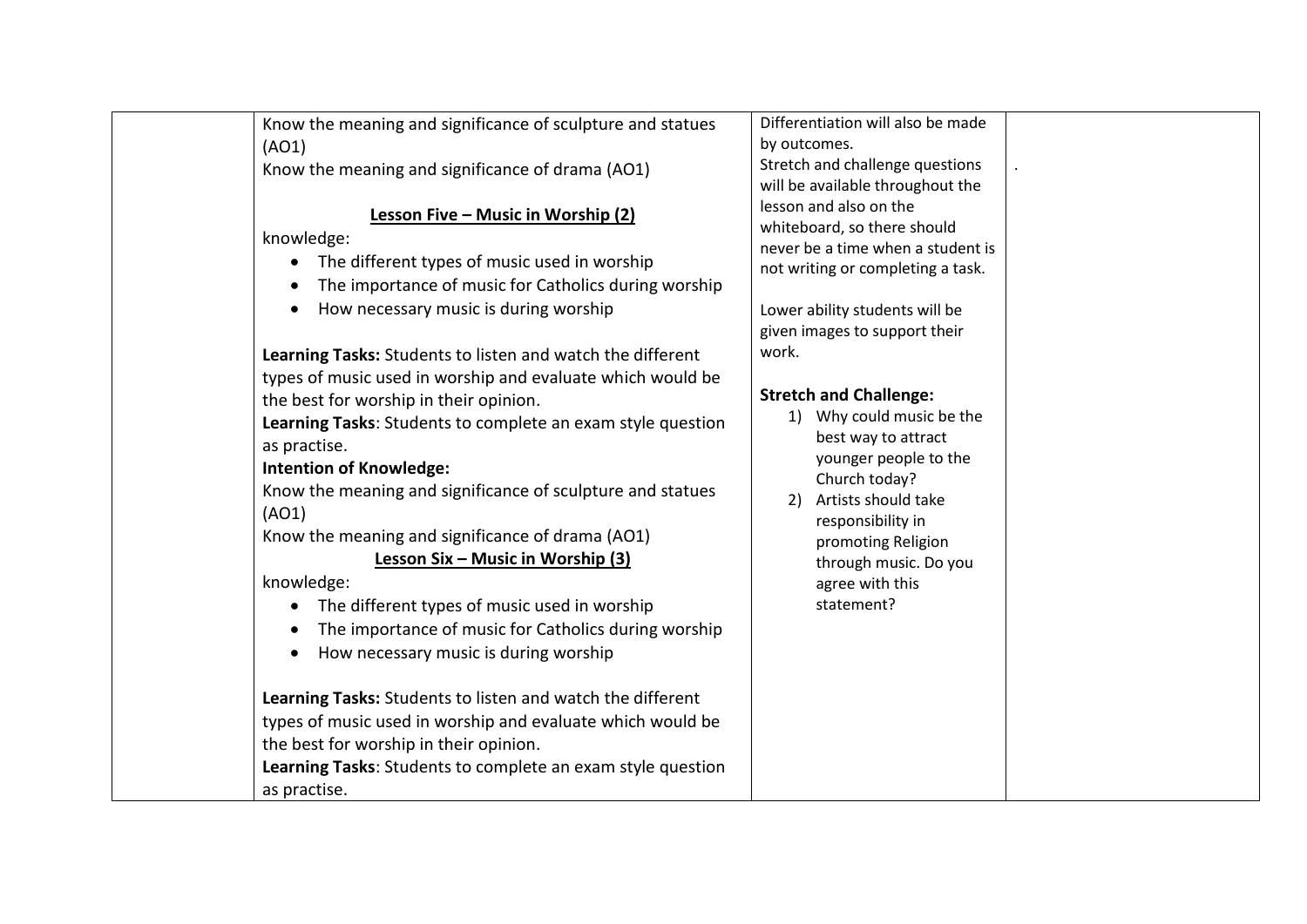| | | | |
|---|---|---|---|
| | Know the meaning and significance of sculpture and statues (AO1)<br>Know the meaning and significance of drama (AO1)<br><br>**<u>Lesson Five – Music in Worship (2)</u>**<br>knowledge:<br>• The different types of music used in worship<br>• The importance of music for Catholics during worship<br>• How necessary music is during worship<br><br>**Learning Tasks:** Students to listen and watch the different types of music used in worship and evaluate which would be the best for worship in their opinion.<br>**Learning Tasks**: Students to complete an exam style question as practise.<br>**Intention of Knowledge:**<br>Know the meaning and significance of sculpture and statues (AO1)<br>Know the meaning and significance of drama (AO1)<br>**<u>Lesson Six – Music in Worship (3)</u>**<br>knowledge:<br>• The different types of music used in worship<br>• The importance of music for Catholics during worship<br>• How necessary music is during worship<br><br>**Learning Tasks:** Students to listen and watch the different types of music used in worship and evaluate which would be the best for worship in their opinion.<br>**Learning Tasks**: Students to complete an exam style question as practise. | Differentiation will also be made by outcomes.<br>Stretch and challenge questions will be available throughout the lesson and also on the whiteboard, so there should never be a time when a student is not writing or completing a task.<br><br>Lower ability students will be given images to support their work.<br><br>**Stretch and Challenge:**<br>1) Why could music be the best way to attract younger people to the Church today?<br>2) Artists should take responsibility in promoting Religion through music. Do you agree with this statement? | . |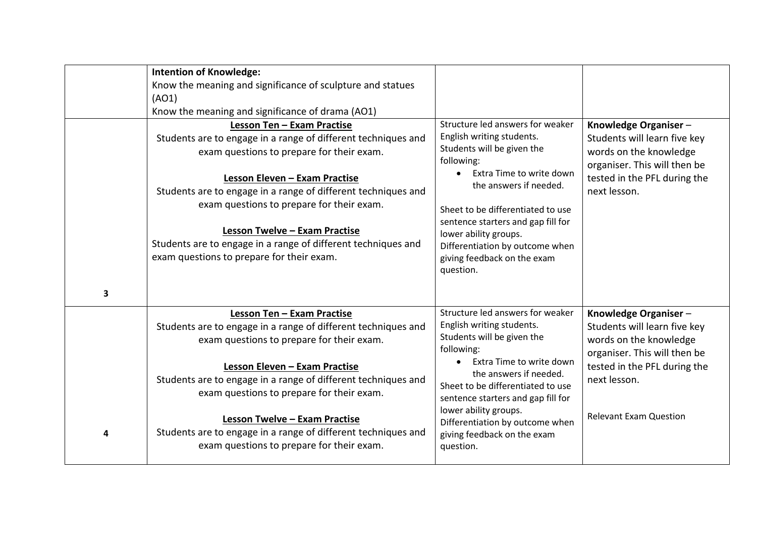| | | | |
|---|---|---|---|
| | **Intention of Knowledge:**<br>Know the meaning and significance of sculpture and statues (AO1)<br>Know the meaning and significance of drama (AO1) | | |
| **3** | **Lesson Ten – Exam Practise**<br>Students are to engage in a range of different techniques and exam questions to prepare for their exam.<br><br>**Lesson Eleven – Exam Practise**<br>Students are to engage in a range of different techniques and exam questions to prepare for their exam.<br><br>**Lesson Twelve – Exam Practise**<br>Students are to engage in a range of different techniques and exam questions to prepare for their exam. | Structure led answers for weaker English writing students.<br>Students will be given the following:<br>• Extra Time to write down the answers if needed.<br><br>Sheet to be differentiated to use sentence starters and gap fill for lower ability groups.<br>Differentiation by outcome when giving feedback on the exam question. | **Knowledge Organiser** – Students will learn five key words on the knowledge organiser. This will then be tested in the PFL during the next lesson. |
| **4** | **Lesson Ten – Exam Practise**<br>Students are to engage in a range of different techniques and exam questions to prepare for their exam.<br><br>**Lesson Eleven – Exam Practise**<br>Students are to engage in a range of different techniques and exam questions to prepare for their exam.<br><br>**Lesson Twelve – Exam Practise**<br>Students are to engage in a range of different techniques and exam questions to prepare for their exam. | Structure led answers for weaker English writing students.<br>Students will be given the following:<br>• Extra Time to write down the answers if needed.<br>Sheet to be differentiated to use sentence starters and gap fill for lower ability groups.<br>Differentiation by outcome when giving feedback on the exam question. | **Knowledge Organiser** – Students will learn five key words on the knowledge organiser. This will then be tested in the PFL during the next lesson.<br><br>Relevant Exam Question |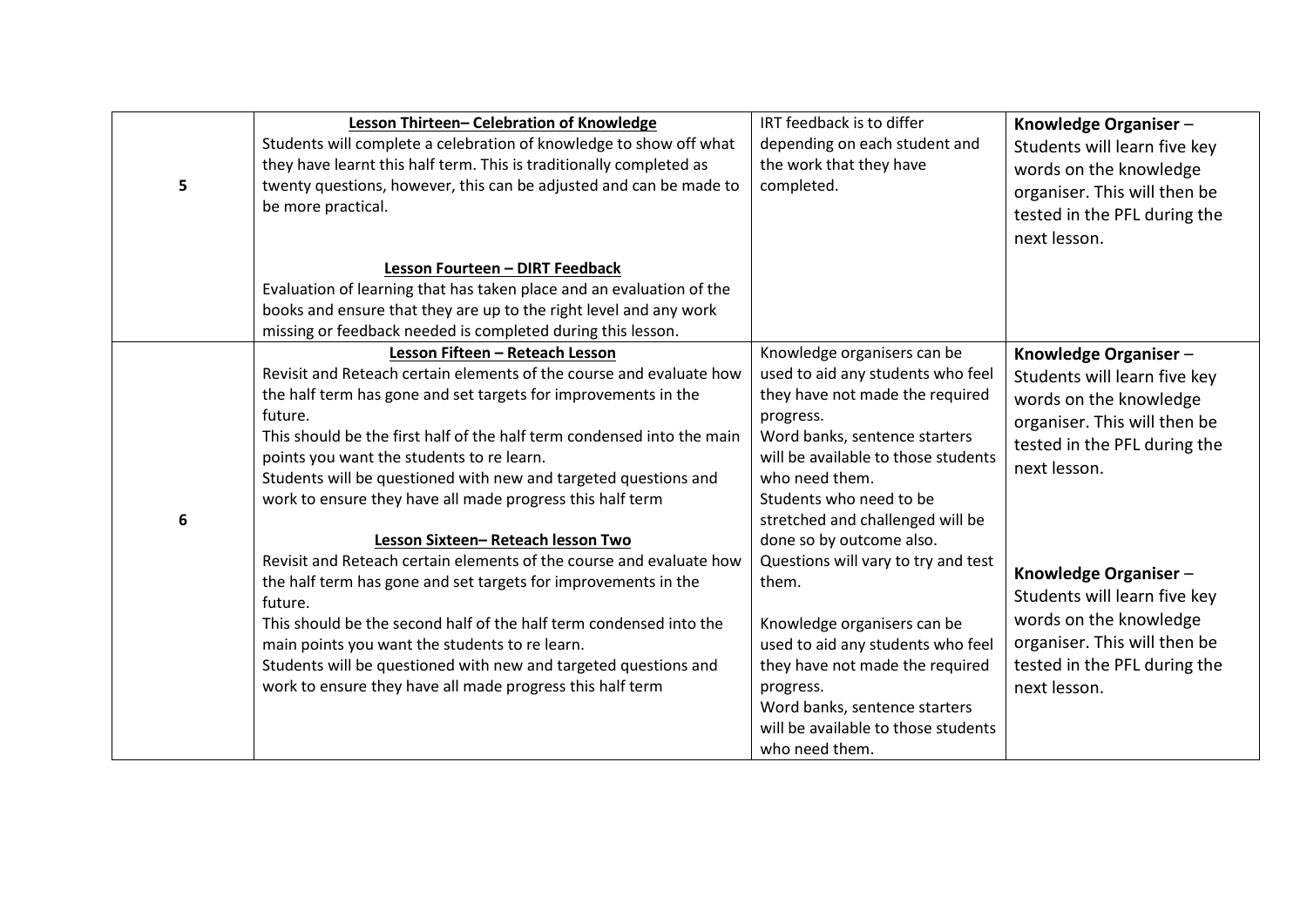| | | | |
|---|---|---|---|
| **5** | **Lesson Thirteen– Celebration of Knowledge**<br>Students will complete a celebration of knowledge to show off what they have learnt this half term. This is traditionally completed as twenty questions, however, this can be adjusted and can be made to be more practical.<br><br>**Lesson Fourteen – DIRT Feedback**<br>Evaluation of learning that has taken place and an evaluation of the books and ensure that they are up to the right level and any work missing or feedback needed is completed during this lesson. | IRT feedback is to differ depending on each student and the work that they have completed. | **Knowledge Organiser** – Students will learn five key words on the knowledge organiser. This will then be tested in the PFL during the next lesson. |
| **6** | **Lesson Fifteen – Reteach Lesson**<br>Revisit and Reteach certain elements of the course and evaluate how the half term has gone and set targets for improvements in the future.<br>This should be the first half of the half term condensed into the main points you want the students to re learn.<br>Students will be questioned with new and targeted questions and work to ensure they have all made progress this half term<br><br>**Lesson Sixteen– Reteach lesson Two**<br>Revisit and Reteach certain elements of the course and evaluate how the half term has gone and set targets for improvements in the future.<br>This should be the second half of the half term condensed into the main points you want the students to re learn.<br>Students will be questioned with new and targeted questions and work to ensure they have all made progress this half term | Knowledge organisers can be used to aid any students who feel they have not made the required progress.<br>Word banks, sentence starters will be available to those students who need them.<br>Students who need to be stretched and challenged will be done so by outcome also.<br>Questions will vary to try and test them.<br><br>Knowledge organisers can be used to aid any students who feel they have not made the required progress.<br>Word banks, sentence starters will be available to those students who need them. | **Knowledge Organiser** – Students will learn five key words on the knowledge organiser. This will then be tested in the PFL during the next lesson.<br><br>**Knowledge Organiser** – Students will learn five key words on the knowledge organiser. This will then be tested in the PFL during the next lesson. |